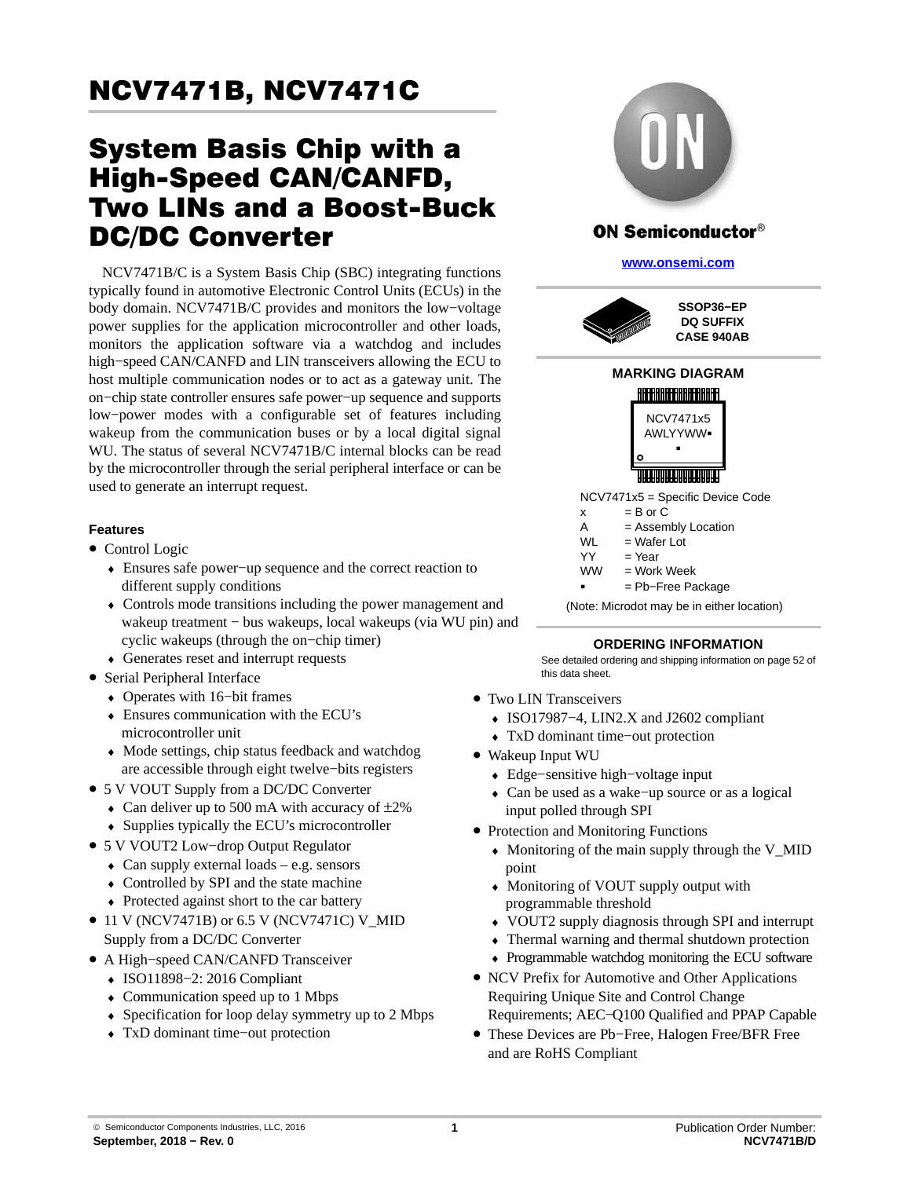# NCV7471B, NCV7471C

## System Basis Chip with a High-Speed CAN/CANFD, Two LINs and a Boost-Buck DC/DC Converter

NCV7471B/C is a System Basis Chip (SBC) integrating functions typically found in automotive Electronic Control Units (ECUs) in the body domain. NCV7471B/C provides and monitors the low−voltage power supplies for the application microcontroller and other loads, monitors the application software via a watchdog and includes high−speed CAN/CANFD and LIN transceivers allowing the ECU to host multiple communication nodes or to act as a gateway unit. The on−chip state controller ensures safe power−up sequence and supports low−power modes with a configurable set of features including wakeup from the communication buses or by a local digital signal WU. The status of several NCV7471B/C internal blocks can be read by the microcontroller through the serial peripheral interface or can be used to generate an interrupt request.

### Features

- Control Logic
  - Ensures safe power−up sequence and the correct reaction to different supply conditions
  - Controls mode transitions including the power management and wakeup treatment − bus wakeups, local wakeups (via WU pin) and cyclic wakeups (through the on−chip timer)
  - Generates reset and interrupt requests
- Serial Peripheral Interface
  - Operates with 16−bit frames
  - Ensures communication with the ECU's microcontroller unit
  - Mode settings, chip status feedback and watchdog are accessible through eight twelve−bits registers
- 5 V VOUT Supply from a DC/DC Converter
  - Can deliver up to 500 mA with accuracy of ±2%
  - Supplies typically the ECU's microcontroller
- 5 V VOUT2 Low−drop Output Regulator
  - Can supply external loads – e.g. sensors
  - Controlled by SPI and the state machine
  - Protected against short to the car battery
- 11 V (NCV7471B) or 6.5 V (NCV7471C) V_MID Supply from a DC/DC Converter
- A High−speed CAN/CANFD Transceiver
  - ISO11898−2: 2016 Compliant
  - Communication speed up to 1 Mbps
  - Specification for loop delay symmetry up to 2 Mbps
  - TxD dominant time−out protection
- Two LIN Transceivers
  - ISO17987−4, LIN2.X and J2602 compliant
  - TxD dominant time−out protection
- Wakeup Input WU
  - Edge−sensitive high−voltage input
  - Can be used as a wake−up source or as a logical input polled through SPI
- Protection and Monitoring Functions
  - Monitoring of the main supply through the V_MID point
  - Monitoring of VOUT supply output with programmable threshold
  - VOUT2 supply diagnosis through SPI and interrupt
  - Thermal warning and thermal shutdown protection
  - Programmable watchdog monitoring the ECU software
- NCV Prefix for Automotive and Other Applications Requiring Unique Site and Control Change Requirements; AEC−Q100 Qualified and PPAP Capable
- These Devices are Pb−Free, Halogen Free/BFR Free and are RoHS Compliant

ON Semiconductor®

www.onsemi.com

SSOP36−EP
DQ SUFFIX
CASE 940AB

**MARKING DIAGRAM**

NCV7471x5
AWLYYWW▪
▪

| | |
|---|---|
| NCV7471x5 | = Specific Device Code |
| x | = B or C |
| A | = Assembly Location |
| WL | = Wafer Lot |
| YY | = Year |
| WW | = Work Week |
| ▪ | = Pb−Free Package |

(Note: Microdot may be in either location)

**ORDERING INFORMATION**

See detailed ordering and shipping information on page 52 of this data sheet.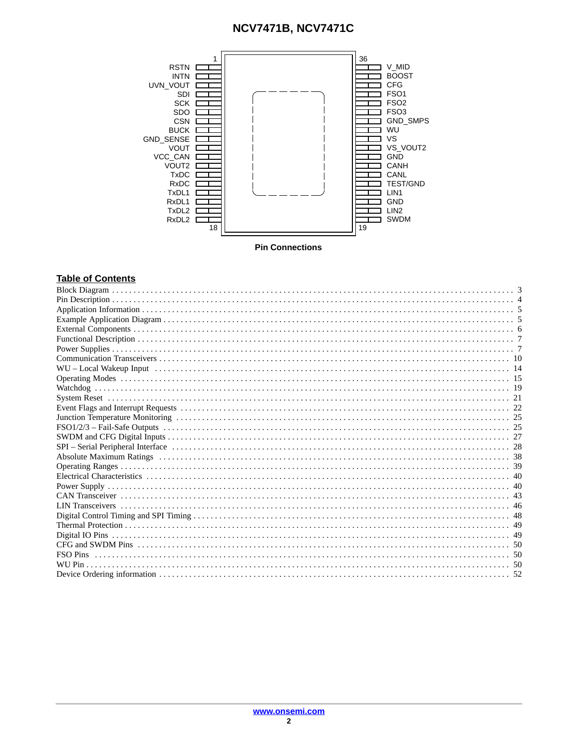| Pin | Left Side | Pin | Right Side |
|---|---|---|---|
| 1 | RSTN | 36 | V_MID |
| 2 | INTN | 35 | BOOST |
| 3 | UVN_VOUT | 34 | CFG |
| 4 | SDI | 33 | FSO1 |
| 5 | SCK | 32 | FSO2 |
| 6 | SDO | 31 | FSO3 |
| 7 | CSN | 30 | GND_SMPS |
| 8 | BUCK | 29 | WU |
| 9 | GND_SENSE | 28 | VS |
| 10 | VOUT | 27 | VS_VOUT2 |
| 11 | VCC_CAN | 26 | GND |
| 12 | VOUT2 | 25 | CANH |
| 13 | TxDC | 24 | CANL |
| 14 | RxDC | 23 | TEST/GND |
| 15 | TxDL1 | 22 | LIN1 |
| 16 | RxDL1 | 21 | GND |
| 17 | TxDL2 | 20 | LIN2 |
| 18 | RxDL2 | 19 | SWDM |

**Pin Connections**

## Table of Contents

| | |
|---|---|
| Block Diagram | 3 |
| Pin Description | 4 |
| Application Information | 5 |
| Example Application Diagram | 5 |
| External Components | 6 |
| Functional Description | 7 |
| Power Supplies | 7 |
| Communication Transceivers | 10 |
| WU – Local Wakeup Input | 14 |
| Operating Modes | 15 |
| Watchdog | 19 |
| System Reset | 21 |
| Event Flags and Interrupt Requests | 22 |
| Junction Temperature Monitoring | 25 |
| FSO1/2/3 – Fail-Safe Outputs | 25 |
| SWDM and CFG Digital Inputs | 27 |
| SPI – Serial Peripheral Interface | 28 |
| Absolute Maximum Ratings | 38 |
| Operating Ranges | 39 |
| Electrical Characteristics | 40 |
| Power Supply | 40 |
| CAN Transceiver | 43 |
| LIN Transceivers | 46 |
| Digital Control Timing and SPI Timing | 48 |
| Thermal Protection | 49 |
| Digital IO Pins | 49 |
| CFG and SWDM Pins | 50 |
| FSO Pins | 50 |
| WU Pin | 50 |
| Device Ordering information | 52 |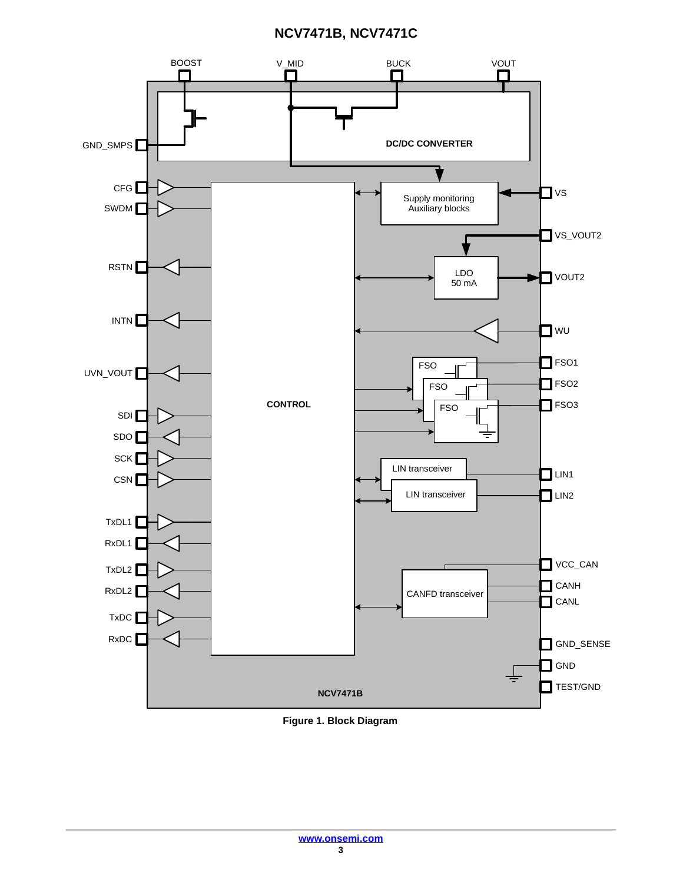**Figure 1. Block Diagram**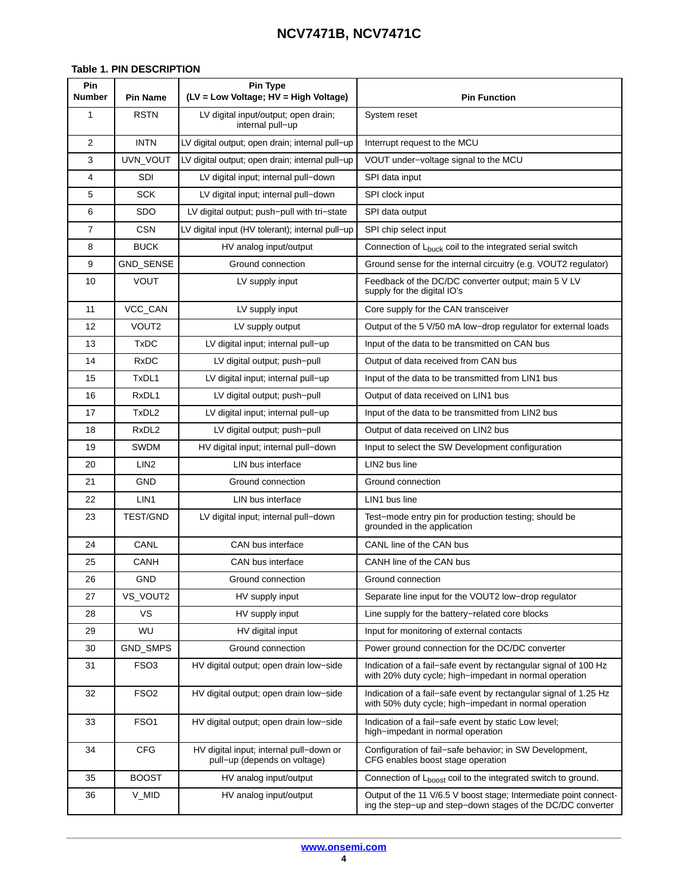**Table 1. PIN DESCRIPTION**

| Pin Number | Pin Name | Pin Type (LV = Low Voltage; HV = High Voltage) | Pin Function |
|---|---|---|---|
| 1 | RSTN | LV digital input/output; open drain; internal pull−up | System reset |
| 2 | INTN | LV digital output; open drain; internal pull−up | Interrupt request to the MCU |
| 3 | UVN_VOUT | LV digital output; open drain; internal pull−up | VOUT under−voltage signal to the MCU |
| 4 | SDI | LV digital input; internal pull−down | SPI data input |
| 5 | SCK | LV digital input; internal pull−down | SPI clock input |
| 6 | SDO | LV digital output; push−pull with tri−state | SPI data output |
| 7 | CSN | LV digital input (HV tolerant); internal pull−up | SPI chip select input |
| 8 | BUCK | HV analog input/output | Connection of $L_{buck}$ coil to the integrated serial switch |
| 9 | GND_SENSE | Ground connection | Ground sense for the internal circuitry (e.g. VOUT2 regulator) |
| 10 | VOUT | LV supply input | Feedback of the DC/DC converter output; main 5 V LV supply for the digital IO's |
| 11 | VCC_CAN | LV supply input | Core supply for the CAN transceiver |
| 12 | VOUT2 | LV supply output | Output of the 5 V/50 mA low−drop regulator for external loads |
| 13 | TxDC | LV digital input; internal pull−up | Input of the data to be transmitted on CAN bus |
| 14 | RxDC | LV digital output; push−pull | Output of data received from CAN bus |
| 15 | TxDL1 | LV digital input; internal pull−up | Input of the data to be transmitted from LIN1 bus |
| 16 | RxDL1 | LV digital output; push−pull | Output of data received on LIN1 bus |
| 17 | TxDL2 | LV digital input; internal pull−up | Input of the data to be transmitted from LIN2 bus |
| 18 | RxDL2 | LV digital output; push−pull | Output of data received on LIN2 bus |
| 19 | SWDM | HV digital input; internal pull−down | Input to select the SW Development configuration |
| 20 | LIN2 | LIN bus interface | LIN2 bus line |
| 21 | GND | Ground connection | Ground connection |
| 22 | LIN1 | LIN bus interface | LIN1 bus line |
| 23 | TEST/GND | LV digital input; internal pull−down | Test−mode entry pin for production testing; should be grounded in the application |
| 24 | CANL | CAN bus interface | CANL line of the CAN bus |
| 25 | CANH | CAN bus interface | CANH line of the CAN bus |
| 26 | GND | Ground connection | Ground connection |
| 27 | VS_VOUT2 | HV supply input | Separate line input for the VOUT2 low−drop regulator |
| 28 | VS | HV supply input | Line supply for the battery−related core blocks |
| 29 | WU | HV digital input | Input for monitoring of external contacts |
| 30 | GND_SMPS | Ground connection | Power ground connection for the DC/DC converter |
| 31 | FSO3 | HV digital output; open drain low−side | Indication of a fail−safe event by rectangular signal of 100 Hz with 20% duty cycle; high−impedant in normal operation |
| 32 | FSO2 | HV digital output; open drain low−side | Indication of a fail−safe event by rectangular signal of 1.25 Hz with 50% duty cycle; high−impedant in normal operation |
| 33 | FSO1 | HV digital output; open drain low−side | Indication of a fail−safe event by static Low level; high−impedant in normal operation |
| 34 | CFG | HV digital input; internal pull−down or pull−up (depends on voltage) | Configuration of fail−safe behavior; in SW Development, CFG enables boost stage operation |
| 35 | BOOST | HV analog input/output | Connection of $L_{boost}$ coil to the integrated switch to ground. |
| 36 | V_MID | HV analog input/output | Output of the 11 V/6.5 V boost stage; Intermediate point connecting the step−up and step−down stages of the DC/DC converter |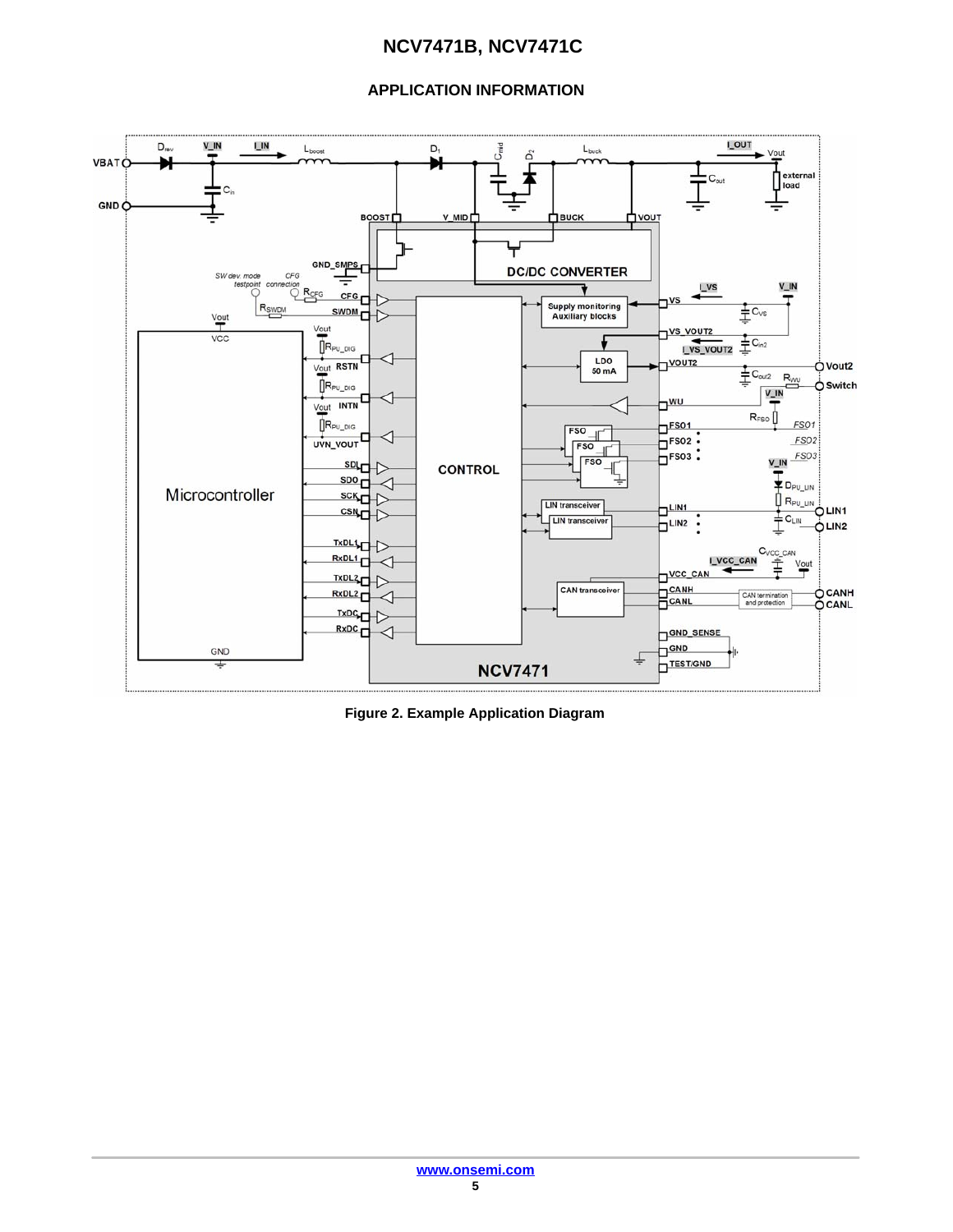## APPLICATION INFORMATION

Figure 2. Example Application Diagram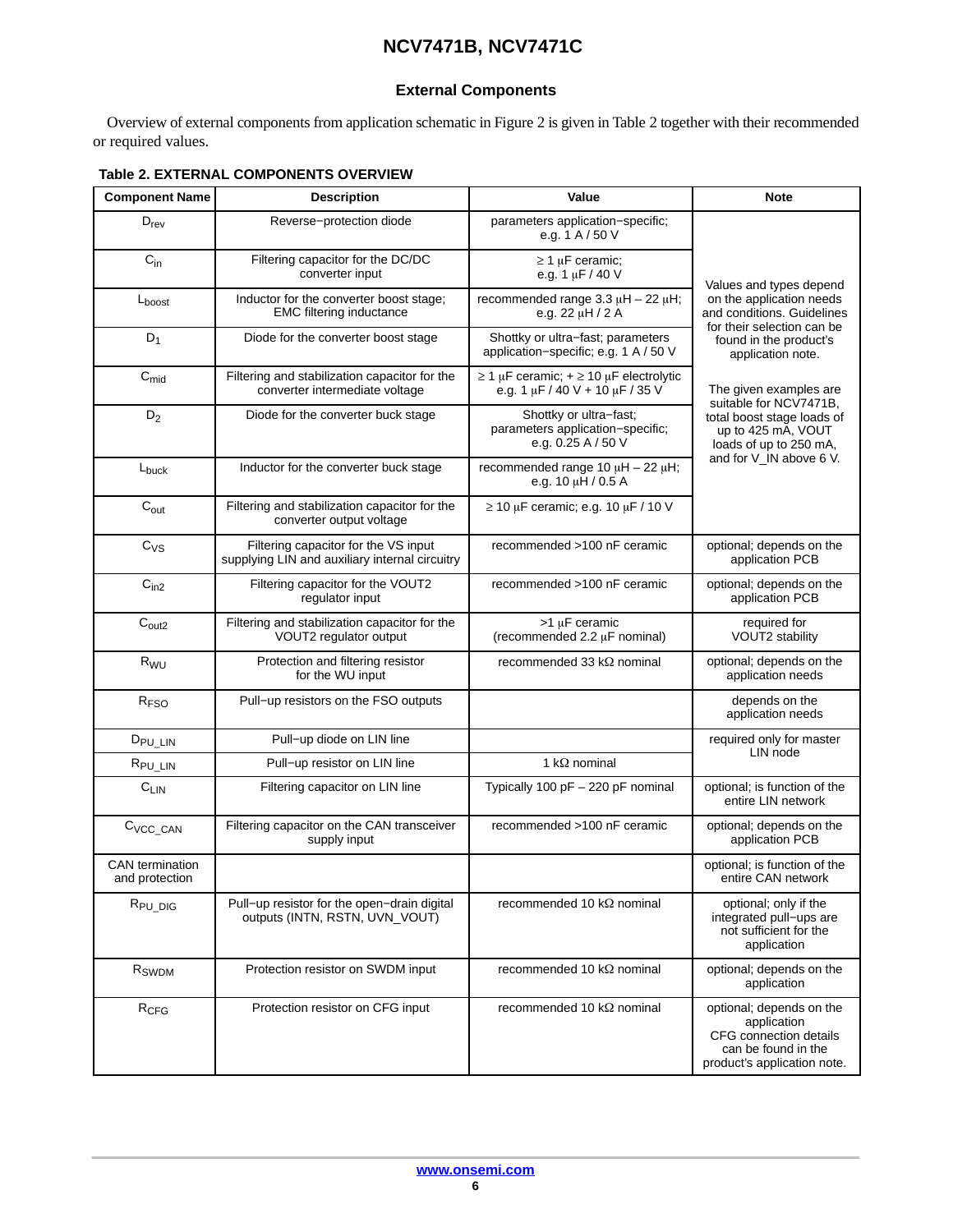## External Components

Overview of external components from application schematic in Figure 2 is given in Table 2 together with their recommended or required values.

**Table 2. EXTERNAL COMPONENTS OVERVIEW**

| Component Name | Description | Value | Note |
|---|---|---|---|
| $D_{rev}$ | Reverse−protection diode | parameters application−specific; e.g. 1 A / 50 V | Values and types depend on the application needs and conditions. Guidelines for their selection can be found in the product's application note. The given examples are suitable for NCV7471B, total boost stage loads of up to 425 mA, VOUT loads of up to 250 mA, and for V_IN above 6 V. |
| $C_{in}$ | Filtering capacitor for the DC/DC converter input | ≥ 1 μF ceramic; e.g. 1 μF / 40 V | |
| $L_{boost}$ | Inductor for the converter boost stage; EMC filtering inductance | recommended range 3.3 μH – 22 μH; e.g. 22 μH / 2 A | |
| $D_1$ | Diode for the converter boost stage | Shottky or ultra−fast; parameters application−specific; e.g. 1 A / 50 V | |
| $C_{mid}$ | Filtering and stabilization capacitor for the converter intermediate voltage | ≥ 1 μF ceramic; + ≥ 10 μF electrolytic e.g. 1 μF / 40 V + 10 μF / 35 V | |
| $D_2$ | Diode for the converter buck stage | Shottky or ultra−fast; parameters application−specific; e.g. 0.25 A / 50 V | |
| $L_{buck}$ | Inductor for the converter buck stage | recommended range 10 μH – 22 μH; e.g. 10 μH / 0.5 A | |
| $C_{out}$ | Filtering and stabilization capacitor for the converter output voltage | ≥ 10 μF ceramic; e.g. 10 μF / 10 V | |
| $C_{VS}$ | Filtering capacitor for the VS input supplying LIN and auxiliary internal circuitry | recommended >100 nF ceramic | optional; depends on the application PCB |
| $C_{in2}$ | Filtering capacitor for the VOUT2 regulator input | recommended >100 nF ceramic | optional; depends on the application PCB |
| $C_{out2}$ | Filtering and stabilization capacitor for the VOUT2 regulator output | >1 μF ceramic (recommended 2.2 μF nominal) | required for VOUT2 stability |
| $R_{WU}$ | Protection and filtering resistor for the WU input | recommended 33 kΩ nominal | optional; depends on the application needs |
| $R_{FSO}$ | Pull−up resistors on the FSO outputs | | depends on the application needs |
| $D_{PU\_LIN}$ | Pull−up diode on LIN line | | required only for master LIN node |
| $R_{PU\_LIN}$ | Pull−up resistor on LIN line | 1 kΩ nominal | |
| $C_{LIN}$ | Filtering capacitor on LIN line | Typically 100 pF – 220 pF nominal | optional; is function of the entire LIN network |
| $C_{VCC\_CAN}$ | Filtering capacitor on the CAN transceiver supply input | recommended >100 nF ceramic | optional; depends on the application PCB |
| CAN termination and protection | | | optional; is function of the entire CAN network |
| $R_{PU\_DIG}$ | Pull−up resistor for the open−drain digital outputs (INTN, RSTN, UVN_VOUT) | recommended 10 kΩ nominal | optional; only if the integrated pull−ups are not sufficient for the application |
| $R_{SWDM}$ | Protection resistor on SWDM input | recommended 10 kΩ nominal | optional; depends on the application |
| $R_{CFG}$ | Protection resistor on CFG input | recommended 10 kΩ nominal | optional; depends on the application CFG connection details can be found in the product's application note. |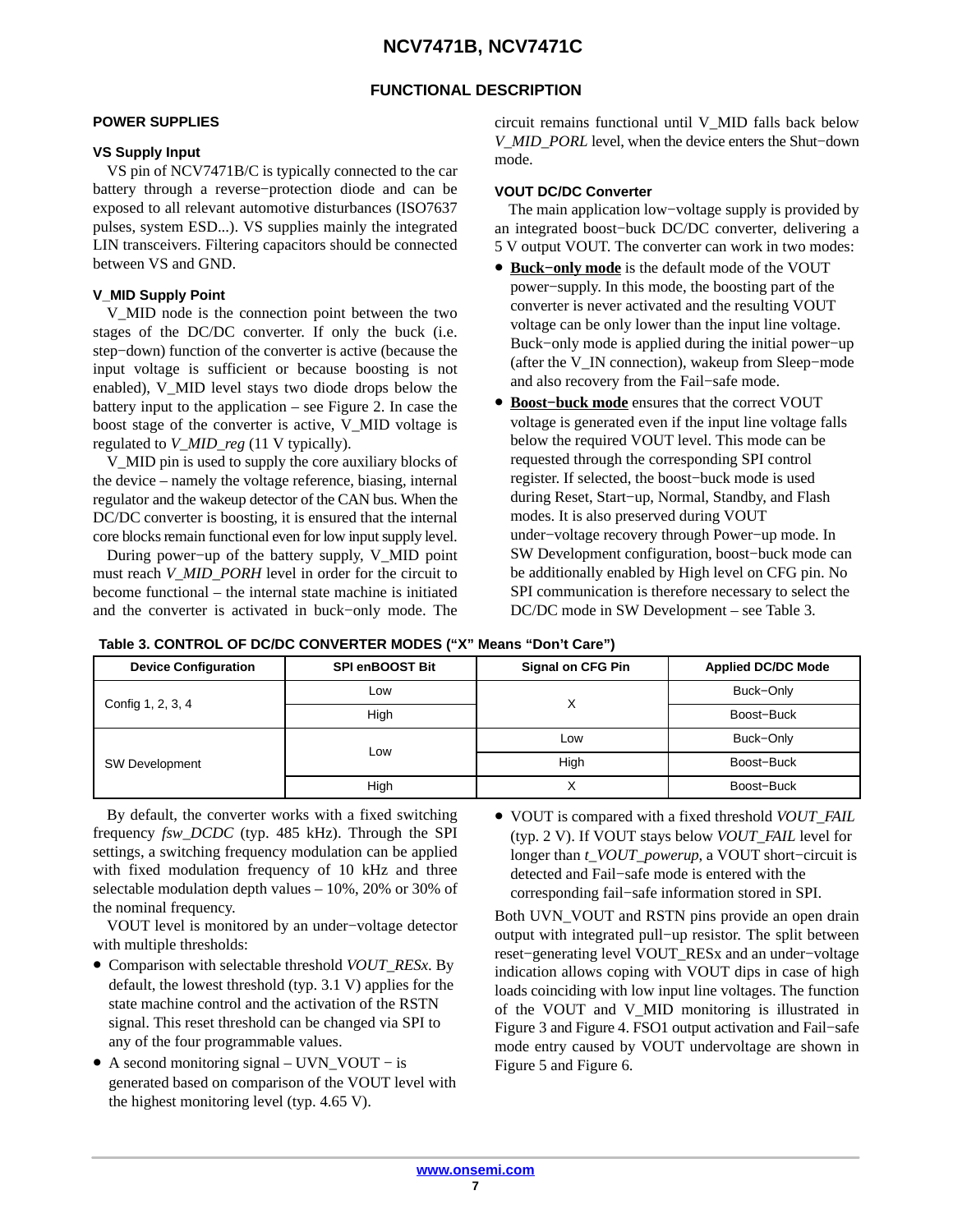## FUNCTIONAL DESCRIPTION

### POWER SUPPLIES

#### VS Supply Input

VS pin of NCV7471B/C is typically connected to the car battery through a reverse−protection diode and can be exposed to all relevant automotive disturbances (ISO7637 pulses, system ESD...). VS supplies mainly the integrated LIN transceivers. Filtering capacitors should be connected between VS and GND.

#### V_MID Supply Point

V_MID node is the connection point between the two stages of the DC/DC converter. If only the buck (i.e. step−down) function of the converter is active (because the input voltage is sufficient or because boosting is not enabled), V_MID level stays two diode drops below the battery input to the application – see Figure 2. In case the boost stage of the converter is active, V_MID voltage is regulated to *V_MID_reg* (11 V typically).

V_MID pin is used to supply the core auxiliary blocks of the device – namely the voltage reference, biasing, internal regulator and the wakeup detector of the CAN bus. When the DC/DC converter is boosting, it is ensured that the internal core blocks remain functional even for low input supply level.

During power−up of the battery supply, V_MID point must reach *V_MID_PORH* level in order for the circuit to become functional – the internal state machine is initiated and the converter is activated in buck−only mode. The circuit remains functional until V_MID falls back below *V_MID_PORL* level, when the device enters the Shut−down mode.

#### VOUT DC/DC Converter

The main application low−voltage supply is provided by an integrated boost−buck DC/DC converter, delivering a 5 V output VOUT. The converter can work in two modes:

- **Buck−only mode** is the default mode of the VOUT power−supply. In this mode, the boosting part of the converter is never activated and the resulting VOUT voltage can be only lower than the input line voltage. Buck−only mode is applied during the initial power−up (after the V_IN connection), wakeup from Sleep−mode and also recovery from the Fail−safe mode.
- **Boost−buck mode** ensures that the correct VOUT voltage is generated even if the input line voltage falls below the required VOUT level. This mode can be requested through the corresponding SPI control register. If selected, the boost−buck mode is used during Reset, Start−up, Normal, Standby, and Flash modes. It is also preserved during VOUT under−voltage recovery through Power−up mode. In SW Development configuration, boost−buck mode can be additionally enabled by High level on CFG pin. No SPI communication is therefore necessary to select the DC/DC mode in SW Development – see Table 3.

**Table 3. CONTROL OF DC/DC CONVERTER MODES (“X” Means “Don’t Care”)**

| Device Configuration | SPI enBOOST Bit | Signal on CFG Pin | Applied DC/DC Mode |
|---|---|---|---|
| Config 1, 2, 3, 4 | Low | X | Buck−Only |
| | High | | Boost−Buck |
| SW Development | Low | Low | Buck−Only |
| | | High | Boost−Buck |
| | High | X | Boost−Buck |

By default, the converter works with a fixed switching frequency *fsw_DCDC* (typ. 485 kHz). Through the SPI settings, a switching frequency modulation can be applied with fixed modulation frequency of 10 kHz and three selectable modulation depth values – 10%, 20% or 30% of the nominal frequency.

VOUT level is monitored by an under−voltage detector with multiple thresholds:

- Comparison with selectable threshold *VOUT_RESx*. By default, the lowest threshold (typ. 3.1 V) applies for the state machine control and the activation of the RSTN signal. This reset threshold can be changed via SPI to any of the four programmable values.
- A second monitoring signal – UVN_VOUT − is generated based on comparison of the VOUT level with the highest monitoring level (typ. 4.65 V).
- VOUT is compared with a fixed threshold *VOUT_FAIL* (typ. 2 V). If VOUT stays below *VOUT_FAIL* level for longer than *t_VOUT_powerup*, a VOUT short−circuit is detected and Fail−safe mode is entered with the corresponding fail−safe information stored in SPI.

Both UVN_VOUT and RSTN pins provide an open drain output with integrated pull−up resistor. The split between reset−generating level VOUT_RESx and an under−voltage indication allows coping with VOUT dips in case of high loads coinciding with low input line voltages. The function of the VOUT and V_MID monitoring is illustrated in Figure 3 and Figure 4. FSO1 output activation and Fail−safe mode entry caused by VOUT undervoltage are shown in Figure 5 and Figure 6.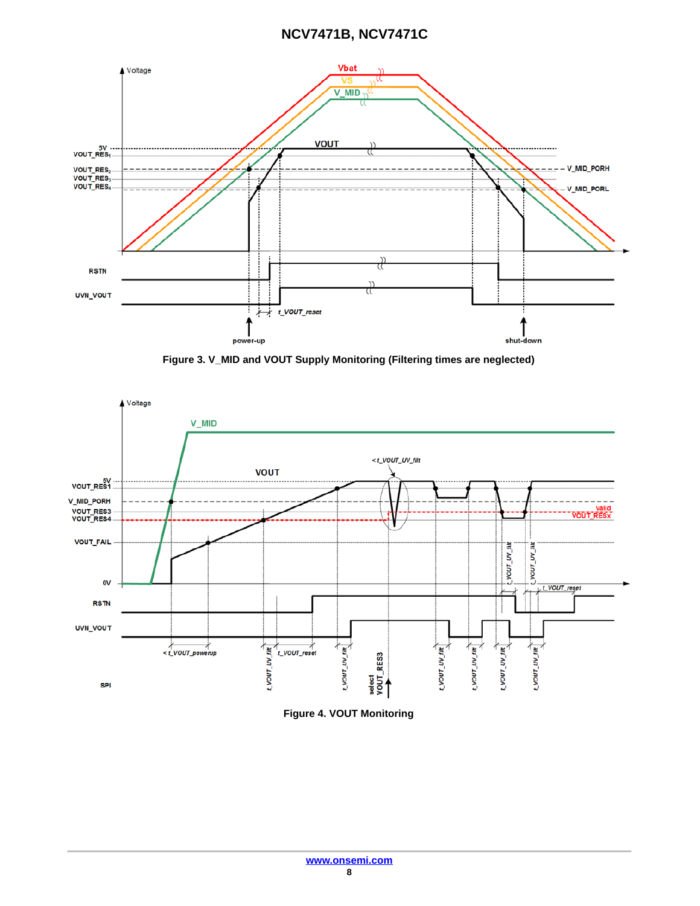Figure 3. V_MID and VOUT Supply Monitoring (Filtering times are neglected)

Figure 4. VOUT Monitoring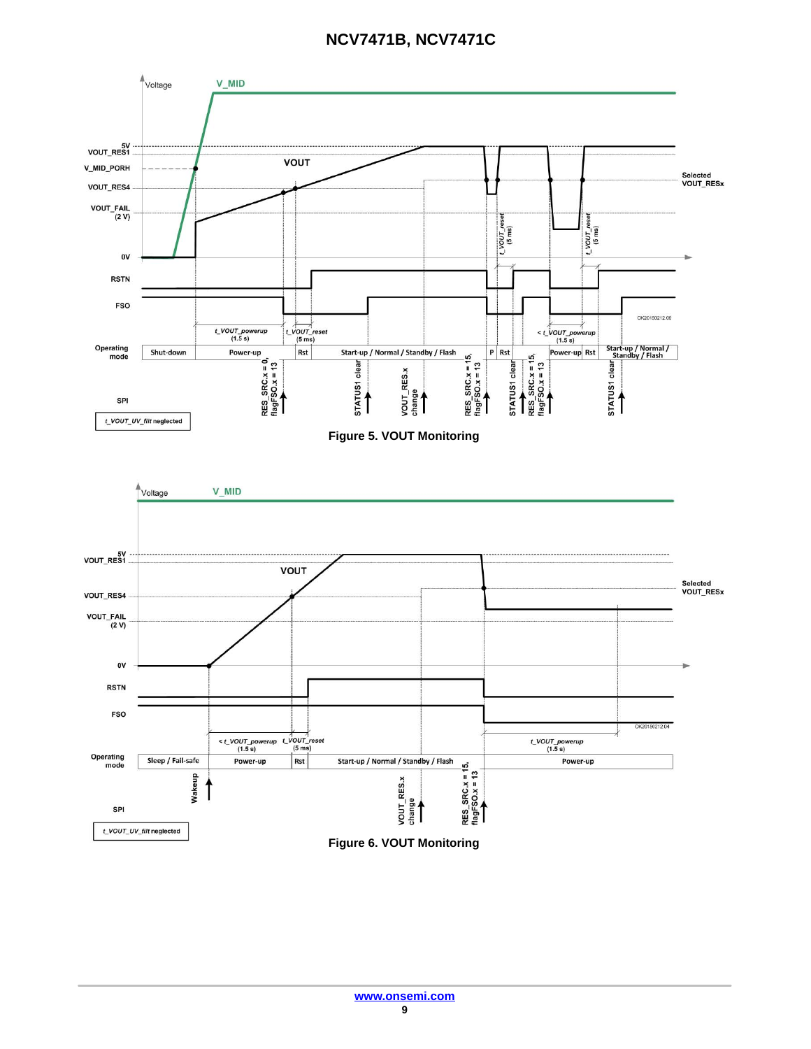Figure 5. VOUT Monitoring

Figure 6. VOUT Monitoring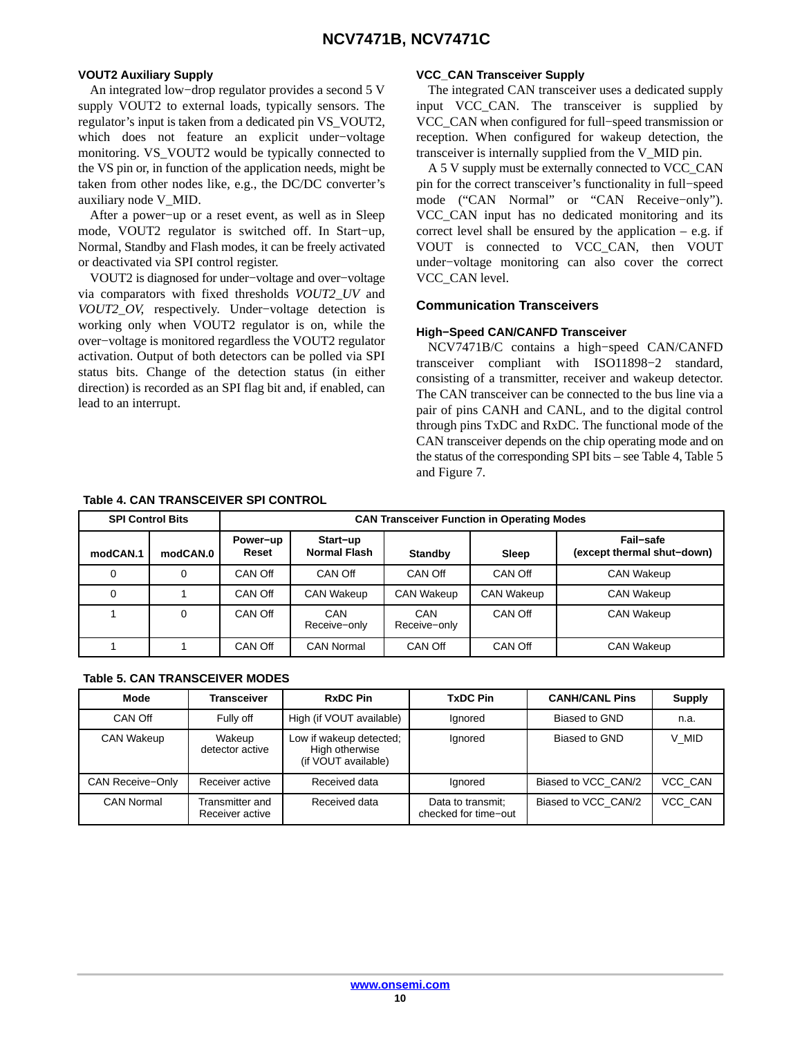### VOUT2 Auxiliary Supply

An integrated low−drop regulator provides a second 5 V supply VOUT2 to external loads, typically sensors. The regulator's input is taken from a dedicated pin VS_VOUT2, which does not feature an explicit under−voltage monitoring. VS_VOUT2 would be typically connected to the VS pin or, in function of the application needs, might be taken from other nodes like, e.g., the DC/DC converter's auxiliary node V_MID.

After a power−up or a reset event, as well as in Sleep mode, VOUT2 regulator is switched off. In Start−up, Normal, Standby and Flash modes, it can be freely activated or deactivated via SPI control register.

VOUT2 is diagnosed for under−voltage and over−voltage via comparators with fixed thresholds *VOUT2_UV* and *VOUT2_OV,* respectively. Under−voltage detection is working only when VOUT2 regulator is on, while the over−voltage is monitored regardless the VOUT2 regulator activation. Output of both detectors can be polled via SPI status bits. Change of the detection status (in either direction) is recorded as an SPI flag bit and, if enabled, can lead to an interrupt.

### VCC_CAN Transceiver Supply

The integrated CAN transceiver uses a dedicated supply input VCC_CAN. The transceiver is supplied by VCC_CAN when configured for full−speed transmission or reception. When configured for wakeup detection, the transceiver is internally supplied from the V_MID pin.

A 5 V supply must be externally connected to VCC_CAN pin for the correct transceiver's functionality in full−speed mode ("CAN Normal" or "CAN Receive−only"). VCC_CAN input has no dedicated monitoring and its correct level shall be ensured by the application – e.g. if VOUT is connected to VCC_CAN, then VOUT under−voltage monitoring can also cover the correct VCC_CAN level.

## Communication Transceivers

### High−Speed CAN/CANFD Transceiver

NCV7471B/C contains a high−speed CAN/CANFD transceiver compliant with ISO11898−2 standard, consisting of a transmitter, receiver and wakeup detector. The CAN transceiver can be connected to the bus line via a pair of pins CANH and CANL, and to the digital control through pins TxDC and RxDC. The functional mode of the CAN transceiver depends on the chip operating mode and on the status of the corresponding SPI bits – see Table 4, Table 5 and Figure 7.

**Table 4. CAN TRANSCEIVER SPI CONTROL**

| SPI Control Bits | | CAN Transceiver Function in Operating Modes | | | | |
|---|---|---|---|---|---|---|
| modCAN.1 | modCAN.0 | Power−up Reset | Start−up Normal Flash | Standby | Sleep | Fail−safe (except thermal shut−down) |
| 0 | 0 | CAN Off | CAN Off | CAN Off | CAN Off | CAN Wakeup |
| 0 | 1 | CAN Off | CAN Wakeup | CAN Wakeup | CAN Wakeup | CAN Wakeup |
| 1 | 0 | CAN Off | CAN Receive−only | CAN Receive−only | CAN Off | CAN Wakeup |
| 1 | 1 | CAN Off | CAN Normal | CAN Off | CAN Off | CAN Wakeup |

**Table 5. CAN TRANSCEIVER MODES**

| Mode | Transceiver | RxDC Pin | TxDC Pin | CANH/CANL Pins | Supply |
|---|---|---|---|---|---|
| CAN Off | Fully off | High (if VOUT available) | Ignored | Biased to GND | n.a. |
| CAN Wakeup | Wakeup detector active | Low if wakeup detected; High otherwise (if VOUT available) | Ignored | Biased to GND | V_MID |
| CAN Receive−Only | Receiver active | Received data | Ignored | Biased to VCC_CAN/2 | VCC_CAN |
| CAN Normal | Transmitter and Receiver active | Received data | Data to transmit; checked for time−out | Biased to VCC_CAN/2 | VCC_CAN |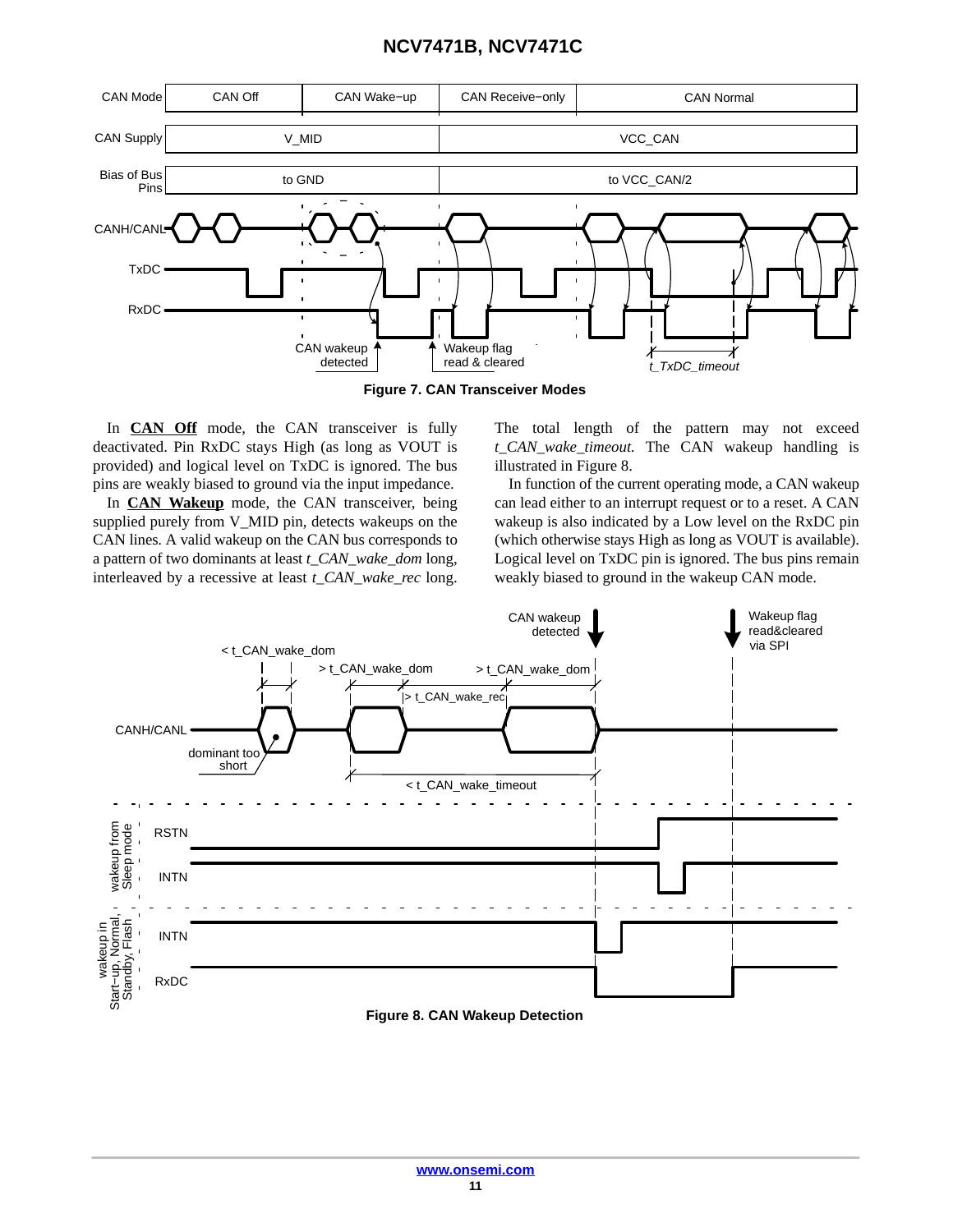**Figure 7. CAN Transceiver Modes**

In **CAN Off** mode, the CAN transceiver is fully deactivated. Pin RxDC stays High (as long as VOUT is provided) and logical level on TxDC is ignored. The bus pins are weakly biased to ground via the input impedance.

In **CAN Wakeup** mode, the CAN transceiver, being supplied purely from V_MID pin, detects wakeups on the CAN lines. A valid wakeup on the CAN bus corresponds to a pattern of two dominants at least *t_CAN_wake_dom* long, interleaved by a recessive at least *t_CAN_wake_rec* long. The total length of the pattern may not exceed *t_CAN_wake_timeout*. The CAN wakeup handling is illustrated in Figure 8.

In function of the current operating mode, a CAN wakeup can lead either to an interrupt request or to a reset. A CAN wakeup is also indicated by a Low level on the RxDC pin (which otherwise stays High as long as VOUT is available). Logical level on TxDC pin is ignored. The bus pins remain weakly biased to ground in the wakeup CAN mode.

**Figure 8. CAN Wakeup Detection**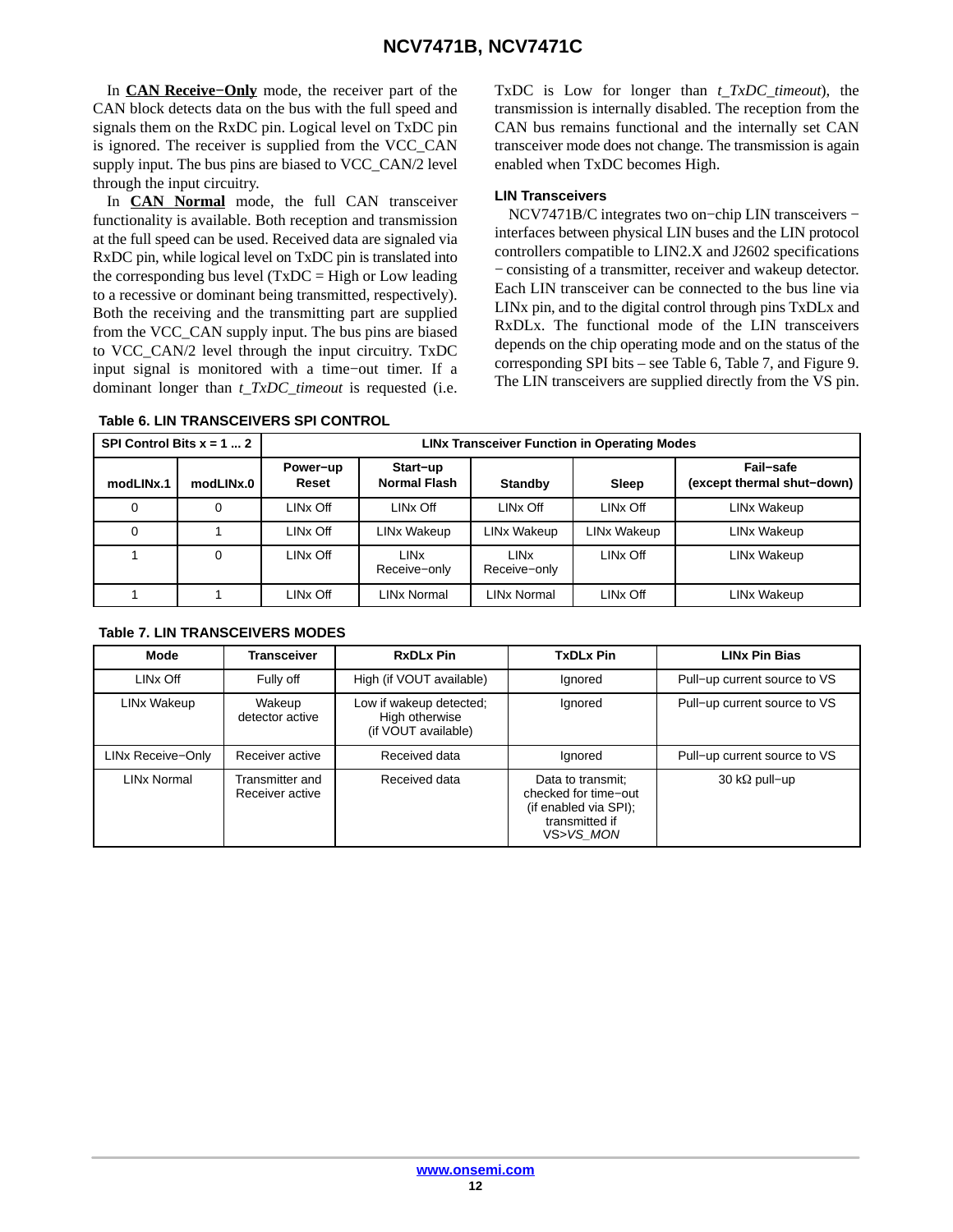In **CAN Receive−Only** mode, the receiver part of the CAN block detects data on the bus with the full speed and signals them on the RxDC pin. Logical level on TxDC pin is ignored. The receiver is supplied from the VCC_CAN supply input. The bus pins are biased to VCC_CAN/2 level through the input circuitry.

In **CAN Normal** mode, the full CAN transceiver functionality is available. Both reception and transmission at the full speed can be used. Received data are signaled via RxDC pin, while logical level on TxDC pin is translated into the corresponding bus level (TxDC = High or Low leading to a recessive or dominant being transmitted, respectively). Both the receiving and the transmitting part are supplied from the VCC_CAN supply input. The bus pins are biased to VCC_CAN/2 level through the input circuitry. TxDC input signal is monitored with a time−out timer. If a dominant longer than *t_TxDC_timeout* is requested (i.e. TxDC is Low for longer than *t_TxDC_timeout*), the transmission is internally disabled. The reception from the CAN bus remains functional and the internally set CAN transceiver mode does not change. The transmission is again enabled when TxDC becomes High.

### LIN Transceivers

NCV7471B/C integrates two on−chip LIN transceivers − interfaces between physical LIN buses and the LIN protocol controllers compatible to LIN2.X and J2602 specifications − consisting of a transmitter, receiver and wakeup detector. Each LIN transceiver can be connected to the bus line via LINx pin, and to the digital control through pins TxDLx and RxDLx. The functional mode of the LIN transceivers depends on the chip operating mode and on the status of the corresponding SPI bits – see Table 6, Table 7, and Figure 9. The LIN transceivers are supplied directly from the VS pin.

**Table 6. LIN TRANSCEIVERS SPI CONTROL**

| SPI Control Bits x = 1 ... 2 | | LINx Transceiver Function in Operating Modes | | | | |
|---|---|---|---|---|---|---|
| modLINx.1 | modLINx.0 | Power−up Reset | Start−up Normal Flash | Standby | Sleep | Fail−safe (except thermal shut−down) |
| 0 | 0 | LINx Off | LINx Off | LINx Off | LINx Off | LINx Wakeup |
| 0 | 1 | LINx Off | LINx Wakeup | LINx Wakeup | LINx Wakeup | LINx Wakeup |
| 1 | 0 | LINx Off | LINx Receive−only | LINx Receive−only | LINx Off | LINx Wakeup |
| 1 | 1 | LINx Off | LINx Normal | LINx Normal | LINx Off | LINx Wakeup |

**Table 7. LIN TRANSCEIVERS MODES**

| Mode | Transceiver | RxDLx Pin | TxDLx Pin | LINx Pin Bias |
|---|---|---|---|---|
| LINx Off | Fully off | High (if VOUT available) | Ignored | Pull−up current source to VS |
| LINx Wakeup | Wakeup detector active | Low if wakeup detected; High otherwise (if VOUT available) | Ignored | Pull−up current source to VS |
| LINx Receive−Only | Receiver active | Received data | Ignored | Pull−up current source to VS |
| LINx Normal | Transmitter and Receiver active | Received data | Data to transmit; checked for time−out (if enabled via SPI); transmitted if VS>*VS_MON* | 30 kΩ pull−up |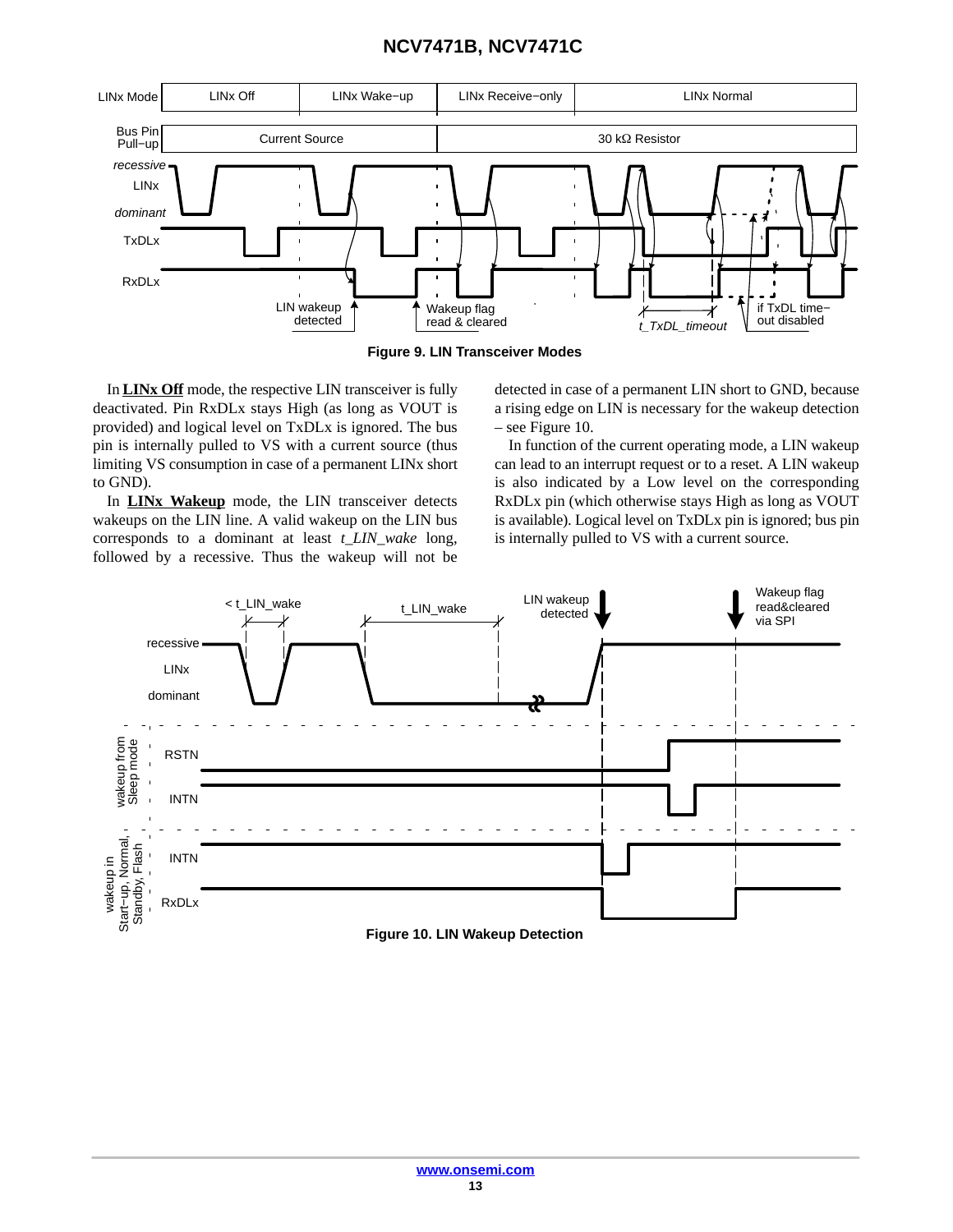Figure 9. LIN Transceiver Modes

In **LINx Off** mode, the respective LIN transceiver is fully deactivated. Pin RxDLx stays High (as long as VOUT is provided) and logical level on TxDLx is ignored. The bus pin is internally pulled to VS with a current source (thus limiting VS consumption in case of a permanent LINx short to GND).

In **LINx Wakeup** mode, the LIN transceiver detects wakeups on the LIN line. A valid wakeup on the LIN bus corresponds to a dominant at least *t_LIN_wake* long, followed by a recessive. Thus the wakeup will not be detected in case of a permanent LIN short to GND, because a rising edge on LIN is necessary for the wakeup detection – see Figure 10.

In function of the current operating mode, a LIN wakeup can lead to an interrupt request or to a reset. A LIN wakeup is also indicated by a Low level on the corresponding RxDLx pin (which otherwise stays High as long as VOUT is available). Logical level on TxDLx pin is ignored; bus pin is internally pulled to VS with a current source.

Figure 10. LIN Wakeup Detection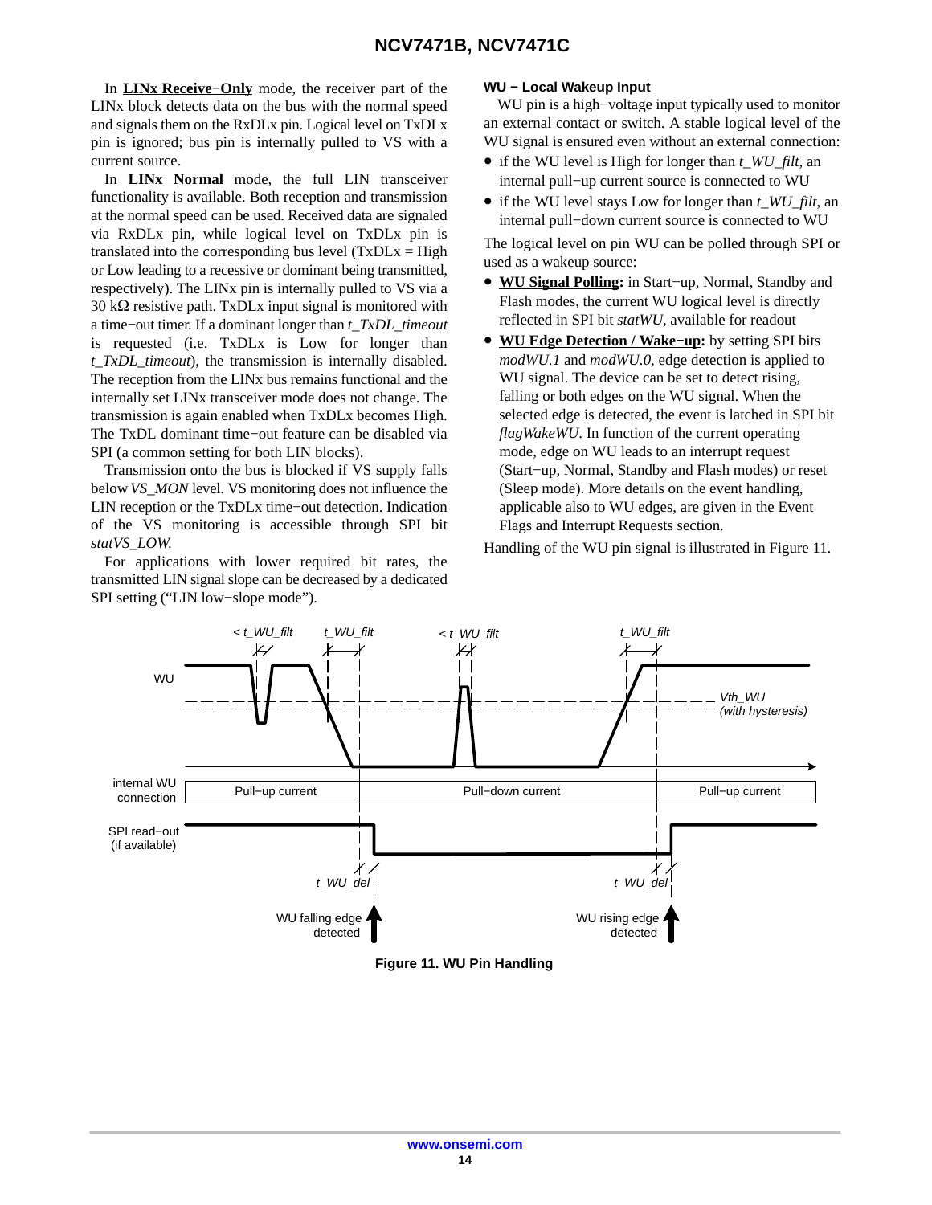In **LINx Receive−Only** mode, the receiver part of the LINx block detects data on the bus with the normal speed and signals them on the RxDLx pin. Logical level on TxDLx pin is ignored; bus pin is internally pulled to VS with a current source.

In **LINx Normal** mode, the full LIN transceiver functionality is available. Both reception and transmission at the normal speed can be used. Received data are signaled via RxDLx pin, while logical level on TxDLx pin is translated into the corresponding bus level (TxDLx = High or Low leading to a recessive or dominant being transmitted, respectively). The LINx pin is internally pulled to VS via a 30 kΩ resistive path. TxDLx input signal is monitored with a time−out timer. If a dominant longer than *t_TxDL_timeout* is requested (i.e. TxDLx is Low for longer than *t_TxDL_timeout*), the transmission is internally disabled. The reception from the LINx bus remains functional and the internally set LINx transceiver mode does not change. The transmission is again enabled when TxDLx becomes High. The TxDL dominant time−out feature can be disabled via SPI (a common setting for both LIN blocks).

Transmission onto the bus is blocked if VS supply falls below *VS_MON* level. VS monitoring does not influence the LIN reception or the TxDLx time−out detection. Indication of the VS monitoring is accessible through SPI bit *statVS_LOW*.

For applications with lower required bit rates, the transmitted LIN signal slope can be decreased by a dedicated SPI setting ("LIN low−slope mode").

#### WU − Local Wakeup Input

WU pin is a high−voltage input typically used to monitor an external contact or switch. A stable logical level of the WU signal is ensured even without an external connection:

- if the WU level is High for longer than *t_WU_filt*, an internal pull−up current source is connected to WU
- if the WU level stays Low for longer than *t_WU_filt*, an internal pull−down current source is connected to WU

The logical level on pin WU can be polled through SPI or used as a wakeup source:

- **WU Signal Polling:** in Start−up, Normal, Standby and Flash modes, the current WU logical level is directly reflected in SPI bit *statWU*, available for readout
- **WU Edge Detection / Wake−up:** by setting SPI bits *modWU.1* and *modWU.0*, edge detection is applied to WU signal. The device can be set to detect rising, falling or both edges on the WU signal. When the selected edge is detected, the event is latched in SPI bit *flagWakeWU*. In function of the current operating mode, edge on WU leads to an interrupt request (Start−up, Normal, Standby and Flash modes) or reset (Sleep mode). More details on the event handling, applicable also to WU edges, are given in the Event Flags and Interrupt Requests section.

Handling of the WU pin signal is illustrated in Figure 11.

**Figure 11. WU Pin Handling**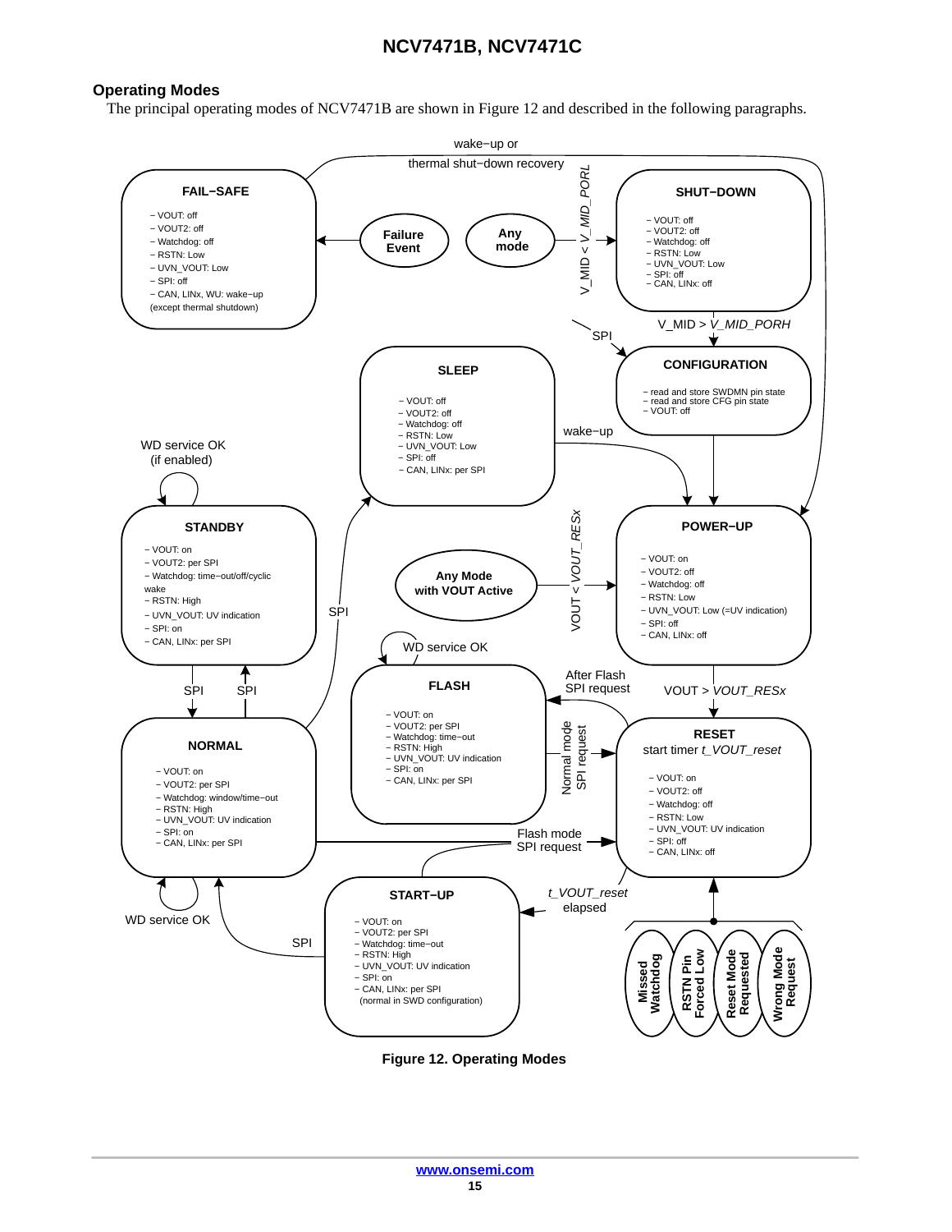## Operating Modes

The principal operating modes of NCV7471B are shown in Figure 12 and described in the following paragraphs.

**FAIL−SAFE**
- − VOUT: off
- − VOUT2: off
- − Watchdog: off
- − RSTN: Low
- − UVN_VOUT: Low
- − SPI: off
- − CAN, LINx, WU: wake−up (except thermal shutdown)

**SHUT−DOWN**
- − VOUT: off
- − VOUT2: off
- − Watchdog: off
- − RSTN: Low
- − UVN_VOUT: Low
- − SPI: off
- − CAN, LINx: off

**CONFIGURATION**
- − read and store SWDMN pin state
- − read and store CFG pin state
- − VOUT: off

**SLEEP**
- − VOUT: off
- − VOUT2: off
- − Watchdog: off
- − RSTN: Low
- − UVN_VOUT: Low
- − SPI: off
- − CAN, LINx: per SPI

**STANDBY**
- − VOUT: on
- − VOUT2: per SPI
- − Watchdog: time−out/off/cyclic wake
- − RSTN: High
- − UVN_VOUT: UV indication
- − SPI: on
- − CAN, LINx: per SPI

**POWER−UP**
- − VOUT: on
- − VOUT2: off
- − Watchdog: off
- − RSTN: Low
- − UVN_VOUT: Low (=UV indication)
- − SPI: off
- − CAN, LINx: off

**FLASH**
- − VOUT: on
- − VOUT2: per SPI
- − Watchdog: time−out
- − RSTN: High
- − UVN_VOUT: UV indication
- − SPI: on
- − CAN, LINx: per SPI

**NORMAL**
- − VOUT: on
- − VOUT2: per SPI
- − Watchdog: window/time−out
- − RSTN: High
- − UVN_VOUT: UV indication
- − SPI: on
- − CAN, LINx: per SPI

**RESET** — start timer $t\_VOUT\_reset$
- − VOUT: on
- − VOUT2: off
- − Watchdog: off
- − RSTN: Low
- − UVN_VOUT: UV indication
- − SPI: off
- − CAN, LINx: off

**START−UP**
- − VOUT: on
- − VOUT2: per SPI
- − Watchdog: time−out
- − RSTN: High
- − UVN_VOUT: UV indication
- − SPI: on
- − CAN, LINx: per SPI (normal in SWD configuration)

Transitions:
- Failure Event → FAIL−SAFE
- Any mode → SHUT−DOWN ($V\_MID < V\_MID\_PORL$)
- FAIL−SAFE → POWER−UP (wake−up or thermal shut−down recovery)
- SHUT−DOWN → CONFIGURATION ($V\_MID > V\_MID\_PORH$)
- SPI → CONFIGURATION
- CONFIGURATION → POWER−UP
- SLEEP → POWER−UP (wake−up)
- Any Mode with VOUT Active → POWER−UP ($VOUT < VOUT\_RESx$)
- POWER−UP → RESET ($VOUT > VOUT\_RESx$)
- RESET → START−UP ($t\_VOUT\_reset$ elapsed)
- START−UP → NORMAL (SPI)
- NORMAL → SLEEP (SPI)
- NORMAL ↔ STANDBY (SPI)
- STANDBY: WD service OK (if enabled)
- NORMAL: WD service OK
- FLASH: WD service OK
- NORMAL → RESET (Flash mode SPI request)
- RESET → FLASH (After Flash SPI request)
- FLASH → RESET (Normal mode SPI request)
- Missed Watchdog, RSTN Pin Forced Low, Reset Mode Requested, Wrong Mode Request → RESET

**Figure 12. Operating Modes**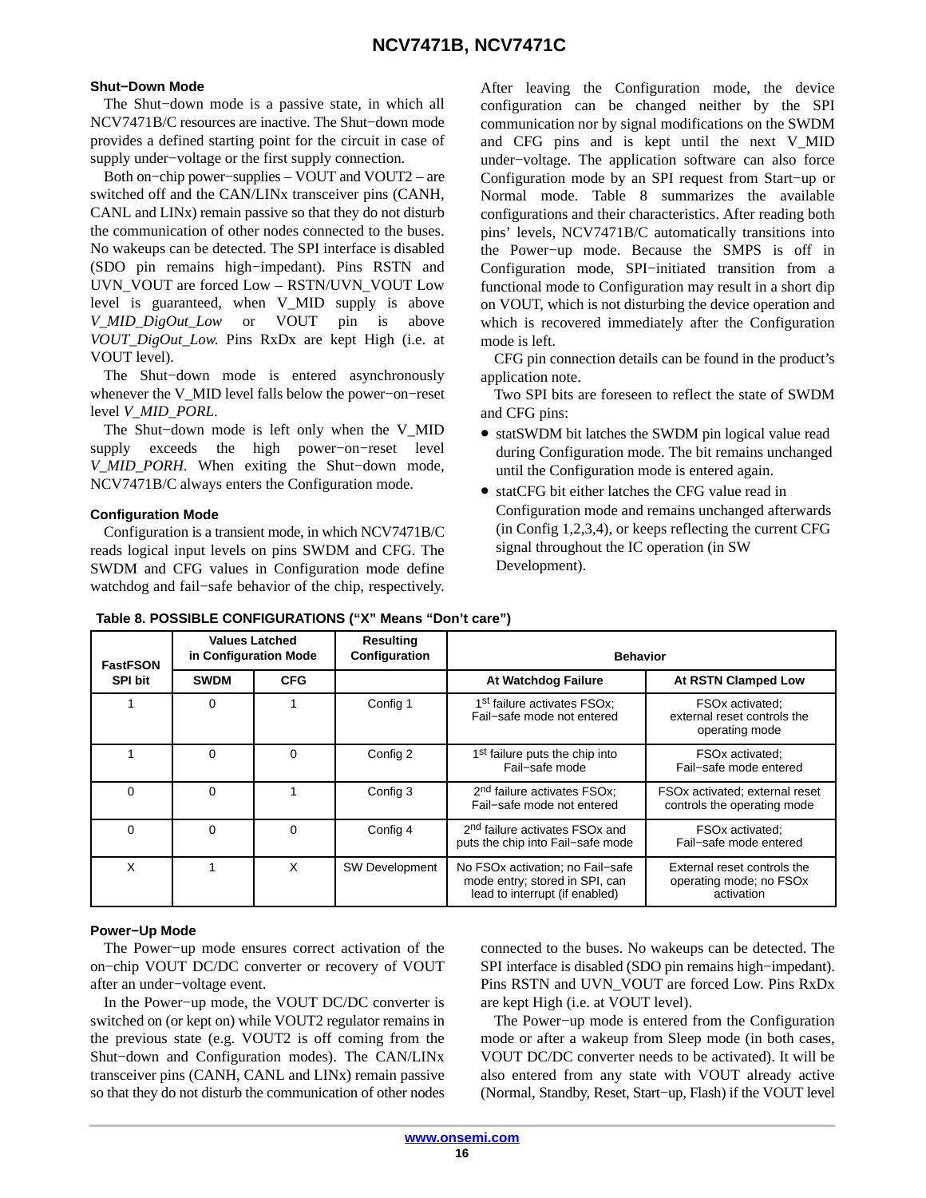### Shut−Down Mode

The Shut−down mode is a passive state, in which all NCV7471B/C resources are inactive. The Shut−down mode provides a defined starting point for the circuit in case of supply under−voltage or the first supply connection.

Both on−chip power−supplies – VOUT and VOUT2 – are switched off and the CAN/LINx transceiver pins (CANH, CANL and LINx) remain passive so that they do not disturb the communication of other nodes connected to the buses. No wakeups can be detected. The SPI interface is disabled (SDO pin remains high−impedant). Pins RSTN and UVN_VOUT are forced Low – RSTN/UVN_VOUT Low level is guaranteed, when V_MID supply is above *V_MID_DigOut_Low* or VOUT pin is above *VOUT_DigOut_Low*. Pins RxDx are kept High (i.e. at VOUT level).

The Shut−down mode is entered asynchronously whenever the V_MID level falls below the power−on−reset level *V_MID_PORL*.

The Shut−down mode is left only when the V_MID supply exceeds the high power−on−reset level *V_MID_PORH*. When exiting the Shut−down mode, NCV7471B/C always enters the Configuration mode.

### Configuration Mode

Configuration is a transient mode, in which NCV7471B/C reads logical input levels on pins SWDM and CFG. The SWDM and CFG values in Configuration mode define watchdog and fail−safe behavior of the chip, respectively.

After leaving the Configuration mode, the device configuration can be changed neither by the SPI communication nor by signal modifications on the SWDM and CFG pins and is kept until the next V_MID under−voltage. The application software can also force Configuration mode by an SPI request from Start−up or Normal mode. Table 8 summarizes the available configurations and their characteristics. After reading both pins' levels, NCV7471B/C automatically transitions into the Power−up mode. Because the SMPS is off in Configuration mode, SPI−initiated transition from a functional mode to Configuration may result in a short dip on VOUT, which is not disturbing the device operation and which is recovered immediately after the Configuration mode is left.

CFG pin connection details can be found in the product's application note.

Two SPI bits are foreseen to reflect the state of SWDM and CFG pins:

- statSWDM bit latches the SWDM pin logical value read during Configuration mode. The bit remains unchanged until the Configuration mode is entered again.
- statCFG bit either latches the CFG value read in Configuration mode and remains unchanged afterwards (in Config 1,2,3,4), or keeps reflecting the current CFG signal throughout the IC operation (in SW Development).

**Table 8. POSSIBLE CONFIGURATIONS ("X" Means "Don't care")**

| FastFSON SPI bit | Values Latched in Configuration Mode | | Resulting Configuration | Behavior | |
|---|---|---|---|---|---|
| | SWDM | CFG | | At Watchdog Failure | At RSTN Clamped Low |
| 1 | 0 | 1 | Config 1 | 1st failure activates FSOx; Fail−safe mode not entered | FSOx activated; external reset controls the operating mode |
| 1 | 0 | 0 | Config 2 | 1st failure puts the chip into Fail−safe mode | FSOx activated; Fail−safe mode entered |
| 0 | 0 | 1 | Config 3 | 2nd failure activates FSOx; Fail−safe mode not entered | FSOx activated; external reset controls the operating mode |
| 0 | 0 | 0 | Config 4 | 2nd failure activates FSOx and puts the chip into Fail−safe mode | FSOx activated; Fail−safe mode entered |
| X | 1 | X | SW Development | No FSOx activation; no Fail−safe mode entry; stored in SPI, can lead to interrupt (if enabled) | External reset controls the operating mode; no FSOx activation |

### Power−Up Mode

The Power−up mode ensures correct activation of the on−chip VOUT DC/DC converter or recovery of VOUT after an under−voltage event.

In the Power−up mode, the VOUT DC/DC converter is switched on (or kept on) while VOUT2 regulator remains in the previous state (e.g. VOUT2 is off coming from the Shut−down and Configuration modes). The CAN/LINx transceiver pins (CANH, CANL and LINx) remain passive so that they do not disturb the communication of other nodes connected to the buses. No wakeups can be detected. The SPI interface is disabled (SDO pin remains high−impedant). Pins RSTN and UVN_VOUT are forced Low. Pins RxDx are kept High (i.e. at VOUT level).

The Power−up mode is entered from the Configuration mode or after a wakeup from Sleep mode (in both cases, VOUT DC/DC converter needs to be activated). It will be also entered from any state with VOUT already active (Normal, Standby, Reset, Start−up, Flash) if the VOUT level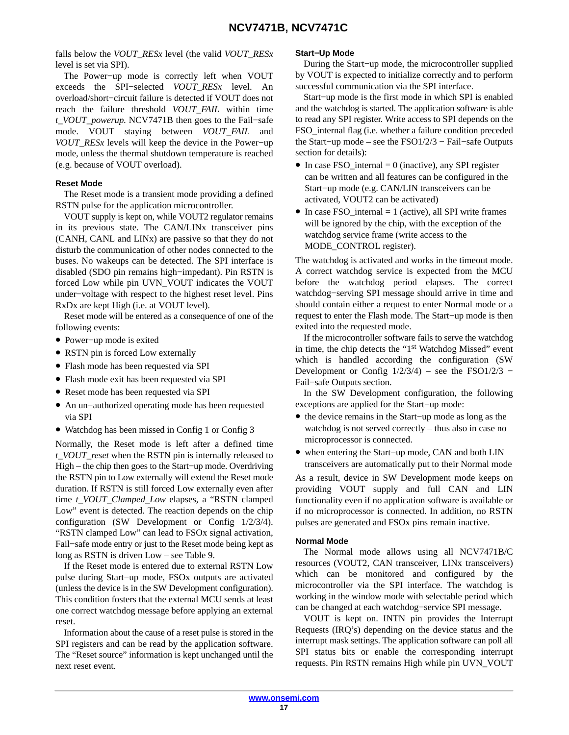falls below the *VOUT_RESx* level (the valid *VOUT_RESx* level is set via SPI).

The Power−up mode is correctly left when VOUT exceeds the SPI−selected *VOUT_RESx* level. An overload/short−circuit failure is detected if VOUT does not reach the failure threshold *VOUT_FAIL* within time *t_VOUT_powerup*. NCV7471B then goes to the Fail−safe mode. VOUT staying between *VOUT_FAIL* and *VOUT_RESx* levels will keep the device in the Power−up mode, unless the thermal shutdown temperature is reached (e.g. because of VOUT overload).

#### Reset Mode

The Reset mode is a transient mode providing a defined RSTN pulse for the application microcontroller.

VOUT supply is kept on, while VOUT2 regulator remains in its previous state. The CAN/LINx transceiver pins (CANH, CANL and LINx) are passive so that they do not disturb the communication of other nodes connected to the buses. No wakeups can be detected. The SPI interface is disabled (SDO pin remains high−impedant). Pin RSTN is forced Low while pin UVN_VOUT indicates the VOUT under−voltage with respect to the highest reset level. Pins RxDx are kept High (i.e. at VOUT level).

Reset mode will be entered as a consequence of one of the following events:

- Power−up mode is exited
- RSTN pin is forced Low externally
- Flash mode has been requested via SPI
- Flash mode exit has been requested via SPI
- Reset mode has been requested via SPI
- An un−authorized operating mode has been requested via SPI
- Watchdog has been missed in Config 1 or Config 3

Normally, the Reset mode is left after a defined time *t_VOUT_reset* when the RSTN pin is internally released to High – the chip then goes to the Start−up mode. Overdriving the RSTN pin to Low externally will extend the Reset mode duration. If RSTN is still forced Low externally even after time *t_VOUT_Clamped_Low* elapses, a “RSTN clamped Low” event is detected. The reaction depends on the chip configuration (SW Development or Config 1/2/3/4). “RSTN clamped Low” can lead to FSOx signal activation, Fail−safe mode entry or just to the Reset mode being kept as long as RSTN is driven Low – see Table 9.

If the Reset mode is entered due to external RSTN Low pulse during Start−up mode, FSOx outputs are activated (unless the device is in the SW Development configuration). This condition fosters that the external MCU sends at least one correct watchdog message before applying an external reset.

Information about the cause of a reset pulse is stored in the SPI registers and can be read by the application software. The “Reset source” information is kept unchanged until the next reset event.

#### Start−Up Mode

During the Start−up mode, the microcontroller supplied by VOUT is expected to initialize correctly and to perform successful communication via the SPI interface.

Start−up mode is the first mode in which SPI is enabled and the watchdog is started. The application software is able to read any SPI register. Write access to SPI depends on the FSO_internal flag (i.e. whether a failure condition preceded the Start−up mode – see the FSO1/2/3 − Fail−safe Outputs section for details):

- In case FSO_internal = 0 (inactive), any SPI register can be written and all features can be configured in the Start−up mode (e.g. CAN/LIN transceivers can be activated, VOUT2 can be activated)
- In case FSO_internal = 1 (active), all SPI write frames will be ignored by the chip, with the exception of the watchdog service frame (write access to the MODE_CONTROL register).

The watchdog is activated and works in the timeout mode. A correct watchdog service is expected from the MCU before the watchdog period elapses. The correct watchdog−serving SPI message should arrive in time and should contain either a request to enter Normal mode or a request to enter the Flash mode. The Start−up mode is then exited into the requested mode.

If the microcontroller software fails to serve the watchdog in time, the chip detects the “1st Watchdog Missed” event which is handled according the configuration (SW Development or Config 1/2/3/4) – see the FSO1/2/3 − Fail−safe Outputs section.

In the SW Development configuration, the following exceptions are applied for the Start−up mode:

- the device remains in the Start−up mode as long as the watchdog is not served correctly – thus also in case no microprocessor is connected.
- when entering the Start−up mode, CAN and both LIN transceivers are automatically put to their Normal mode

As a result, device in SW Development mode keeps on providing VOUT supply and full CAN and LIN functionality even if no application software is available or if no microprocessor is connected. In addition, no RSTN pulses are generated and FSOx pins remain inactive.

#### Normal Mode

The Normal mode allows using all NCV7471B/C resources (VOUT2, CAN transceiver, LINx transceivers) which can be monitored and configured by the microcontroller via the SPI interface. The watchdog is working in the window mode with selectable period which can be changed at each watchdog−service SPI message.

VOUT is kept on. INTN pin provides the Interrupt Requests (IRQ’s) depending on the device status and the interrupt mask settings. The application software can poll all SPI status bits or enable the corresponding interrupt requests. Pin RSTN remains High while pin UVN_VOUT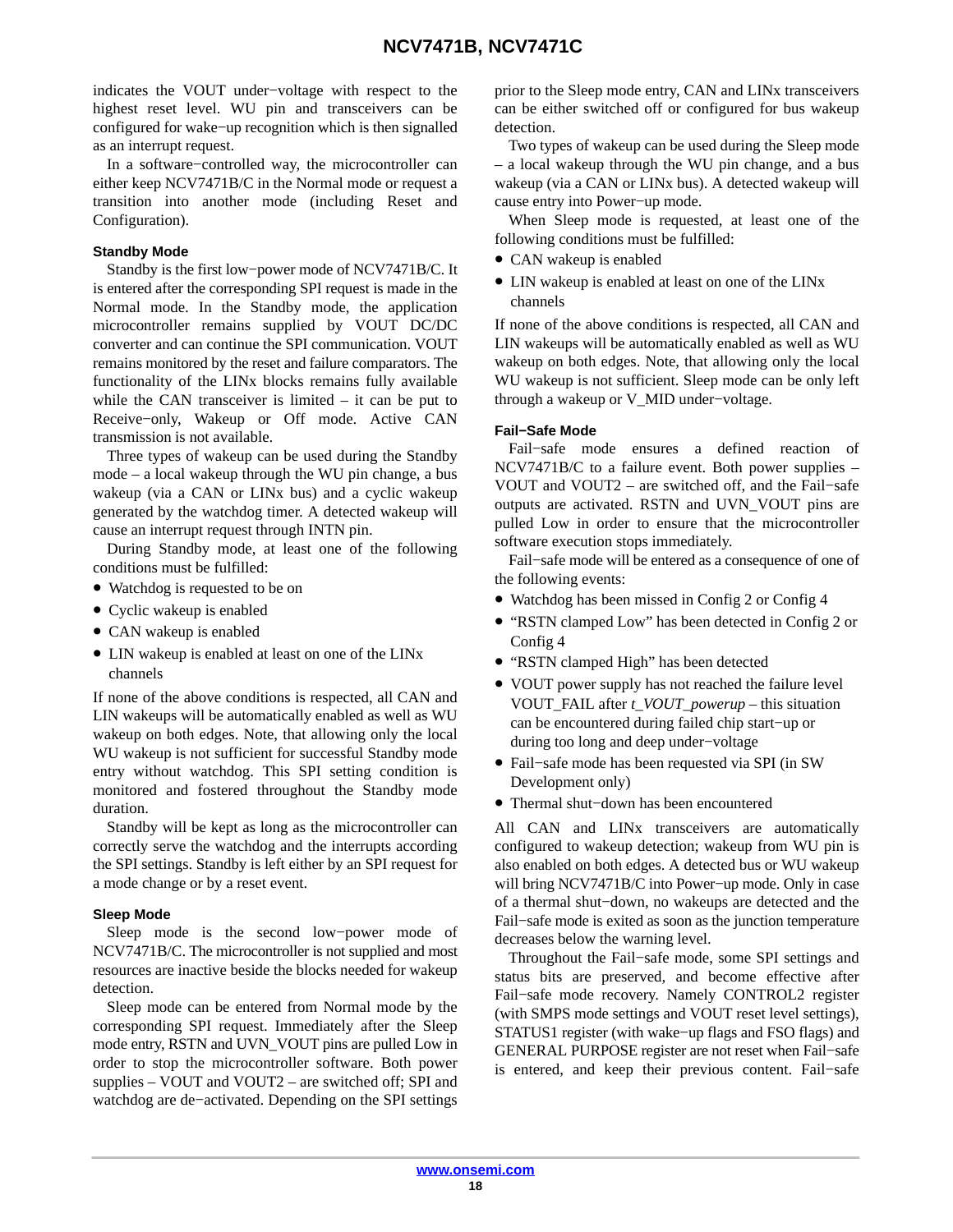indicates the VOUT under−voltage with respect to the highest reset level. WU pin and transceivers can be configured for wake−up recognition which is then signalled as an interrupt request.

In a software−controlled way, the microcontroller can either keep NCV7471B/C in the Normal mode or request a transition into another mode (including Reset and Configuration).

#### Standby Mode

Standby is the first low−power mode of NCV7471B/C. It is entered after the corresponding SPI request is made in the Normal mode. In the Standby mode, the application microcontroller remains supplied by VOUT DC/DC converter and can continue the SPI communication. VOUT remains monitored by the reset and failure comparators. The functionality of the LINx blocks remains fully available while the CAN transceiver is limited – it can be put to Receive−only, Wakeup or Off mode. Active CAN transmission is not available.

Three types of wakeup can be used during the Standby mode – a local wakeup through the WU pin change, a bus wakeup (via a CAN or LINx bus) and a cyclic wakeup generated by the watchdog timer. A detected wakeup will cause an interrupt request through INTN pin.

During Standby mode, at least one of the following conditions must be fulfilled:

- Watchdog is requested to be on
- Cyclic wakeup is enabled
- CAN wakeup is enabled
- LIN wakeup is enabled at least on one of the LINx channels

If none of the above conditions is respected, all CAN and LIN wakeups will be automatically enabled as well as WU wakeup on both edges. Note, that allowing only the local WU wakeup is not sufficient for successful Standby mode entry without watchdog. This SPI setting condition is monitored and fostered throughout the Standby mode duration.

Standby will be kept as long as the microcontroller can correctly serve the watchdog and the interrupts according the SPI settings. Standby is left either by an SPI request for a mode change or by a reset event.

#### Sleep Mode

Sleep mode is the second low−power mode of NCV7471B/C. The microcontroller is not supplied and most resources are inactive beside the blocks needed for wakeup detection.

Sleep mode can be entered from Normal mode by the corresponding SPI request. Immediately after the Sleep mode entry, RSTN and UVN_VOUT pins are pulled Low in order to stop the microcontroller software. Both power supplies – VOUT and VOUT2 – are switched off; SPI and watchdog are de−activated. Depending on the SPI settings prior to the Sleep mode entry, CAN and LINx transceivers can be either switched off or configured for bus wakeup detection.

Two types of wakeup can be used during the Sleep mode – a local wakeup through the WU pin change, and a bus wakeup (via a CAN or LINx bus). A detected wakeup will cause entry into Power−up mode.

When Sleep mode is requested, at least one of the following conditions must be fulfilled:

- CAN wakeup is enabled
- LIN wakeup is enabled at least on one of the LINx channels

If none of the above conditions is respected, all CAN and LIN wakeups will be automatically enabled as well as WU wakeup on both edges. Note, that allowing only the local WU wakeup is not sufficient. Sleep mode can be only left through a wakeup or V_MID under−voltage.

#### Fail−Safe Mode

Fail−safe mode ensures a defined reaction of NCV7471B/C to a failure event. Both power supplies – VOUT and VOUT2 – are switched off, and the Fail−safe outputs are activated. RSTN and UVN_VOUT pins are pulled Low in order to ensure that the microcontroller software execution stops immediately.

Fail−safe mode will be entered as a consequence of one of the following events:

- Watchdog has been missed in Config 2 or Config 4
- “RSTN clamped Low” has been detected in Config 2 or Config 4
- “RSTN clamped High” has been detected
- VOUT power supply has not reached the failure level VOUT_FAIL after *t_VOUT_powerup* – this situation can be encountered during failed chip start−up or during too long and deep under−voltage
- Fail−safe mode has been requested via SPI (in SW Development only)
- Thermal shut−down has been encountered

All CAN and LINx transceivers are automatically configured to wakeup detection; wakeup from WU pin is also enabled on both edges. A detected bus or WU wakeup will bring NCV7471B/C into Power−up mode. Only in case of a thermal shut−down, no wakeups are detected and the Fail−safe mode is exited as soon as the junction temperature decreases below the warning level.

Throughout the Fail−safe mode, some SPI settings and status bits are preserved, and become effective after Fail−safe mode recovery. Namely CONTROL2 register (with SMPS mode settings and VOUT reset level settings), STATUS1 register (with wake−up flags and FSO flags) and GENERAL PURPOSE register are not reset when Fail−safe is entered, and keep their previous content. Fail−safe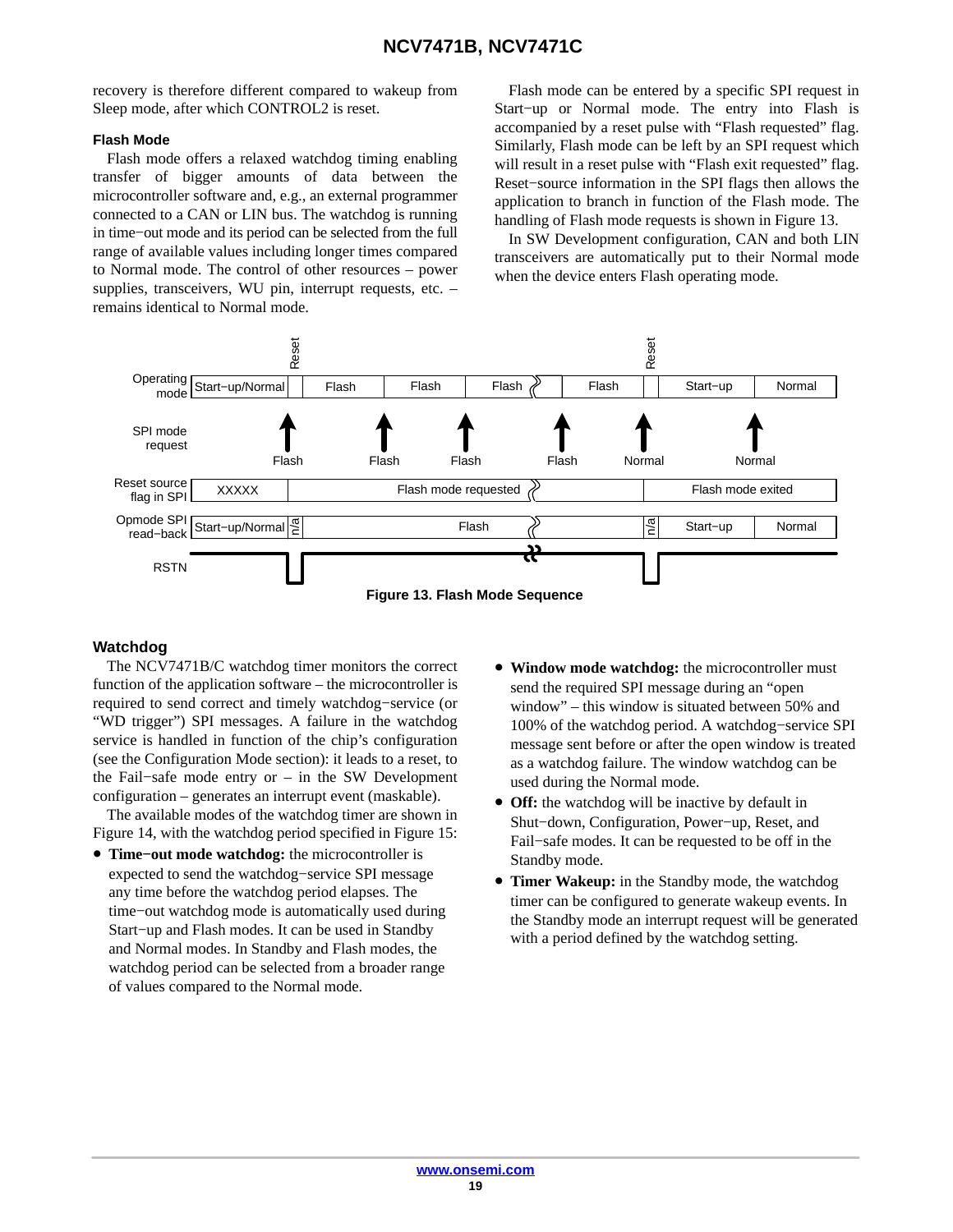recovery is therefore different compared to wakeup from Sleep mode, after which CONTROL2 is reset.

### Flash Mode

Flash mode offers a relaxed watchdog timing enabling transfer of bigger amounts of data between the microcontroller software and, e.g., an external programmer connected to a CAN or LIN bus. The watchdog is running in time−out mode and its period can be selected from the full range of available values including longer times compared to Normal mode. The control of other resources – power supplies, transceivers, WU pin, interrupt requests, etc. – remains identical to Normal mode.

Flash mode can be entered by a specific SPI request in Start−up or Normal mode. The entry into Flash is accompanied by a reset pulse with "Flash requested" flag. Similarly, Flash mode can be left by an SPI request which will result in a reset pulse with "Flash exit requested" flag. Reset−source information in the SPI flags then allows the application to branch in function of the Flash mode. The handling of Flash mode requests is shown in Figure 13.

In SW Development configuration, CAN and both LIN transceivers are automatically put to their Normal mode when the device enters Flash operating mode.

**Figure 13. Flash Mode Sequence**

### Watchdog

The NCV7471B/C watchdog timer monitors the correct function of the application software – the microcontroller is required to send correct and timely watchdog−service (or "WD trigger") SPI messages. A failure in the watchdog service is handled in function of the chip's configuration (see the Configuration Mode section): it leads to a reset, to the Fail−safe mode entry or – in the SW Development configuration – generates an interrupt event (maskable).

The available modes of the watchdog timer are shown in Figure 14, with the watchdog period specified in Figure 15:

- **Time−out mode watchdog:** the microcontroller is expected to send the watchdog−service SPI message any time before the watchdog period elapses. The time−out watchdog mode is automatically used during Start−up and Flash modes. It can be used in Standby and Normal modes. In Standby and Flash modes, the watchdog period can be selected from a broader range of values compared to the Normal mode.
- **Window mode watchdog:** the microcontroller must send the required SPI message during an "open window" – this window is situated between 50% and 100% of the watchdog period. A watchdog−service SPI message sent before or after the open window is treated as a watchdog failure. The window watchdog can be used during the Normal mode.
- **Off:** the watchdog will be inactive by default in Shut−down, Configuration, Power−up, Reset, and Fail−safe modes. It can be requested to be off in the Standby mode.
- **Timer Wakeup:** in the Standby mode, the watchdog timer can be configured to generate wakeup events. In the Standby mode an interrupt request will be generated with a period defined by the watchdog setting.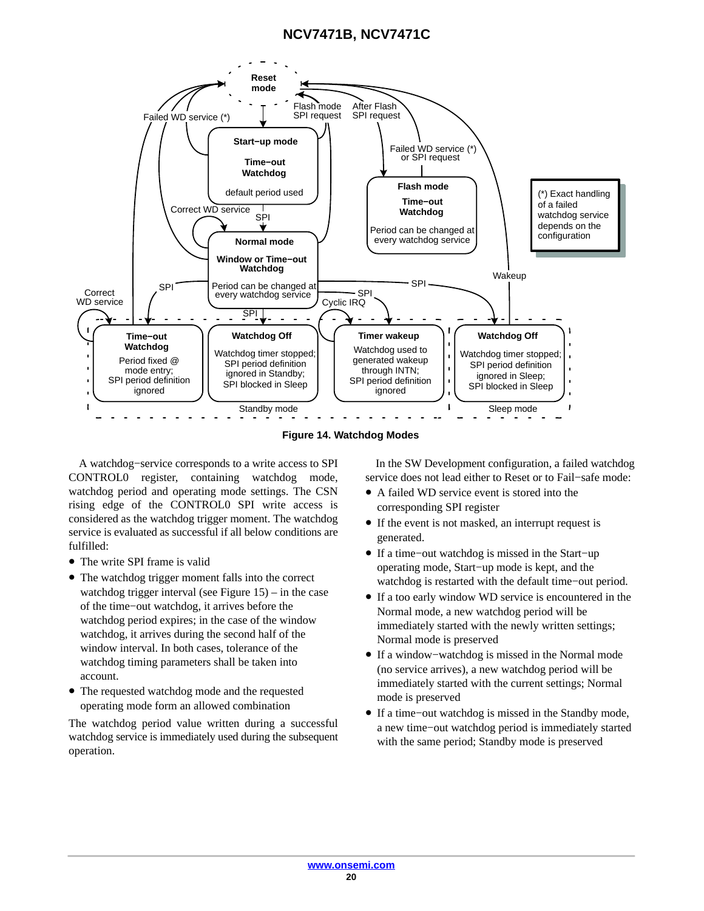Figure 14. Watchdog Modes

A watchdog−service corresponds to a write access to SPI CONTROL0 register, containing watchdog mode, watchdog period and operating mode settings. The CSN rising edge of the CONTROL0 SPI write access is considered as the watchdog trigger moment. The watchdog service is evaluated as successful if all below conditions are fulfilled:

- The write SPI frame is valid
- The watchdog trigger moment falls into the correct watchdog trigger interval (see Figure 15) – in the case of the time−out watchdog, it arrives before the watchdog period expires; in the case of the window watchdog, it arrives during the second half of the window interval. In both cases, tolerance of the watchdog timing parameters shall be taken into account.
- The requested watchdog mode and the requested operating mode form an allowed combination

The watchdog period value written during a successful watchdog service is immediately used during the subsequent operation.

In the SW Development configuration, a failed watchdog service does not lead either to Reset or to Fail−safe mode:

- A failed WD service event is stored into the corresponding SPI register
- If the event is not masked, an interrupt request is generated.
- If a time−out watchdog is missed in the Start−up operating mode, Start−up mode is kept, and the watchdog is restarted with the default time−out period.
- If a too early window WD service is encountered in the Normal mode, a new watchdog period will be immediately started with the newly written settings; Normal mode is preserved
- If a window−watchdog is missed in the Normal mode (no service arrives), a new watchdog period will be immediately started with the current settings; Normal mode is preserved
- If a time−out watchdog is missed in the Standby mode, a new time−out watchdog period is immediately started with the same period; Standby mode is preserved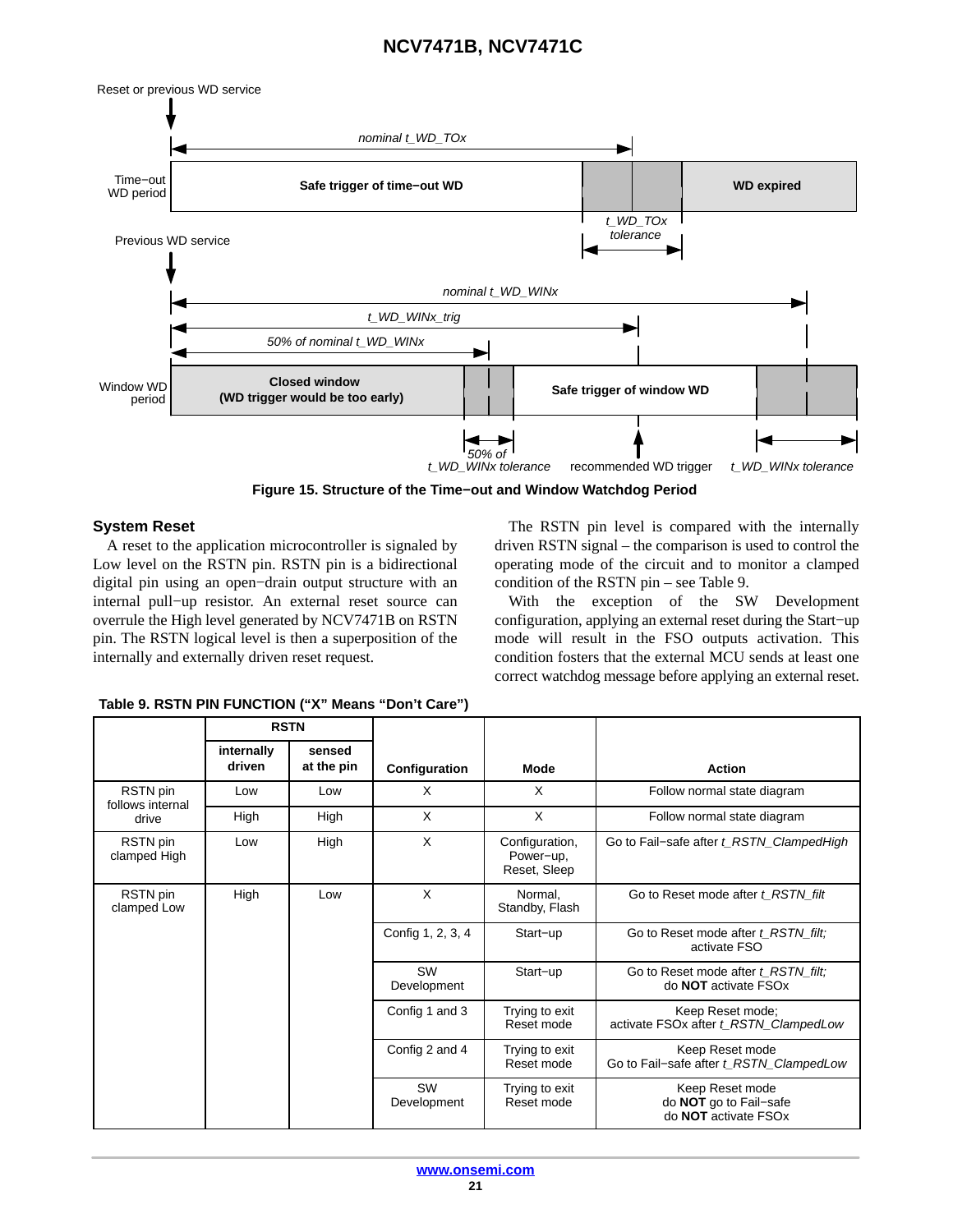Figure 15. Structure of the Time−out and Window Watchdog Period

## System Reset

A reset to the application microcontroller is signaled by Low level on the RSTN pin. RSTN pin is a bidirectional digital pin using an open−drain output structure with an internal pull−up resistor. An external reset source can overrule the High level generated by NCV7471B on RSTN pin. The RSTN logical level is then a superposition of the internally and externally driven reset request.

The RSTN pin level is compared with the internally driven RSTN signal – the comparison is used to control the operating mode of the circuit and to monitor a clamped condition of the RSTN pin – see Table 9.

With the exception of the SW Development configuration, applying an external reset during the Start−up mode will result in the FSO outputs activation. This condition fosters that the external MCU sends at least one correct watchdog message before applying an external reset.

**Table 9. RSTN PIN FUNCTION (“X” Means “Don’t Care”)**

| | RSTN | | | | |
|---|---|---|---|---|---|
| | **internally driven** | **sensed at the pin** | **Configuration** | **Mode** | **Action** |
| RSTN pin follows internal drive | Low | Low | X | X | Follow normal state diagram |
| | High | High | X | X | Follow normal state diagram |
| RSTN pin clamped High | Low | High | X | Configuration, Power−up, Reset, Sleep | Go to Fail−safe after *t_RSTN_ClampedHigh* |
| RSTN pin clamped Low | High | Low | X | Normal, Standby, Flash | Go to Reset mode after *t_RSTN_filt* |
| | | | Config 1, 2, 3, 4 | Start−up | Go to Reset mode after *t_RSTN_filt;* activate FSO |
| | | | SW Development | Start−up | Go to Reset mode after *t_RSTN_filt;* do **NOT** activate FSOx |
| | | | Config 1 and 3 | Trying to exit Reset mode | Keep Reset mode; activate FSOx after *t_RSTN_ClampedLow* |
| | | | Config 2 and 4 | Trying to exit Reset mode | Keep Reset mode Go to Fail−safe after *t_RSTN_ClampedLow* |
| | | | SW Development | Trying to exit Reset mode | Keep Reset mode do **NOT** go to Fail−safe do **NOT** activate FSOx |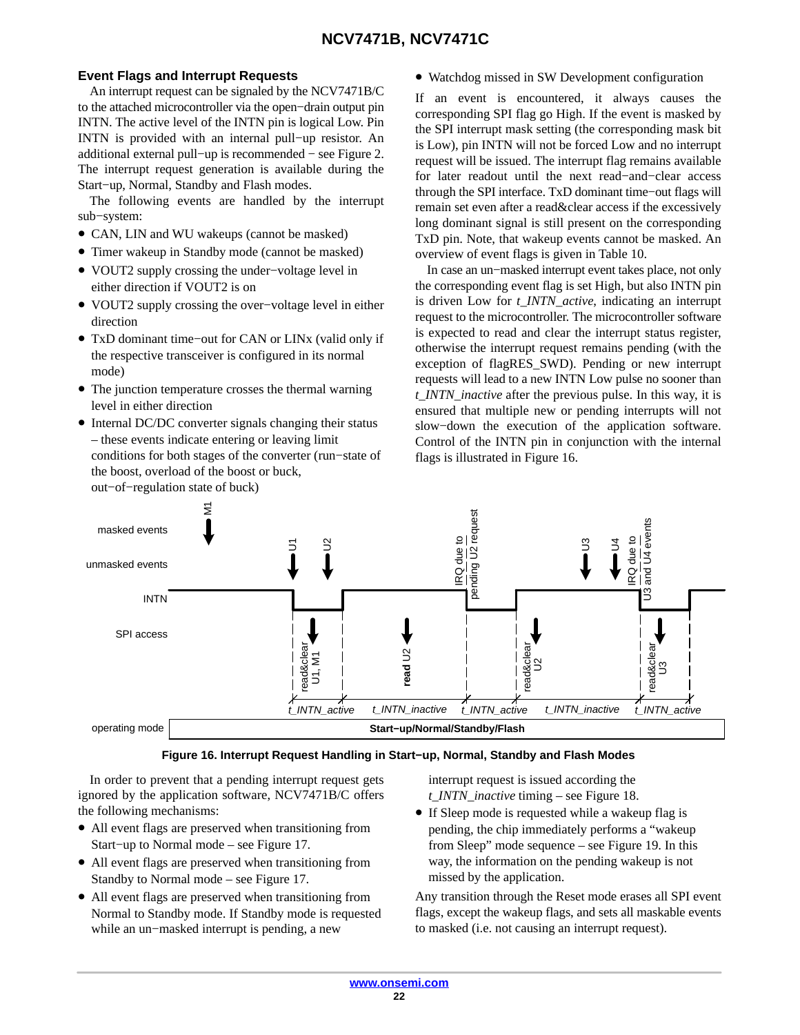### Event Flags and Interrupt Requests

An interrupt request can be signaled by the NCV7471B/C to the attached microcontroller via the open−drain output pin INTN. The active level of the INTN pin is logical Low. Pin INTN is provided with an internal pull−up resistor. An additional external pull−up is recommended − see Figure 2. The interrupt request generation is available during the Start−up, Normal, Standby and Flash modes.

The following events are handled by the interrupt sub−system:

- CAN, LIN and WU wakeups (cannot be masked)
- Timer wakeup in Standby mode (cannot be masked)
- VOUT2 supply crossing the under−voltage level in either direction if VOUT2 is on
- VOUT2 supply crossing the over−voltage level in either direction
- TxD dominant time−out for CAN or LINx (valid only if the respective transceiver is configured in its normal mode)
- The junction temperature crosses the thermal warning level in either direction
- Internal DC/DC converter signals changing their status – these events indicate entering or leaving limit conditions for both stages of the converter (run−state of the boost, overload of the boost or buck, out−of−regulation state of buck)
- Watchdog missed in SW Development configuration

If an event is encountered, it always causes the corresponding SPI flag go High. If the event is masked by the SPI interrupt mask setting (the corresponding mask bit is Low), pin INTN will not be forced Low and no interrupt request will be issued. The interrupt flag remains available for later readout until the next read−and−clear access through the SPI interface. TxD dominant time−out flags will remain set even after a read&clear access if the excessively long dominant signal is still present on the corresponding TxD pin. Note, that wakeup events cannot be masked. An overview of event flags is given in Table 10.

In case an un−masked interrupt event takes place, not only the corresponding event flag is set High, but also INTN pin is driven Low for *t_INTN_active*, indicating an interrupt request to the microcontroller. The microcontroller software is expected to read and clear the interrupt status register, otherwise the interrupt request remains pending (with the exception of flagRES_SWD). Pending or new interrupt requests will lead to a new INTN Low pulse no sooner than *t_INTN_inactive* after the previous pulse. In this way, it is ensured that multiple new or pending interrupts will not slow−down the execution of the application software. Control of the INTN pin in conjunction with the internal flags is illustrated in Figure 16.

**Figure 16. Interrupt Request Handling in Start−up, Normal, Standby and Flash Modes**

In order to prevent that a pending interrupt request gets ignored by the application software, NCV7471B/C offers the following mechanisms:

- All event flags are preserved when transitioning from Start−up to Normal mode – see Figure 17.
- All event flags are preserved when transitioning from Standby to Normal mode – see Figure 17.
- All event flags are preserved when transitioning from Normal to Standby mode. If Standby mode is requested while an un−masked interrupt is pending, a new interrupt request is issued according the *t_INTN_inactive* timing – see Figure 18.
- If Sleep mode is requested while a wakeup flag is pending, the chip immediately performs a "wakeup from Sleep" mode sequence – see Figure 19. In this way, the information on the pending wakeup is not missed by the application.

Any transition through the Reset mode erases all SPI event flags, except the wakeup flags, and sets all maskable events to masked (i.e. not causing an interrupt request).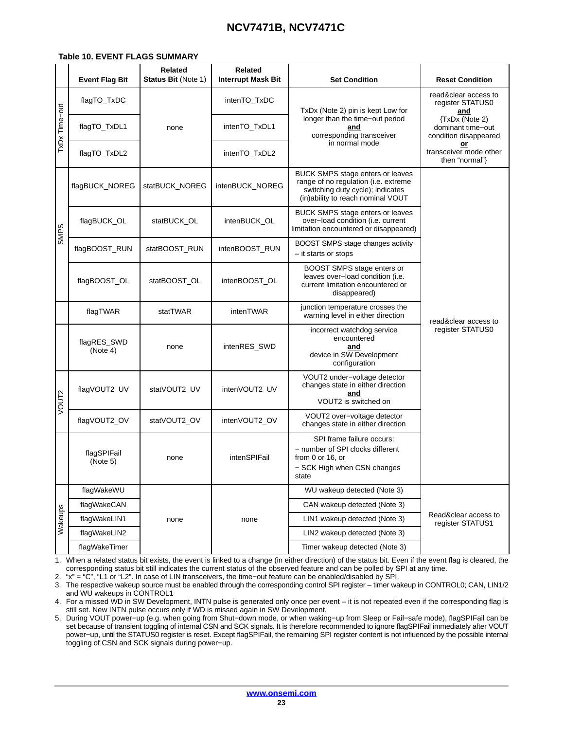**Table 10. EVENT FLAGS SUMMARY**

| | Event Flag Bit | Related Status Bit (Note 1) | Related Interrupt Mask Bit | Set Condition | Reset Condition |
|---|---|---|---|---|---|
| TxDx Time−out | flagTO_TxDC | none | intenTO_TxDC | TxDx (Note 2) pin is kept Low for longer than the time−out period **and** corresponding transceiver in normal mode | read&clear access to register STATUS0 **and** {TxDx (Note 2) dominant time−out condition disappeared **or** transceiver mode other then “normal”} |
| | flagTO_TxDL1 | | intenTO_TxDL1 | | |
| | flagTO_TxDL2 | | intenTO_TxDL2 | | |
| SMPS | flagBUCK_NOREG | statBUCK_NOREG | intenBUCK_NOREG | BUCK SMPS stage enters or leaves range of no regulation (i.e. extreme switching duty cycle); indicates (in)ability to reach nominal VOUT | read&clear access to register STATUS0 |
| | flagBUCK_OL | statBUCK_OL | intenBUCK_OL | BUCK SMPS stage enters or leaves over−load condition (i.e. current limitation encountered or disappeared) | |
| | flagBOOST_RUN | statBOOST_RUN | intenBOOST_RUN | BOOST SMPS stage changes activity – it starts or stops | |
| | flagBOOST_OL | statBOOST_OL | intenBOOST_OL | BOOST SMPS stage enters or leaves over−load condition (i.e. current limitation encountered or disappeared) | |
| | flagTWAR | statTWAR | intenTWAR | junction temperature crosses the warning level in either direction | |
| | flagRES_SWD (Note 4) | none | intenRES_SWD | incorrect watchdog service encountered **and** device in SW Development configuration | |
| VOUT2 | flagVOUT2_UV | statVOUT2_UV | intenVOUT2_UV | VOUT2 under−voltage detector changes state in either direction **and** VOUT2 is switched on | |
| | flagVOUT2_OV | statVOUT2_OV | intenVOUT2_OV | VOUT2 over−voltage detector changes state in either direction | |
| | flagSPIFail (Note 5) | none | intenSPIFail | SPI frame failure occurs: − number of SPI clocks different from 0 or 16, or − SCK High when CSN changes state | |
| Wakeups | flagWakeWU | none | none | WU wakeup detected (Note 3) | Read&clear access to register STATUS1 |
| | flagWakeCAN | | | CAN wakeup detected (Note 3) | |
| | flagWakeLIN1 | | | LIN1 wakeup detected (Note 3) | |
| | flagWakeLIN2 | | | LIN2 wakeup detected (Note 3) | |
| | flagWakeTimer | | | Timer wakeup detected (Note 3) | |

1. When a related status bit exists, the event is linked to a change (in either direction) of the status bit. Even if the event flag is cleared, the corresponding status bit still indicates the current status of the observed feature and can be polled by SPI at any time.
2. “x” = “C”, “L1 or “L2”. In case of LIN transceivers, the time−out feature can be enabled/disabled by SPI.
3. The respective wakeup source must be enabled through the corresponding control SPI register – timer wakeup in CONTROL0; CAN, LIN1/2 and WU wakeups in CONTROL1
4. For a missed WD in SW Development, INTN pulse is generated only once per event – it is not repeated even if the corresponding flag is still set. New INTN pulse occurs only if WD is missed again in SW Development.
5. During VOUT power−up (e.g. when going from Shut−down mode, or when waking−up from Sleep or Fail−safe mode), flagSPIFail can be set because of transient toggling of internal CSN and SCK signals. It is therefore recommended to ignore flagSPIFail immediately after VOUT power−up, until the STATUS0 register is reset. Except flagSPIFail, the remaining SPI register content is not influenced by the possible internal toggling of CSN and SCK signals during power−up.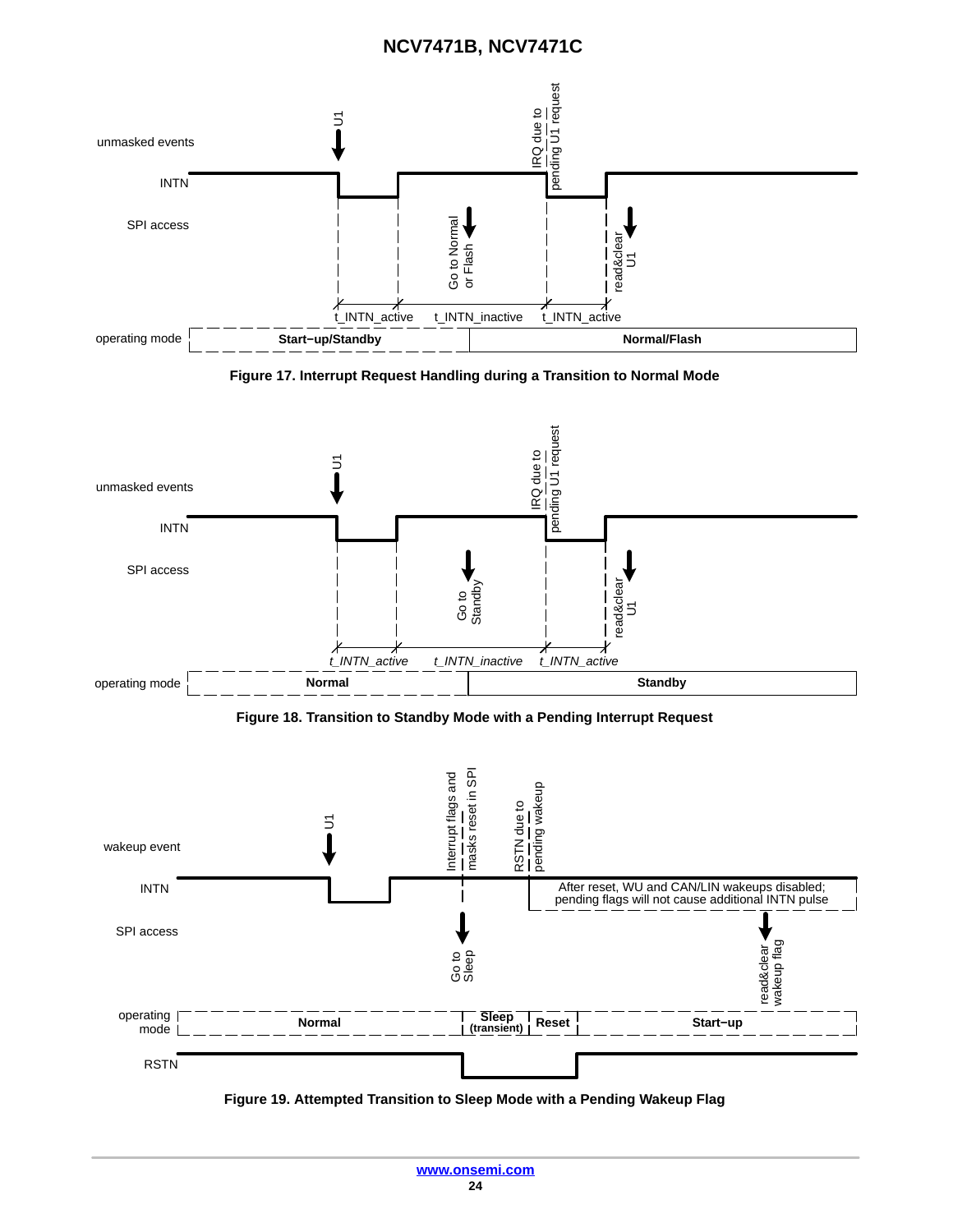Figure 17. Interrupt Request Handling during a Transition to Normal Mode

Figure 18. Transition to Standby Mode with a Pending Interrupt Request

Figure 19. Attempted Transition to Sleep Mode with a Pending Wakeup Flag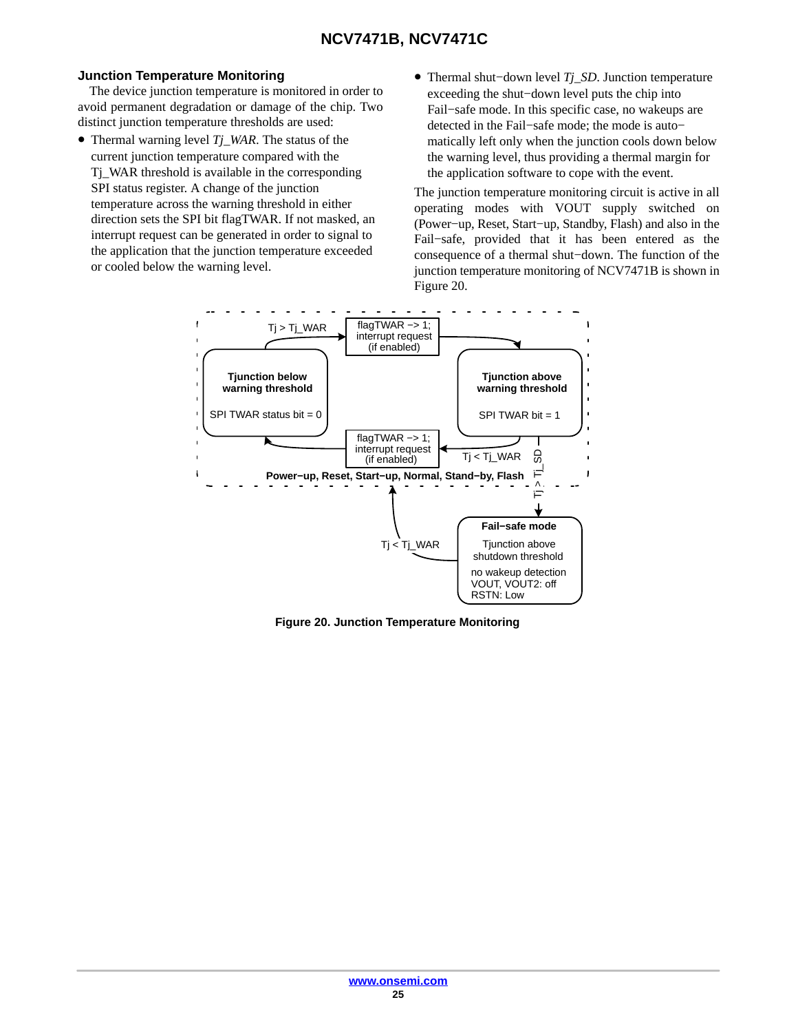### Junction Temperature Monitoring

The device junction temperature is monitored in order to avoid permanent degradation or damage of the chip. Two distinct junction temperature thresholds are used:

- Thermal warning level *Tj_WAR*. The status of the current junction temperature compared with the Tj_WAR threshold is available in the corresponding SPI status register. A change of the junction temperature across the warning threshold in either direction sets the SPI bit flagTWAR. If not masked, an interrupt request can be generated in order to signal to the application that the junction temperature exceeded or cooled below the warning level.
- Thermal shut−down level *Tj_SD*. Junction temperature exceeding the shut−down level puts the chip into Fail−safe mode. In this specific case, no wakeups are detected in the Fail−safe mode; the mode is automatically left only when the junction cools down below the warning level, thus providing a thermal margin for the application software to cope with the event.

The junction temperature monitoring circuit is active in all operating modes with VOUT supply switched on (Power−up, Reset, Start−up, Standby, Flash) and also in the Fail−safe, provided that it has been entered as the consequence of a thermal shut−down. The function of the junction temperature monitoring of NCV7471B is shown in Figure 20.

Figure 20. Junction Temperature Monitoring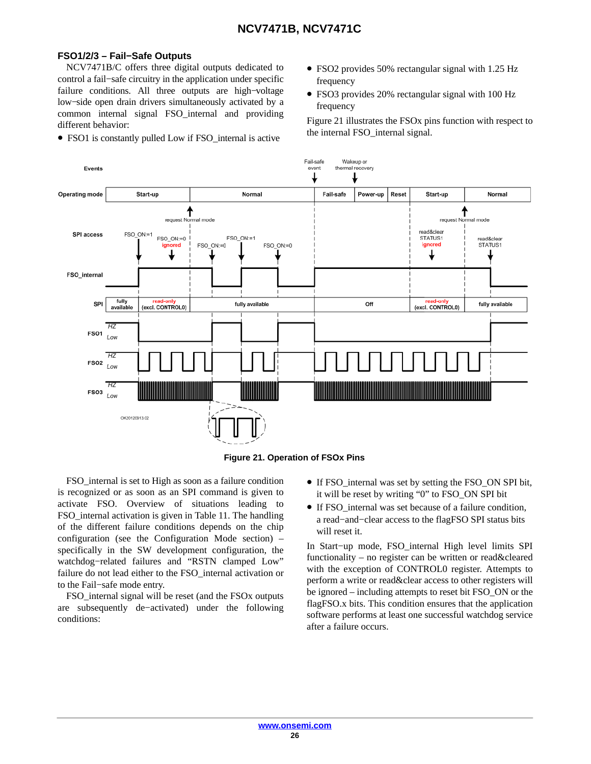### FSO1/2/3 – Fail−Safe Outputs

NCV7471B/C offers three digital outputs dedicated to control a fail−safe circuitry in the application under specific failure conditions. All three outputs are high−voltage low−side open drain drivers simultaneously activated by a common internal signal FSO_internal and providing different behavior:

- FSO1 is constantly pulled Low if FSO_internal is active
- FSO2 provides 50% rectangular signal with 1.25 Hz frequency
- FSO3 provides 20% rectangular signal with 100 Hz frequency

Figure 21 illustrates the FSOx pins function with respect to the internal FSO_internal signal.

**Figure 21. Operation of FSOx Pins**

FSO_internal is set to High as soon as a failure condition is recognized or as soon as an SPI command is given to activate FSO. Overview of situations leading to FSO_internal activation is given in Table 11. The handling of the different failure conditions depends on the chip configuration (see the Configuration Mode section) – specifically in the SW development configuration, the watchdog−related failures and “RSTN clamped Low” failure do not lead either to the FSO_internal activation or to the Fail−safe mode entry.

FSO_internal signal will be reset (and the FSOx outputs are subsequently de−activated) under the following conditions:

- If FSO_internal was set by setting the FSO_ON SPI bit, it will be reset by writing “0” to FSO_ON SPI bit
- If FSO_internal was set because of a failure condition, a read−and−clear access to the flagFSO SPI status bits will reset it.

In Start−up mode, FSO_internal High level limits SPI functionality – no register can be written or read&cleared with the exception of CONTROL0 register. Attempts to perform a write or read&clear access to other registers will be ignored – including attempts to reset bit FSO_ON or the flagFSO.x bits. This condition ensures that the application software performs at least one successful watchdog service after a failure occurs.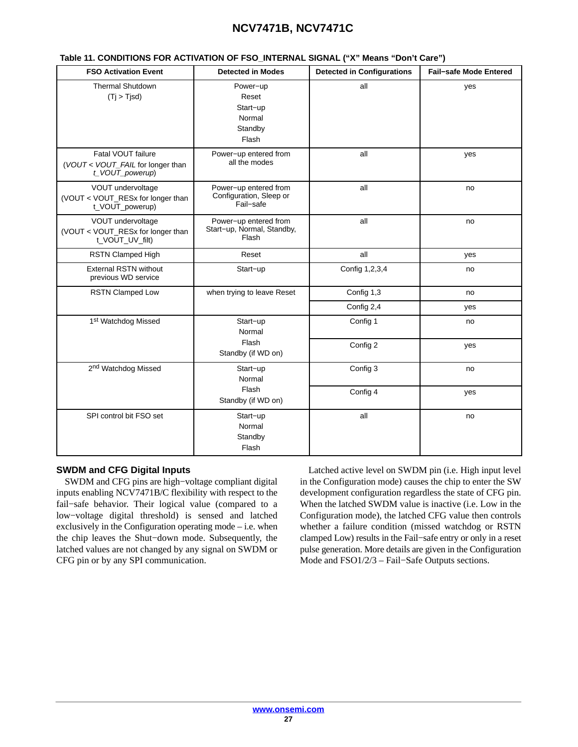**Table 11. CONDITIONS FOR ACTIVATION OF FSO_INTERNAL SIGNAL (“X” Means “Don’t Care”)**

| FSO Activation Event | Detected in Modes | Detected in Configurations | Fail−safe Mode Entered |
|---|---|---|---|
| Thermal Shutdown ($T_j > T_{jsd}$) | Power−up<br>Reset<br>Start−up<br>Normal<br>Standby<br>Flash | all | yes |
| Fatal VOUT failure (*VOUT < VOUT_FAIL* for longer than *t_VOUT_powerup*) | Power−up entered from all the modes | all | yes |
| VOUT undervoltage (VOUT < VOUT_RESx for longer than t_VOUT_powerup) | Power−up entered from Configuration, Sleep or Fail−safe | all | no |
| VOUT undervoltage (VOUT < VOUT_RESx for longer than t_VOUT_UV_filt) | Power−up entered from Start−up, Normal, Standby, Flash | all | no |
| RSTN Clamped High | Reset | all | yes |
| External RSTN without previous WD service | Start−up | Config 1,2,3,4 | no |
| RSTN Clamped Low | when trying to leave Reset | Config 1,3 | no |
| | | Config 2,4 | yes |
| 1st Watchdog Missed | Start−up<br>Normal<br>Flash<br>Standby (if WD on) | Config 1 | no |
| | | Config 2 | yes |
| 2nd Watchdog Missed | Start−up<br>Normal<br>Flash<br>Standby (if WD on) | Config 3 | no |
| | | Config 4 | yes |
| SPI control bit FSO set | Start−up<br>Normal<br>Standby<br>Flash | all | no |

### SWDM and CFG Digital Inputs

SWDM and CFG pins are high−voltage compliant digital inputs enabling NCV7471B/C flexibility with respect to the fail−safe behavior. Their logical value (compared to a low−voltage digital threshold) is sensed and latched exclusively in the Configuration operating mode – i.e. when the chip leaves the Shut−down mode. Subsequently, the latched values are not changed by any signal on SWDM or CFG pin or by any SPI communication.

Latched active level on SWDM pin (i.e. High input level in the Configuration mode) causes the chip to enter the SW development configuration regardless the state of CFG pin. When the latched SWDM value is inactive (i.e. Low in the Configuration mode), the latched CFG value then controls whether a failure condition (missed watchdog or RSTN clamped Low) results in the Fail−safe entry or only in a reset pulse generation. More details are given in the Configuration Mode and FSO1/2/3 – Fail−Safe Outputs sections.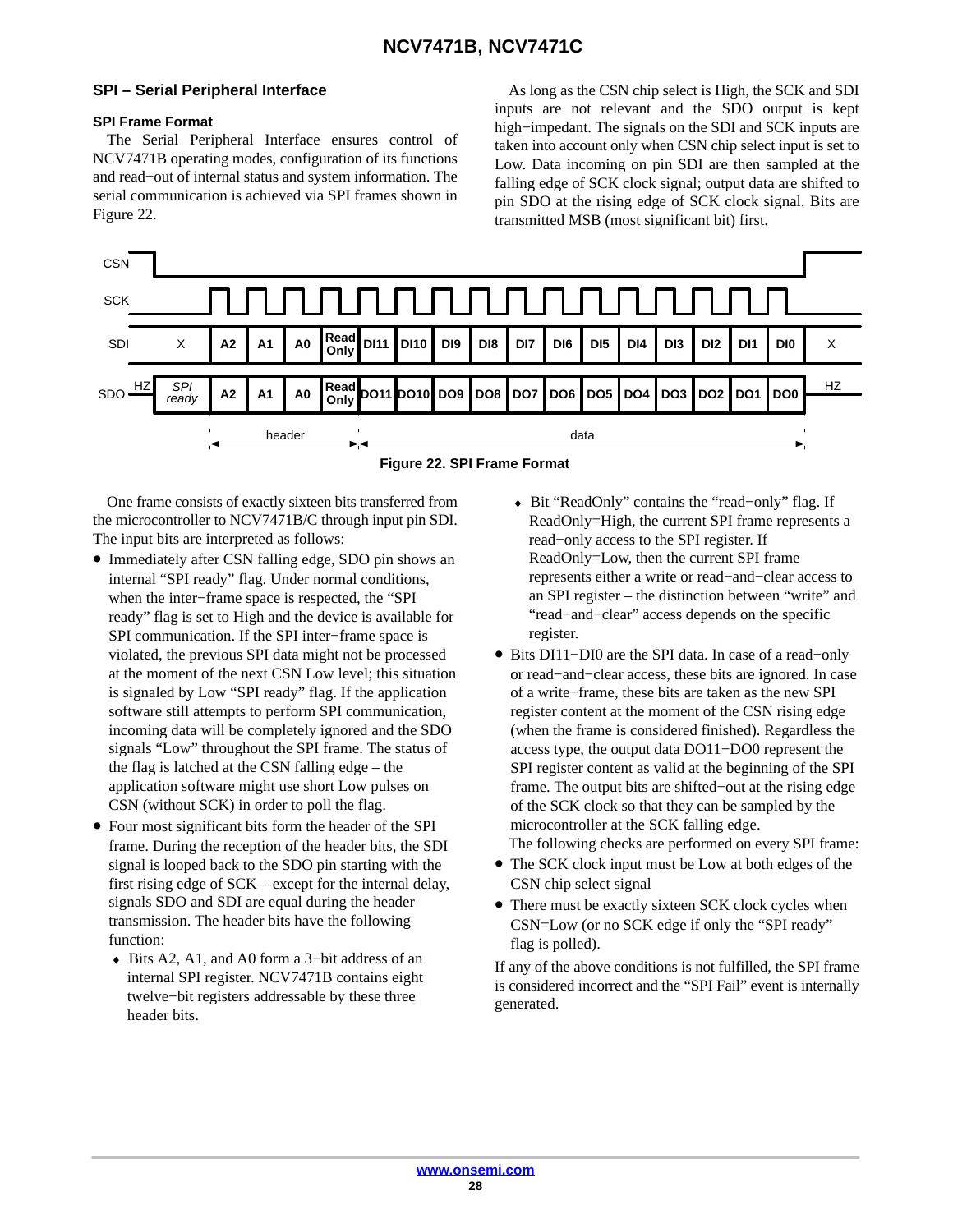## SPI – Serial Peripheral Interface

### SPI Frame Format

The Serial Peripheral Interface ensures control of NCV7471B operating modes, configuration of its functions and read−out of internal status and system information. The serial communication is achieved via SPI frames shown in Figure 22.

As long as the CSN chip select is High, the SCK and SDI inputs are not relevant and the SDO output is kept high−impedant. The signals on the SDI and SCK inputs are taken into account only when CSN chip select input is set to Low. Data incoming on pin SDI are then sampled at the falling edge of SCK clock signal; output data are shifted to pin SDO at the rising edge of SCK clock signal. Bits are transmitted MSB (most significant bit) first.

**Figure 22. SPI Frame Format**

One frame consists of exactly sixteen bits transferred from the microcontroller to NCV7471B/C through input pin SDI. The input bits are interpreted as follows:

- Immediately after CSN falling edge, SDO pin shows an internal "SPI ready" flag. Under normal conditions, when the inter−frame space is respected, the "SPI ready" flag is set to High and the device is available for SPI communication. If the SPI inter−frame space is violated, the previous SPI data might not be processed at the moment of the next CSN Low level; this situation is signaled by Low "SPI ready" flag. If the application software still attempts to perform SPI communication, incoming data will be completely ignored and the SDO signals "Low" throughout the SPI frame. The status of the flag is latched at the CSN falling edge – the application software might use short Low pulses on CSN (without SCK) in order to poll the flag.
- Four most significant bits form the header of the SPI frame. During the reception of the header bits, the SDI signal is looped back to the SDO pin starting with the first rising edge of SCK – except for the internal delay, signals SDO and SDI are equal during the header transmission. The header bits have the following function:
  - Bits A2, A1, and A0 form a 3−bit address of an internal SPI register. NCV7471B contains eight twelve−bit registers addressable by these three header bits.
  - Bit "ReadOnly" contains the "read−only" flag. If ReadOnly=High, the current SPI frame represents a read−only access to the SPI register. If ReadOnly=Low, then the current SPI frame represents either a write or read−and−clear access to an SPI register – the distinction between "write" and "read−and−clear" access depends on the specific register.
- Bits DI11−DI0 are the SPI data. In case of a read−only or read−and−clear access, these bits are ignored. In case of a write−frame, these bits are taken as the new SPI register content at the moment of the CSN rising edge (when the frame is considered finished). Regardless the access type, the output data DO11−DO0 represent the SPI register content as valid at the beginning of the SPI frame. The output bits are shifted−out at the rising edge of the SCK clock so that they can be sampled by the microcontroller at the SCK falling edge.

The following checks are performed on every SPI frame:

- The SCK clock input must be Low at both edges of the CSN chip select signal
- There must be exactly sixteen SCK clock cycles when CSN=Low (or no SCK edge if only the "SPI ready" flag is polled).

If any of the above conditions is not fulfilled, the SPI frame is considered incorrect and the "SPI Fail" event is internally generated.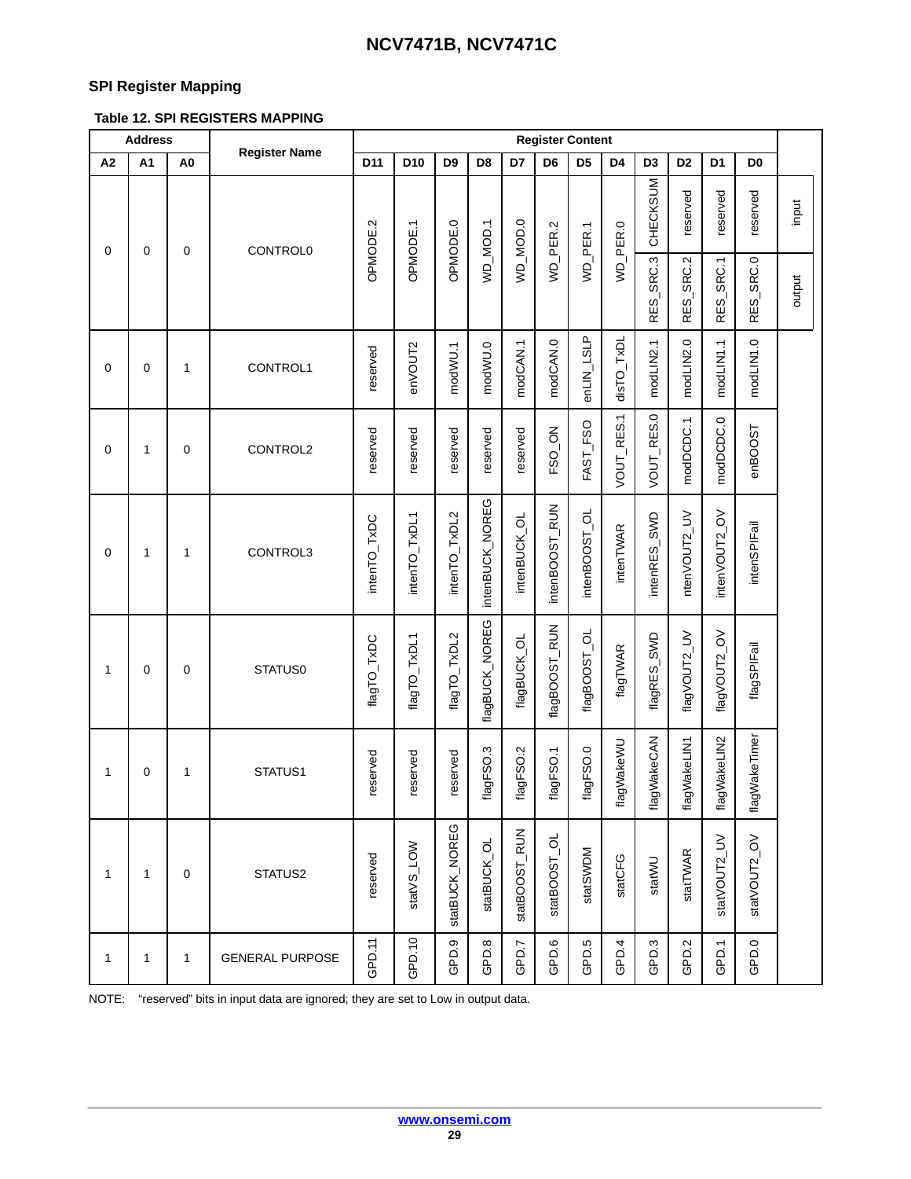## SPI Register Mapping

**Table 12. SPI REGISTERS MAPPING**

| Address | | | Register Name | Register Content | | | | | | | | | | | | |
|---|---|---|---|---|---|---|---|---|---|---|---|---|---|---|---|---|
| A2 | A1 | A0 | | D11 | D10 | D9 | D8 | D7 | D6 | D5 | D4 | D3 | D2 | D1 | D0 | |
| 0 | 0 | 0 | CONTROL0 | OPMODE.2 | OPMODE.1 | OPMODE.0 | WD_MOD.1 | WD_MOD.0 | WD_PER.2 | WD_PER.1 | WD_PER.0 | CHECKSUM | reserved | reserved | reserved | input |
| | | | | | | | | | | | | RES_SRC.3 | RES_SRC.2 | RES_SRC.1 | RES_SRC.0 | output |
| 0 | 0 | 1 | CONTROL1 | reserved | enVOUT2 | modWU.1 | modWU.0 | modCAN.1 | modCAN.0 | enLIN_LSLP | disTO_TxDL | modLIN2.1 | modLIN2.0 | modLIN1.1 | modLIN1.0 | |
| 0 | 1 | 0 | CONTROL2 | reserved | reserved | reserved | reserved | reserved | FSO_ON | FAST_FSO | VOUT_RES.1 | VOUT_RES.0 | modDCDC.1 | modDCDC.0 | enBOOST | |
| 0 | 1 | 1 | CONTROL3 | intenTO_TxDC | intenTO_TxDL1 | intenTO_TxDL2 | intenBUCK_NOREG | intenBUCK_OL | intenBOOST_RUN | intenBOOST_OL | intenTWAR | intenRES_SWD | ntenVOUT2_UV | intenVOUT2_OV | intenSPIFail | |
| 1 | 0 | 0 | STATUS0 | flagTO_TxDC | flagTO_TxDL1 | flagTO_TxDL2 | flagBUCK_NOREG | flagBUCK_OL | flagBOOST_RUN | flagBOOST_OL | flagTWAR | flagRES_SWD | flagVOUT2_UV | flagVOUT2_OV | flagSPIFail | |
| 1 | 0 | 1 | STATUS1 | reserved | reserved | reserved | flagFSO.3 | flagFSO.2 | flagFSO.1 | flagFSO.0 | flagWakeWU | flagWakeCAN | flagWakeLIN1 | flagWakeLIN2 | flagWakeTimer | |
| 1 | 1 | 0 | STATUS2 | reserved | statVS_LOW | statBUCK_NOREG | statBUCK_OL | statBOOST_RUN | statBOOST_OL | statSWDM | statCFG | statWU | statTWAR | statVOUT2_UV | statVOUT2_OV | |
| 1 | 1 | 1 | GENERAL PURPOSE | GPD.11 | GPD.10 | GPD.9 | GPD.8 | GPD.7 | GPD.6 | GPD.5 | GPD.4 | GPD.3 | GPD.2 | GPD.1 | GPD.0 | |

NOTE: "reserved" bits in input data are ignored; they are set to Low in output data.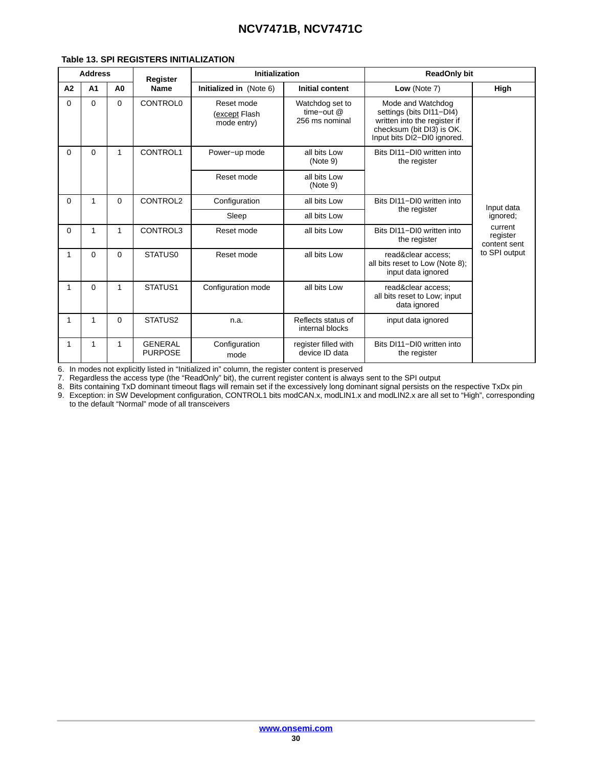**Table 13. SPI REGISTERS INITIALIZATION**

| Address | | | Register Name | Initialization | | ReadOnly bit | |
|---|---|---|---|---|---|---|---|
| A2 | A1 | A0 | | Initialized in (Note 6) | Initial content | Low (Note 7) | High |
| 0 | 0 | 0 | CONTROL0 | Reset mode (except Flash mode entry) | Watchdog set to time−out @ 256 ms nominal | Mode and Watchdog settings (bits DI11−DI4) written into the register if checksum (bit DI3) is OK. Input bits DI2−DI0 ignored. | Input data ignored; current register content sent to SPI output |
| 0 | 0 | 1 | CONTROL1 | Power−up mode | all bits Low (Note 9) | Bits DI11−DI0 written into the register | |
| | | | | Reset mode | all bits Low (Note 9) | | |
| 0 | 1 | 0 | CONTROL2 | Configuration | all bits Low | Bits DI11−DI0 written into the register | |
| | | | | Sleep | all bits Low | | |
| 0 | 1 | 1 | CONTROL3 | Reset mode | all bits Low | Bits DI11−DI0 written into the register | |
| 1 | 0 | 0 | STATUS0 | Reset mode | all bits Low | read&clear access; all bits reset to Low (Note 8); input data ignored | |
| 1 | 0 | 1 | STATUS1 | Configuration mode | all bits Low | read&clear access; all bits reset to Low; input data ignored | |
| 1 | 1 | 0 | STATUS2 | n.a. | Reflects status of internal blocks | input data ignored | |
| 1 | 1 | 1 | GENERAL PURPOSE | Configuration mode | register filled with device ID data | Bits DI11−DI0 written into the register | |

6. In modes not explicitly listed in “Initialized in” column, the register content is preserved
7. Regardless the access type (the “ReadOnly” bit), the current register content is always sent to the SPI output
8. Bits containing TxD dominant timeout flags will remain set if the excessively long dominant signal persists on the respective TxDx pin
9. Exception: in SW Development configuration, CONTROL1 bits modCAN.x, modLIN1.x and modLIN2.x are all set to “High”, corresponding to the default “Normal” mode of all transceivers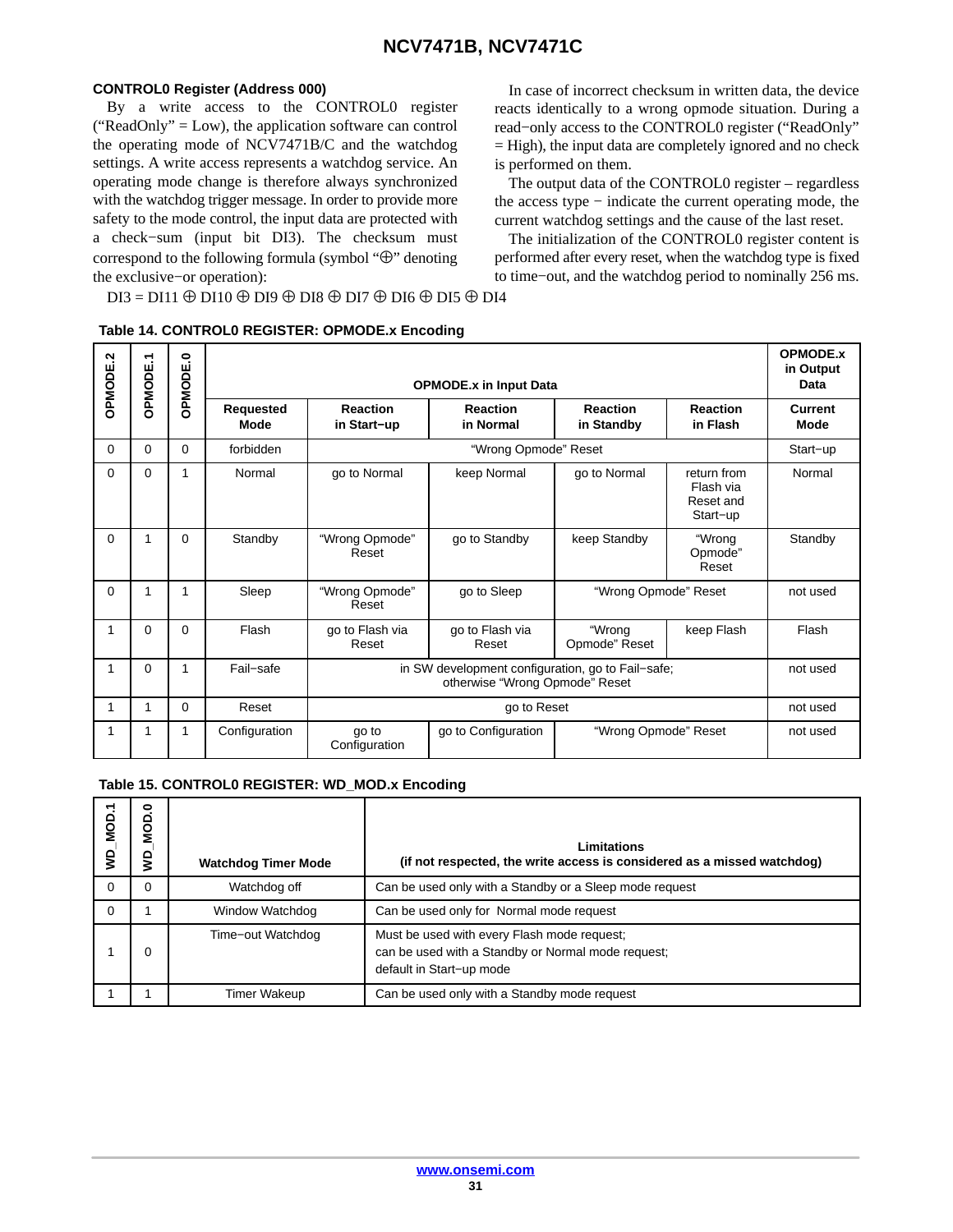#### CONTROL0 Register (Address 000)

By a write access to the CONTROL0 register ("ReadOnly" = Low), the application software can control the operating mode of NCV7471B/C and the watchdog settings. A write access represents a watchdog service. An operating mode change is therefore always synchronized with the watchdog trigger message. In order to provide more safety to the mode control, the input data are protected with a check−sum (input bit DI3). The checksum must correspond to the following formula (symbol "⊕" denoting the exclusive−or operation):

$$DI3 = DI11 \oplus DI10 \oplus DI9 \oplus DI8 \oplus DI7 \oplus DI6 \oplus DI5 \oplus DI4$$

In case of incorrect checksum in written data, the device reacts identically to a wrong opmode situation. During a read−only access to the CONTROL0 register ("ReadOnly" = High), the input data are completely ignored and no check is performed on them.

The output data of the CONTROL0 register – regardless the access type − indicate the current operating mode, the current watchdog settings and the cause of the last reset.

The initialization of the CONTROL0 register content is performed after every reset, when the watchdog type is fixed to time−out, and the watchdog period to nominally 256 ms.

**Table 14. CONTROL0 REGISTER: OPMODE.x Encoding**

| OPMODE.2 | OPMODE.1 | OPMODE.0 | OPMODE.x in Input Data | | | | | | OPMODE.x in Output Data |
|---|---|---|---|---|---|---|---|---|---|
| | | | **Requested Mode** | **Reaction in Start−up** | **Reaction in Normal** | **Reaction in Standby** | **Reaction in Flash** | | **Current Mode** |
| 0 | 0 | 0 | forbidden | "Wrong Opmode" Reset | | | | | Start−up |
| 0 | 0 | 1 | Normal | go to Normal | keep Normal | go to Normal | return from Flash via Reset and Start−up | | Normal |
| 0 | 1 | 0 | Standby | "Wrong Opmode" Reset | go to Standby | keep Standby | "Wrong Opmode" Reset | | Standby |
| 0 | 1 | 1 | Sleep | "Wrong Opmode" Reset | go to Sleep | "Wrong Opmode" Reset | | | not used |
| 1 | 0 | 0 | Flash | go to Flash via Reset | go to Flash via Reset | "Wrong Opmode" Reset | keep Flash | | Flash |
| 1 | 0 | 1 | Fail−safe | in SW development configuration, go to Fail−safe; otherwise "Wrong Opmode" Reset | | | | | not used |
| 1 | 1 | 0 | Reset | go to Reset | | | | | not used |
| 1 | 1 | 1 | Configuration | go to Configuration | go to Configuration | "Wrong Opmode" Reset | | | not used |

**Table 15. CONTROL0 REGISTER: WD_MOD.x Encoding**

| WD_MOD.1 | WD_MOD.0 | Watchdog Timer Mode | Limitations (if not respected, the write access is considered as a missed watchdog) |
|---|---|---|---|
| 0 | 0 | Watchdog off | Can be used only with a Standby or a Sleep mode request |
| 0 | 1 | Window Watchdog | Can be used only for Normal mode request |
| 1 | 0 | Time−out Watchdog | Must be used with every Flash mode request; can be used with a Standby or Normal mode request; default in Start−up mode |
| 1 | 1 | Timer Wakeup | Can be used only with a Standby mode request |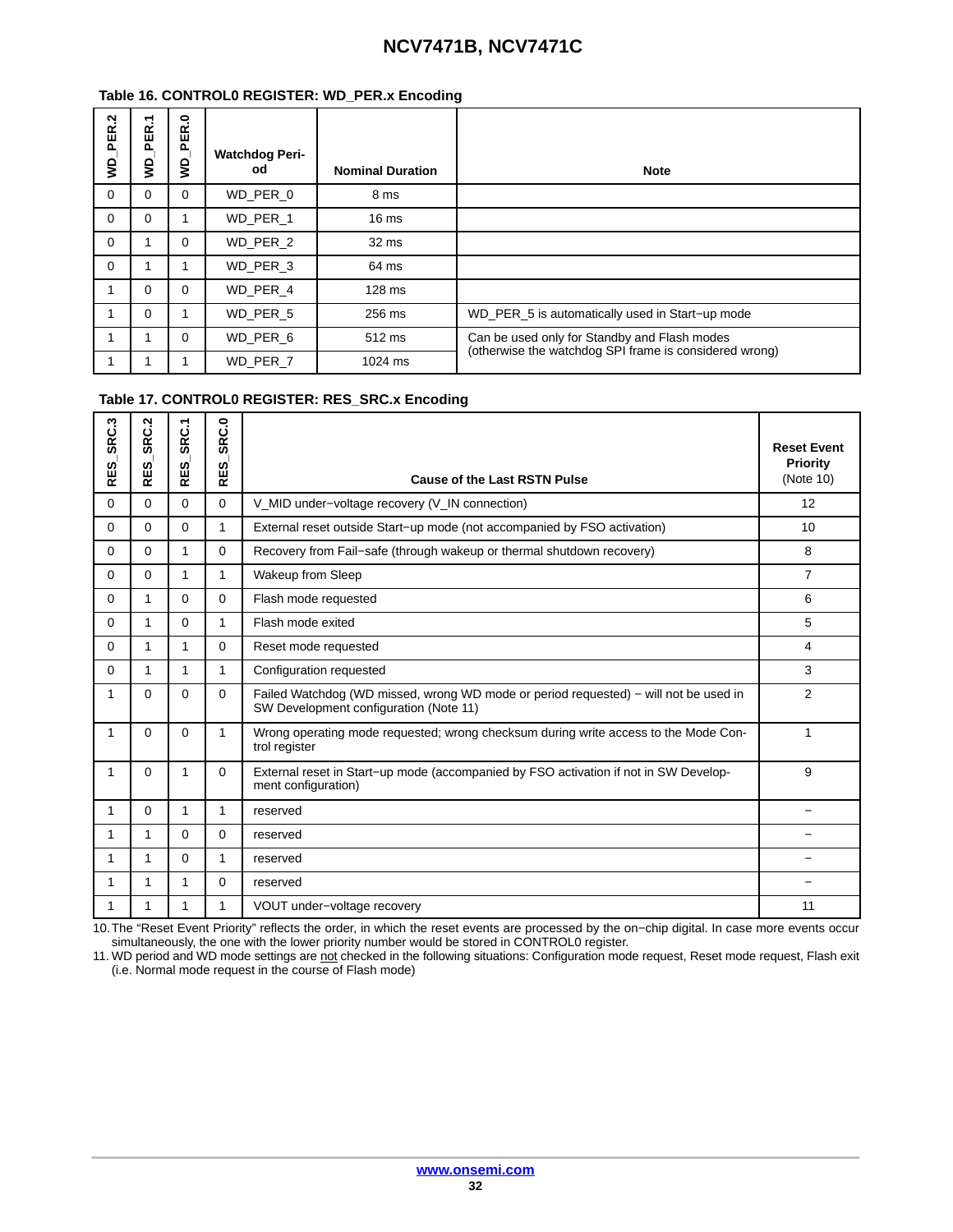**Table 16. CONTROL0 REGISTER: WD_PER.x Encoding**

| WD_PER.2 | WD_PER.1 | WD_PER.0 | Watchdog Period | Nominal Duration | Note |
|---|---|---|---|---|---|
| 0 | 0 | 0 | WD_PER_0 | 8 ms | |
| 0 | 0 | 1 | WD_PER_1 | 16 ms | |
| 0 | 1 | 0 | WD_PER_2 | 32 ms | |
| 0 | 1 | 1 | WD_PER_3 | 64 ms | |
| 1 | 0 | 0 | WD_PER_4 | 128 ms | |
| 1 | 0 | 1 | WD_PER_5 | 256 ms | WD_PER_5 is automatically used in Start−up mode |
| 1 | 1 | 0 | WD_PER_6 | 512 ms | Can be used only for Standby and Flash modes (otherwise the watchdog SPI frame is considered wrong) |
| 1 | 1 | 1 | WD_PER_7 | 1024 ms | |

**Table 17. CONTROL0 REGISTER: RES_SRC.x Encoding**

| RES_SRC.3 | RES_SRC.2 | RES_SRC.1 | RES_SRC.0 | Cause of the Last RSTN Pulse | Reset Event Priority (Note 10) |
|---|---|---|---|---|---|
| 0 | 0 | 0 | 0 | V_MID under−voltage recovery (V_IN connection) | 12 |
| 0 | 0 | 0 | 1 | External reset outside Start−up mode (not accompanied by FSO activation) | 10 |
| 0 | 0 | 1 | 0 | Recovery from Fail−safe (through wakeup or thermal shutdown recovery) | 8 |
| 0 | 0 | 1 | 1 | Wakeup from Sleep | 7 |
| 0 | 1 | 0 | 0 | Flash mode requested | 6 |
| 0 | 1 | 0 | 1 | Flash mode exited | 5 |
| 0 | 1 | 1 | 0 | Reset mode requested | 4 |
| 0 | 1 | 1 | 1 | Configuration requested | 3 |
| 1 | 0 | 0 | 0 | Failed Watchdog (WD missed, wrong WD mode or period requested) − will not be used in SW Development configuration (Note 11) | 2 |
| 1 | 0 | 0 | 1 | Wrong operating mode requested; wrong checksum during write access to the Mode Control register | 1 |
| 1 | 0 | 1 | 0 | External reset in Start−up mode (accompanied by FSO activation if not in SW Development configuration) | 9 |
| 1 | 0 | 1 | 1 | reserved | − |
| 1 | 1 | 0 | 0 | reserved | − |
| 1 | 1 | 0 | 1 | reserved | − |
| 1 | 1 | 1 | 0 | reserved | − |
| 1 | 1 | 1 | 1 | VOUT under−voltage recovery | 11 |

10. The “Reset Event Priority” reflects the order, in which the reset events are processed by the on−chip digital. In case more events occur simultaneously, the one with the lower priority number would be stored in CONTROL0 register.
11. WD period and WD mode settings are not checked in the following situations: Configuration mode request, Reset mode request, Flash exit (i.e. Normal mode request in the course of Flash mode)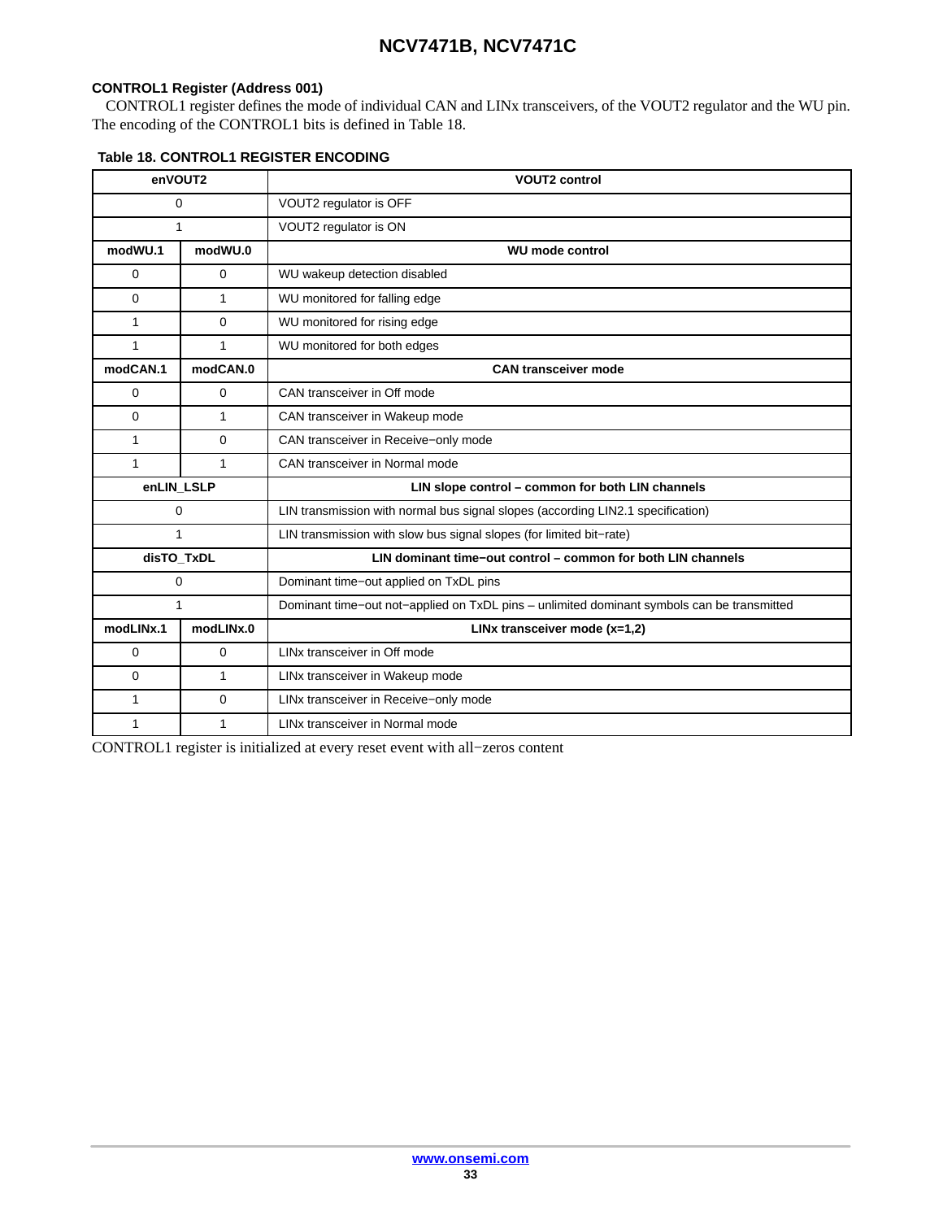### CONTROL1 Register (Address 001)

CONTROL1 register defines the mode of individual CAN and LINx transceivers, of the VOUT2 regulator and the WU pin. The encoding of the CONTROL1 bits is defined in Table 18.

**Table 18. CONTROL1 REGISTER ENCODING**

| enVOUT2 | | VOUT2 control |
|---|---|---|
| 0 | | VOUT2 regulator is OFF |
| 1 | | VOUT2 regulator is ON |
| **modWU.1** | **modWU.0** | **WU mode control** |
| 0 | 0 | WU wakeup detection disabled |
| 0 | 1 | WU monitored for falling edge |
| 1 | 0 | WU monitored for rising edge |
| 1 | 1 | WU monitored for both edges |
| **modCAN.1** | **modCAN.0** | **CAN transceiver mode** |
| 0 | 0 | CAN transceiver in Off mode |
| 0 | 1 | CAN transceiver in Wakeup mode |
| 1 | 0 | CAN transceiver in Receive−only mode |
| 1 | 1 | CAN transceiver in Normal mode |
| **enLIN_LSLP** | | **LIN slope control – common for both LIN channels** |
| 0 | | LIN transmission with normal bus signal slopes (according LIN2.1 specification) |
| 1 | | LIN transmission with slow bus signal slopes (for limited bit−rate) |
| **disTO_TxDL** | | **LIN dominant time−out control – common for both LIN channels** |
| 0 | | Dominant time−out applied on TxDL pins |
| 1 | | Dominant time−out not−applied on TxDL pins – unlimited dominant symbols can be transmitted |
| **modLINx.1** | **modLINx.0** | **LINx transceiver mode (x=1,2)** |
| 0 | 0 | LINx transceiver in Off mode |
| 0 | 1 | LINx transceiver in Wakeup mode |
| 1 | 0 | LINx transceiver in Receive−only mode |
| 1 | 1 | LINx transceiver in Normal mode |

CONTROL1 register is initialized at every reset event with all−zeros content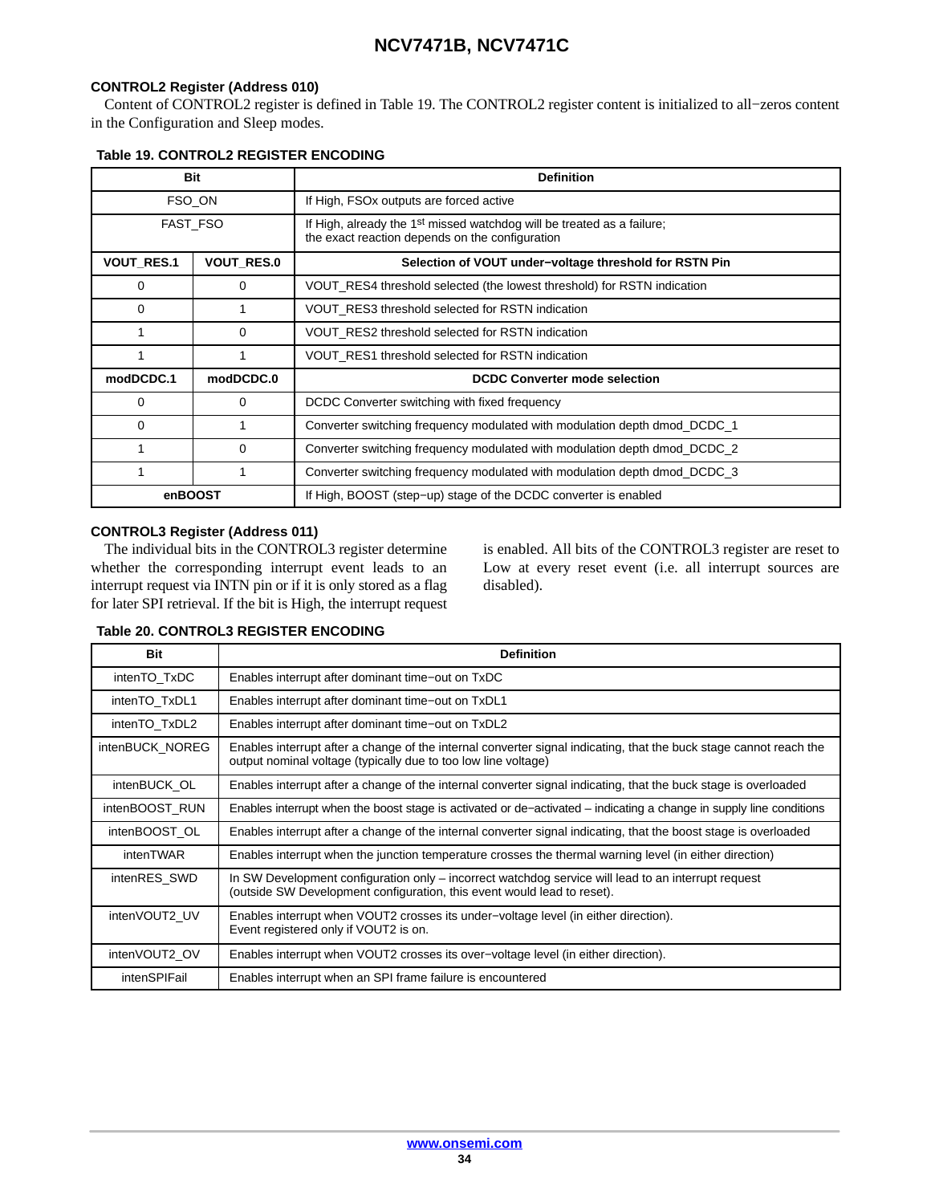### CONTROL2 Register (Address 010)

Content of CONTROL2 register is defined in Table 19. The CONTROL2 register content is initialized to all−zeros content in the Configuration and Sleep modes.

**Table 19. CONTROL2 REGISTER ENCODING**

| Bit | | Definition |
|---|---|---|
| FSO_ON | | If High, FSOx outputs are forced active |
| FAST_FSO | | If High, already the 1st missed watchdog will be treated as a failure; the exact reaction depends on the configuration |
| **VOUT_RES.1** | **VOUT_RES.0** | **Selection of VOUT under−voltage threshold for RSTN Pin** |
| 0 | 0 | VOUT_RES4 threshold selected (the lowest threshold) for RSTN indication |
| 0 | 1 | VOUT_RES3 threshold selected for RSTN indication |
| 1 | 0 | VOUT_RES2 threshold selected for RSTN indication |
| 1 | 1 | VOUT_RES1 threshold selected for RSTN indication |
| **modDCDC.1** | **modDCDC.0** | **DCDC Converter mode selection** |
| 0 | 0 | DCDC Converter switching with fixed frequency |
| 0 | 1 | Converter switching frequency modulated with modulation depth dmod_DCDC_1 |
| 1 | 0 | Converter switching frequency modulated with modulation depth dmod_DCDC_2 |
| 1 | 1 | Converter switching frequency modulated with modulation depth dmod_DCDC_3 |
| **enBOOST** | | If High, BOOST (step−up) stage of the DCDC converter is enabled |

### CONTROL3 Register (Address 011)

The individual bits in the CONTROL3 register determine whether the corresponding interrupt event leads to an interrupt request via INTN pin or if it is only stored as a flag for later SPI retrieval. If the bit is High, the interrupt request is enabled. All bits of the CONTROL3 register are reset to Low at every reset event (i.e. all interrupt sources are disabled).

**Table 20. CONTROL3 REGISTER ENCODING**

| Bit | Definition |
|---|---|
| intenTO_TxDC | Enables interrupt after dominant time−out on TxDC |
| intenTO_TxDL1 | Enables interrupt after dominant time−out on TxDL1 |
| intenTO_TxDL2 | Enables interrupt after dominant time−out on TxDL2 |
| intenBUCK_NOREG | Enables interrupt after a change of the internal converter signal indicating, that the buck stage cannot reach the output nominal voltage (typically due to too low line voltage) |
| intenBUCK_OL | Enables interrupt after a change of the internal converter signal indicating, that the buck stage is overloaded |
| intenBOOST_RUN | Enables interrupt when the boost stage is activated or de−activated – indicating a change in supply line conditions |
| intenBOOST_OL | Enables interrupt after a change of the internal converter signal indicating, that the boost stage is overloaded |
| intenTWAR | Enables interrupt when the junction temperature crosses the thermal warning level (in either direction) |
| intenRES_SWD | In SW Development configuration only – incorrect watchdog service will lead to an interrupt request (outside SW Development configuration, this event would lead to reset). |
| intenVOUT2_UV | Enables interrupt when VOUT2 crosses its under−voltage level (in either direction). Event registered only if VOUT2 is on. |
| intenVOUT2_OV | Enables interrupt when VOUT2 crosses its over−voltage level (in either direction). |
| intenSPIFail | Enables interrupt when an SPI frame failure is encountered |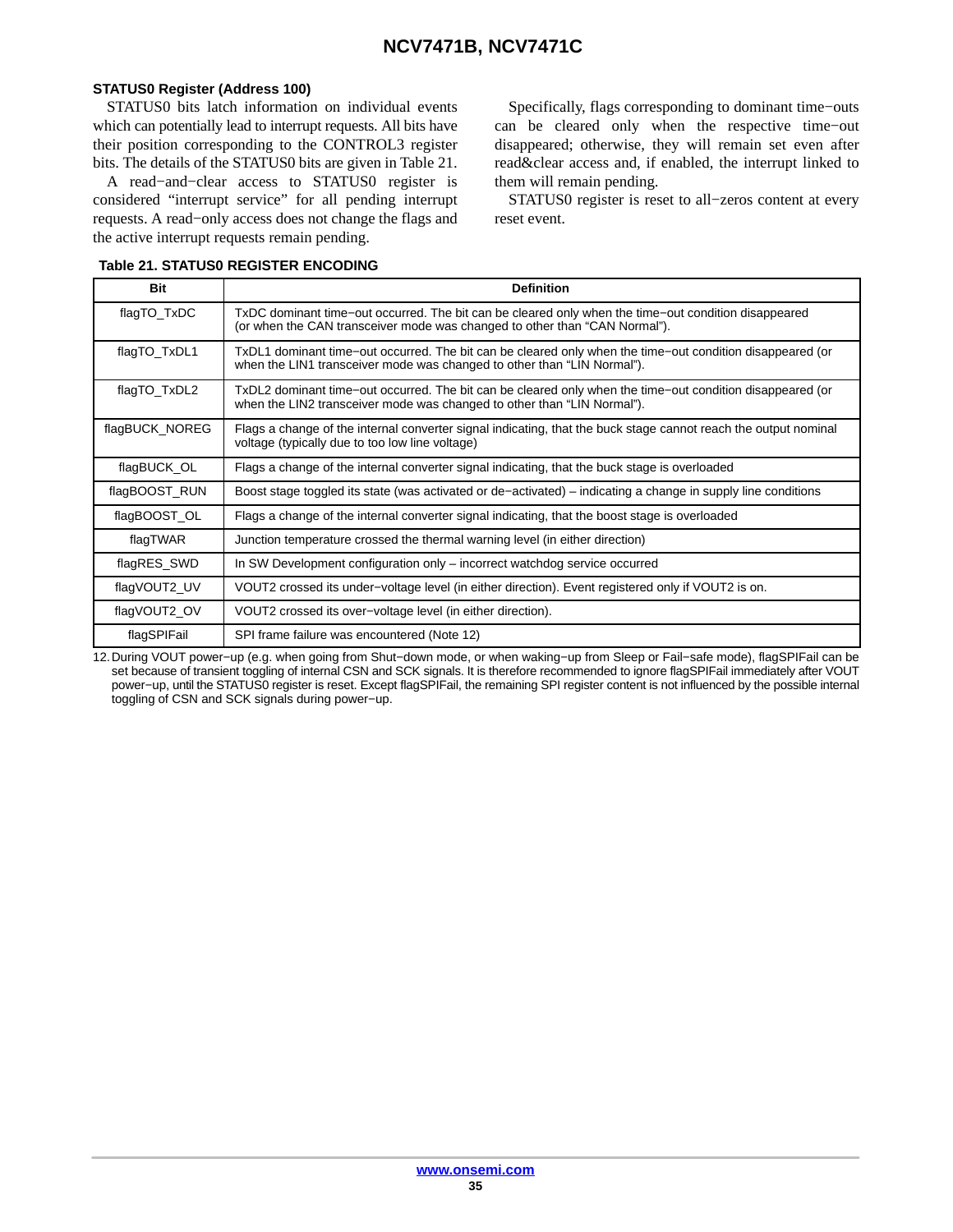### STATUS0 Register (Address 100)

STATUS0 bits latch information on individual events which can potentially lead to interrupt requests. All bits have their position corresponding to the CONTROL3 register bits. The details of the STATUS0 bits are given in Table 21.

A read−and−clear access to STATUS0 register is considered "interrupt service" for all pending interrupt requests. A read−only access does not change the flags and the active interrupt requests remain pending.

Specifically, flags corresponding to dominant time−outs can be cleared only when the respective time−out disappeared; otherwise, they will remain set even after read&clear access and, if enabled, the interrupt linked to them will remain pending.

STATUS0 register is reset to all−zeros content at every reset event.

**Table 21. STATUS0 REGISTER ENCODING**

| Bit | Definition |
|---|---|
| flagTO_TxDC | TxDC dominant time−out occurred. The bit can be cleared only when the time−out condition disappeared (or when the CAN transceiver mode was changed to other than "CAN Normal"). |
| flagTO_TxDL1 | TxDL1 dominant time−out occurred. The bit can be cleared only when the time−out condition disappeared (or when the LIN1 transceiver mode was changed to other than "LIN Normal"). |
| flagTO_TxDL2 | TxDL2 dominant time−out occurred. The bit can be cleared only when the time−out condition disappeared (or when the LIN2 transceiver mode was changed to other than "LIN Normal"). |
| flagBUCK_NOREG | Flags a change of the internal converter signal indicating, that the buck stage cannot reach the output nominal voltage (typically due to too low line voltage) |
| flagBUCK_OL | Flags a change of the internal converter signal indicating, that the buck stage is overloaded |
| flagBOOST_RUN | Boost stage toggled its state (was activated or de−activated) – indicating a change in supply line conditions |
| flagBOOST_OL | Flags a change of the internal converter signal indicating, that the boost stage is overloaded |
| flagTWAR | Junction temperature crossed the thermal warning level (in either direction) |
| flagRES_SWD | In SW Development configuration only – incorrect watchdog service occurred |
| flagVOUT2_UV | VOUT2 crossed its under−voltage level (in either direction). Event registered only if VOUT2 is on. |
| flagVOUT2_OV | VOUT2 crossed its over−voltage level (in either direction). |
| flagSPIFail | SPI frame failure was encountered (Note 12) |

12. During VOUT power−up (e.g. when going from Shut−down mode, or when waking−up from Sleep or Fail−safe mode), flagSPIFail can be set because of transient toggling of internal CSN and SCK signals. It is therefore recommended to ignore flagSPIFail immediately after VOUT power−up, until the STATUS0 register is reset. Except flagSPIFail, the remaining SPI register content is not influenced by the possible internal toggling of CSN and SCK signals during power−up.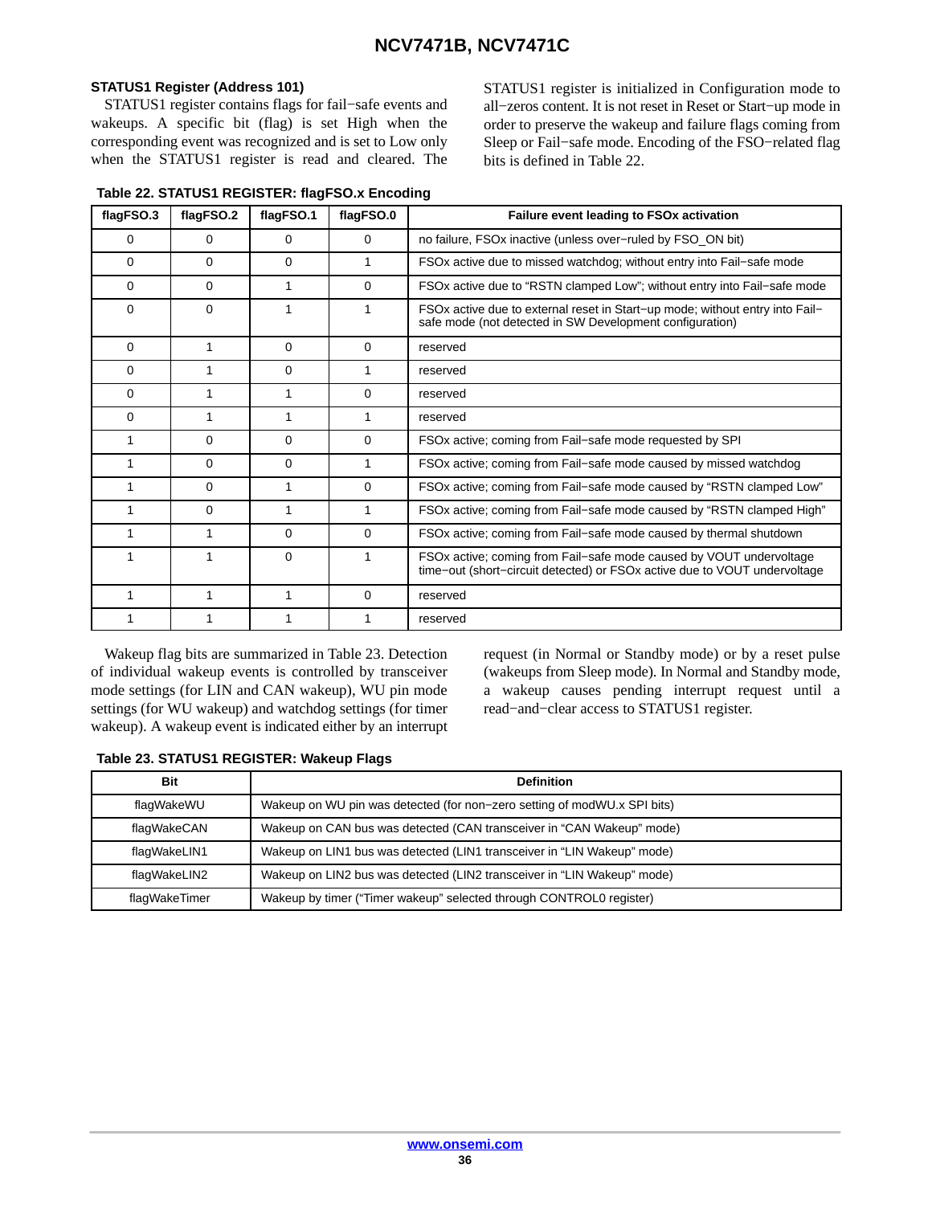### STATUS1 Register (Address 101)

STATUS1 register contains flags for fail−safe events and wakeups. A specific bit (flag) is set High when the corresponding event was recognized and is set to Low only when the STATUS1 register is read and cleared. The STATUS1 register is initialized in Configuration mode to all−zeros content. It is not reset in Reset or Start−up mode in order to preserve the wakeup and failure flags coming from Sleep or Fail−safe mode. Encoding of the FSO−related flag bits is defined in Table 22.

**Table 22. STATUS1 REGISTER: flagFSO.x Encoding**

| flagFSO.3 | flagFSO.2 | flagFSO.1 | flagFSO.0 | Failure event leading to FSOx activation |
|---|---|---|---|---|
| 0 | 0 | 0 | 0 | no failure, FSOx inactive (unless over−ruled by FSO_ON bit) |
| 0 | 0 | 0 | 1 | FSOx active due to missed watchdog; without entry into Fail−safe mode |
| 0 | 0 | 1 | 0 | FSOx active due to “RSTN clamped Low”; without entry into Fail−safe mode |
| 0 | 0 | 1 | 1 | FSOx active due to external reset in Start−up mode; without entry into Fail−safe mode (not detected in SW Development configuration) |
| 0 | 1 | 0 | 0 | reserved |
| 0 | 1 | 0 | 1 | reserved |
| 0 | 1 | 1 | 0 | reserved |
| 0 | 1 | 1 | 1 | reserved |
| 1 | 0 | 0 | 0 | FSOx active; coming from Fail−safe mode requested by SPI |
| 1 | 0 | 0 | 1 | FSOx active; coming from Fail−safe mode caused by missed watchdog |
| 1 | 0 | 1 | 0 | FSOx active; coming from Fail−safe mode caused by “RSTN clamped Low” |
| 1 | 0 | 1 | 1 | FSOx active; coming from Fail−safe mode caused by “RSTN clamped High” |
| 1 | 1 | 0 | 0 | FSOx active; coming from Fail−safe mode caused by thermal shutdown |
| 1 | 1 | 0 | 1 | FSOx active; coming from Fail−safe mode caused by VOUT undervoltage time−out (short−circuit detected) or FSOx active due to VOUT undervoltage |
| 1 | 1 | 1 | 0 | reserved |
| 1 | 1 | 1 | 1 | reserved |

Wakeup flag bits are summarized in Table 23. Detection of individual wakeup events is controlled by transceiver mode settings (for LIN and CAN wakeup), WU pin mode settings (for WU wakeup) and watchdog settings (for timer wakeup). A wakeup event is indicated either by an interrupt request (in Normal or Standby mode) or by a reset pulse (wakeups from Sleep mode). In Normal and Standby mode, a wakeup causes pending interrupt request until a read−and−clear access to STATUS1 register.

**Table 23. STATUS1 REGISTER: Wakeup Flags**

| Bit | Definition |
|---|---|
| flagWakeWU | Wakeup on WU pin was detected (for non−zero setting of modWU.x SPI bits) |
| flagWakeCAN | Wakeup on CAN bus was detected (CAN transceiver in “CAN Wakeup” mode) |
| flagWakeLIN1 | Wakeup on LIN1 bus was detected (LIN1 transceiver in “LIN Wakeup” mode) |
| flagWakeLIN2 | Wakeup on LIN2 bus was detected (LIN2 transceiver in “LIN Wakeup” mode) |
| flagWakeTimer | Wakeup by timer (“Timer wakeup” selected through CONTROL0 register) |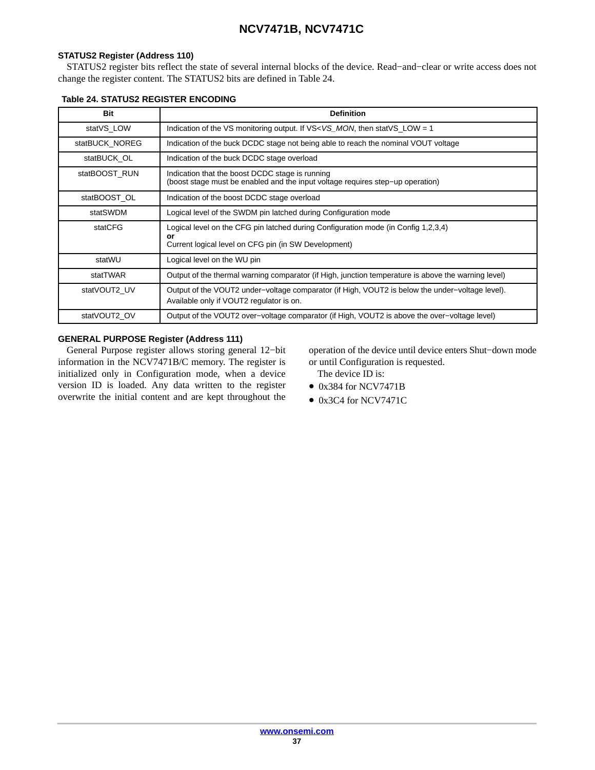### STATUS2 Register (Address 110)

STATUS2 register bits reflect the state of several internal blocks of the device. Read−and−clear or write access does not change the register content. The STATUS2 bits are defined in Table 24.

**Table 24. STATUS2 REGISTER ENCODING**

| Bit | Definition |
|---|---|
| statVS_LOW | Indication of the VS monitoring output. If VS<*VS_MON*, then statVS_LOW = 1 |
| statBUCK_NOREG | Indication of the buck DCDC stage not being able to reach the nominal VOUT voltage |
| statBUCK_OL | Indication of the buck DCDC stage overload |
| statBOOST_RUN | Indication that the boost DCDC stage is running<br>(boost stage must be enabled and the input voltage requires step−up operation) |
| statBOOST_OL | Indication of the boost DCDC stage overload |
| statSWDM | Logical level of the SWDM pin latched during Configuration mode |
| statCFG | Logical level on the CFG pin latched during Configuration mode (in Config 1,2,3,4)<br>**or**<br>Current logical level on CFG pin (in SW Development) |
| statWU | Logical level on the WU pin |
| statTWAR | Output of the thermal warning comparator (if High, junction temperature is above the warning level) |
| statVOUT2_UV | Output of the VOUT2 under−voltage comparator (if High, VOUT2 is below the under−voltage level).<br>Available only if VOUT2 regulator is on. |
| statVOUT2_OV | Output of the VOUT2 over−voltage comparator (if High, VOUT2 is above the over−voltage level) |

### GENERAL PURPOSE Register (Address 111)

General Purpose register allows storing general 12−bit information in the NCV7471B/C memory. The register is initialized only in Configuration mode, when a device version ID is loaded. Any data written to the register overwrite the initial content and are kept throughout the operation of the device until device enters Shut−down mode or until Configuration is requested.

The device ID is:

- 0x384 for NCV7471B
- 0x3C4 for NCV7471C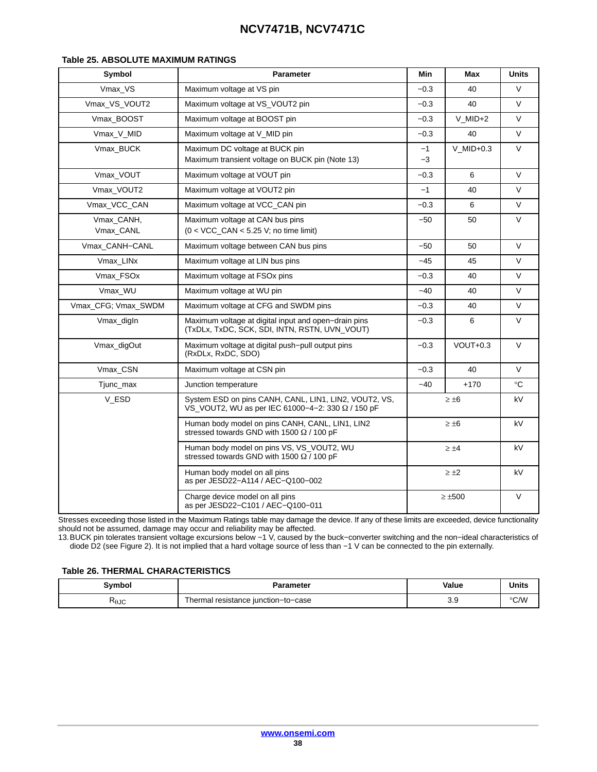#### Table 25. ABSOLUTE MAXIMUM RATINGS

| Symbol | Parameter | Min | Max | Units |
|---|---|---|---|---|
| Vmax_VS | Maximum voltage at VS pin | −0.3 | 40 | V |
| Vmax_VS_VOUT2 | Maximum voltage at VS_VOUT2 pin | −0.3 | 40 | V |
| Vmax_BOOST | Maximum voltage at BOOST pin | −0.3 | V_MID+2 | V |
| Vmax_V_MID | Maximum voltage at V_MID pin | −0.3 | 40 | V |
| Vmax_BUCK | Maximum DC voltage at BUCK pin<br>Maximum transient voltage on BUCK pin (Note 13) | −1<br>−3 | V_MID+0.3 | V |
| Vmax_VOUT | Maximum voltage at VOUT pin | −0.3 | 6 | V |
| Vmax_VOUT2 | Maximum voltage at VOUT2 pin | −1 | 40 | V |
| Vmax_VCC_CAN | Maximum voltage at VCC_CAN pin | −0.3 | 6 | V |
| Vmax_CANH, Vmax_CANL | Maximum voltage at CAN bus pins (0 < VCC_CAN < 5.25 V; no time limit) | −50 | 50 | V |
| Vmax_CANH−CANL | Maximum voltage between CAN bus pins | −50 | 50 | V |
| Vmax_LINx | Maximum voltage at LIN bus pins | −45 | 45 | V |
| Vmax_FSOx | Maximum voltage at FSOx pins | −0.3 | 40 | V |
| Vmax_WU | Maximum voltage at WU pin | −40 | 40 | V |
| Vmax_CFG; Vmax_SWDM | Maximum voltage at CFG and SWDM pins | −0.3 | 40 | V |
| Vmax_digIn | Maximum voltage at digital input and open−drain pins (TxDLx, TxDC, SCK, SDI, INTN, RSTN, UVN_VOUT) | −0.3 | 6 | V |
| Vmax_digOut | Maximum voltage at digital push−pull output pins (RxDLx, RxDC, SDO) | −0.3 | VOUT+0.3 | V |
| Vmax_CSN | Maximum voltage at CSN pin | −0.3 | 40 | V |
| Tjunc_max | Junction temperature | −40 | +170 | °C |
| V_ESD | System ESD on pins CANH, CANL, LIN1, LIN2, VOUT2, VS, VS_VOUT2, WU as per IEC 61000−4−2: 330 Ω / 150 pF | ≥ ±6 | | kV |
| | Human body model on pins CANH, CANL, LIN1, LIN2 stressed towards GND with 1500 Ω / 100 pF | ≥ ±6 | | kV |
| | Human body model on pins VS, VS_VOUT2, WU stressed towards GND with 1500 Ω / 100 pF | ≥ ±4 | | kV |
| | Human body model on all pins as per JESD22−A114 / AEC−Q100−002 | ≥ ±2 | | kV |
| | Charge device model on all pins as per JESD22−C101 / AEC−Q100−011 | ≥ ±500 | | V |

Stresses exceeding those listed in the Maximum Ratings table may damage the device. If any of these limits are exceeded, device functionality should not be assumed, damage may occur and reliability may be affected.

13. BUCK pin tolerates transient voltage excursions below −1 V, caused by the buck−converter switching and the non−ideal characteristics of diode D2 (see Figure 2). It is not implied that a hard voltage source of less than −1 V can be connected to the pin externally.

#### Table 26. THERMAL CHARACTERISTICS

| Symbol | Parameter | Value | Units |
|---|---|---|---|
| $R_{\theta JC}$ | Thermal resistance junction−to−case | 3.9 | °C/W |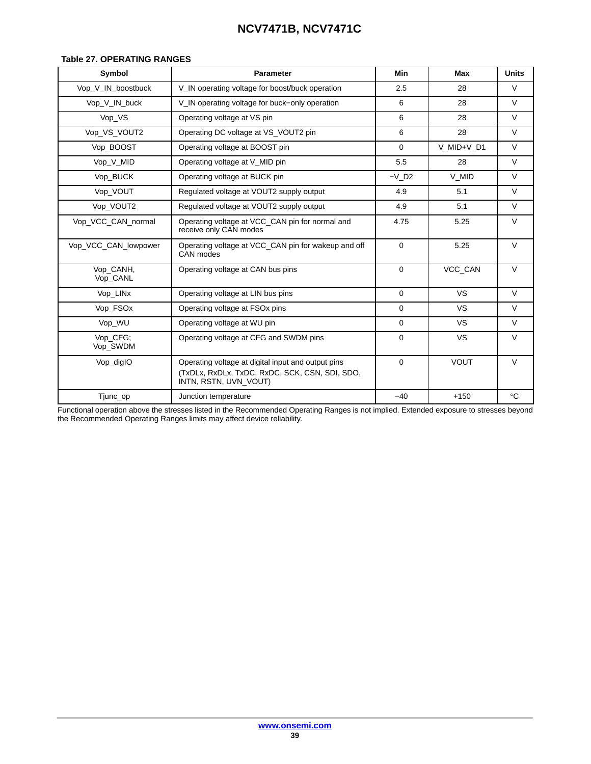**Table 27. OPERATING RANGES**

| Symbol | Parameter | Min | Max | Units |
|---|---|---|---|---|
| Vop_V_IN_boostbuck | V_IN operating voltage for boost/buck operation | 2.5 | 28 | V |
| Vop_V_IN_buck | V_IN operating voltage for buck−only operation | 6 | 28 | V |
| Vop_VS | Operating voltage at VS pin | 6 | 28 | V |
| Vop_VS_VOUT2 | Operating DC voltage at VS_VOUT2 pin | 6 | 28 | V |
| Vop_BOOST | Operating voltage at BOOST pin | 0 | V_MID+V_D1 | V |
| Vop_V_MID | Operating voltage at V_MID pin | 5.5 | 28 | V |
| Vop_BUCK | Operating voltage at BUCK pin | −V_D2 | V_MID | V |
| Vop_VOUT | Regulated voltage at VOUT2 supply output | 4.9 | 5.1 | V |
| Vop_VOUT2 | Regulated voltage at VOUT2 supply output | 4.9 | 5.1 | V |
| Vop_VCC_CAN_normal | Operating voltage at VCC_CAN pin for normal and receive only CAN modes | 4.75 | 5.25 | V |
| Vop_VCC_CAN_lowpower | Operating voltage at VCC_CAN pin for wakeup and off CAN modes | 0 | 5.25 | V |
| Vop_CANH, Vop_CANL | Operating voltage at CAN bus pins | 0 | VCC_CAN | V |
| Vop_LINx | Operating voltage at LIN bus pins | 0 | VS | V |
| Vop_FSOx | Operating voltage at FSOx pins | 0 | VS | V |
| Vop_WU | Operating voltage at WU pin | 0 | VS | V |
| Vop_CFG; Vop_SWDM | Operating voltage at CFG and SWDM pins | 0 | VS | V |
| Vop_digIO | Operating voltage at digital input and output pins (TxDLx, RxDLx, TxDC, RxDC, SCK, CSN, SDI, SDO, INTN, RSTN, UVN_VOUT) | 0 | VOUT | V |
| Tjunc_op | Junction temperature | −40 | +150 | °C |

Functional operation above the stresses listed in the Recommended Operating Ranges is not implied. Extended exposure to stresses beyond the Recommended Operating Ranges limits may affect device reliability.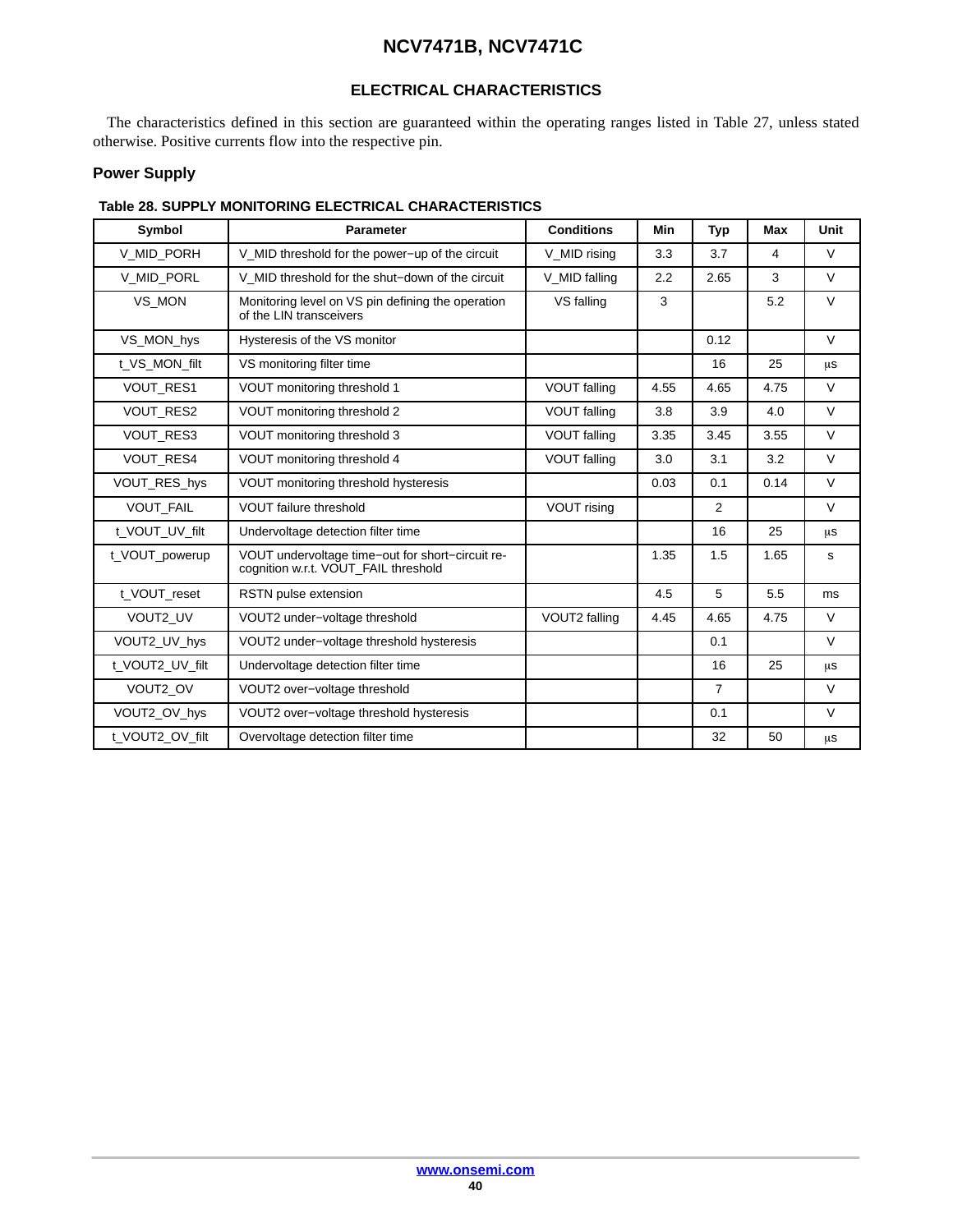## ELECTRICAL CHARACTERISTICS

The characteristics defined in this section are guaranteed within the operating ranges listed in Table 27, unless stated otherwise. Positive currents flow into the respective pin.

### Power Supply

**Table 28. SUPPLY MONITORING ELECTRICAL CHARACTERISTICS**

| Symbol | Parameter | Conditions | Min | Typ | Max | Unit |
|---|---|---|---|---|---|---|
| V_MID_PORH | V_MID threshold for the power−up of the circuit | V_MID rising | 3.3 | 3.7 | 4 | V |
| V_MID_PORL | V_MID threshold for the shut−down of the circuit | V_MID falling | 2.2 | 2.65 | 3 | V |
| VS_MON | Monitoring level on VS pin defining the operation of the LIN transceivers | VS falling | 3 | | 5.2 | V |
| VS_MON_hys | Hysteresis of the VS monitor | | | 0.12 | | V |
| t_VS_MON_filt | VS monitoring filter time | | | 16 | 25 | μs |
| VOUT_RES1 | VOUT monitoring threshold 1 | VOUT falling | 4.55 | 4.65 | 4.75 | V |
| VOUT_RES2 | VOUT monitoring threshold 2 | VOUT falling | 3.8 | 3.9 | 4.0 | V |
| VOUT_RES3 | VOUT monitoring threshold 3 | VOUT falling | 3.35 | 3.45 | 3.55 | V |
| VOUT_RES4 | VOUT monitoring threshold 4 | VOUT falling | 3.0 | 3.1 | 3.2 | V |
| VOUT_RES_hys | VOUT monitoring threshold hysteresis | | 0.03 | 0.1 | 0.14 | V |
| VOUT_FAIL | VOUT failure threshold | VOUT rising | | 2 | | V |
| t_VOUT_UV_filt | Undervoltage detection filter time | | | 16 | 25 | μs |
| t_VOUT_powerup | VOUT undervoltage time−out for short−circuit recognition w.r.t. VOUT_FAIL threshold | | 1.35 | 1.5 | 1.65 | s |
| t_VOUT_reset | RSTN pulse extension | | 4.5 | 5 | 5.5 | ms |
| VOUT2_UV | VOUT2 under−voltage threshold | VOUT2 falling | 4.45 | 4.65 | 4.75 | V |
| VOUT2_UV_hys | VOUT2 under−voltage threshold hysteresis | | | 0.1 | | V |
| t_VOUT2_UV_filt | Undervoltage detection filter time | | | 16 | 25 | μs |
| VOUT2_OV | VOUT2 over−voltage threshold | | | 7 | | V |
| VOUT2_OV_hys | VOUT2 over−voltage threshold hysteresis | | | 0.1 | | V |
| t_VOUT2_OV_filt | Overvoltage detection filter time | | | 32 | 50 | μs |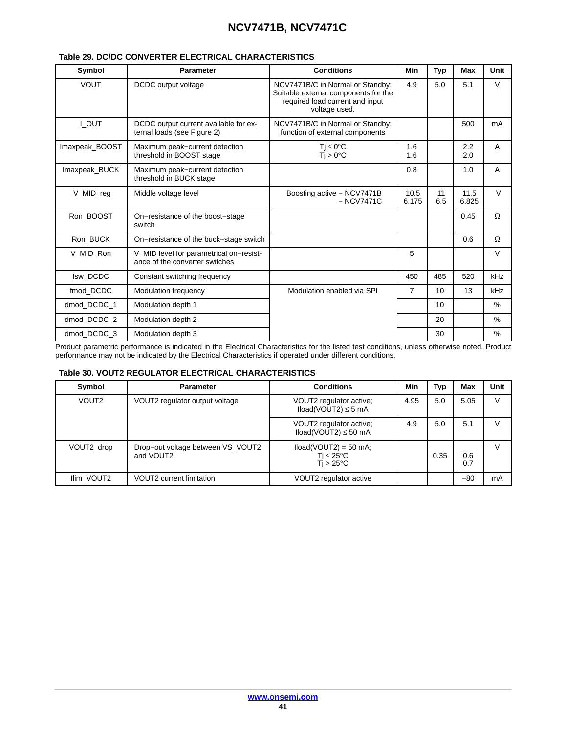**Table 29. DC/DC CONVERTER ELECTRICAL CHARACTERISTICS**

| Symbol | Parameter | Conditions | Min | Typ | Max | Unit |
|---|---|---|---|---|---|---|
| VOUT | DCDC output voltage | NCV7471B/C in Normal or Standby; Suitable external components for the required load current and input voltage used. | 4.9 | 5.0 | 5.1 | V |
| I_OUT | DCDC output current available for external loads (see Figure 2) | NCV7471B/C in Normal or Standby; function of external components | | | 500 | mA |
| Imaxpeak_BOOST | Maximum peak−current detection threshold in BOOST stage | Tj ≤ 0°C<br>Tj > 0°C | 1.6<br>1.6 | | 2.2<br>2.0 | A |
| Imaxpeak_BUCK | Maximum peak−current detection threshold in BUCK stage | | 0.8 | | 1.0 | A |
| V_MID_reg | Middle voltage level | Boosting active − NCV7471B<br>− NCV7471C | 10.5<br>6.175 | 11<br>6.5 | 11.5<br>6.825 | V |
| Ron_BOOST | On−resistance of the boost−stage switch | | | | 0.45 | Ω |
| Ron_BUCK | On−resistance of the buck−stage switch | | | | 0.6 | Ω |
| V_MID_Ron | V_MID level for parametrical on−resistance of the converter switches | | 5 | | | V |
| fsw_DCDC | Constant switching frequency | | 450 | 485 | 520 | kHz |
| fmod_DCDC | Modulation frequency | Modulation enabled via SPI | 7 | 10 | 13 | kHz |
| dmod_DCDC_1 | Modulation depth 1 | | | 10 | | % |
| dmod_DCDC_2 | Modulation depth 2 | | | 20 | | % |
| dmod_DCDC_3 | Modulation depth 3 | | | 30 | | % |

Product parametric performance is indicated in the Electrical Characteristics for the listed test conditions, unless otherwise noted. Product performance may not be indicated by the Electrical Characteristics if operated under different conditions.

**Table 30. VOUT2 REGULATOR ELECTRICAL CHARACTERISTICS**

| Symbol | Parameter | Conditions | Min | Typ | Max | Unit |
|---|---|---|---|---|---|---|
| VOUT2 | VOUT2 regulator output voltage | VOUT2 regulator active; Iload(VOUT2) ≤ 5 mA | 4.95 | 5.0 | 5.05 | V |
| | | VOUT2 regulator active; Iload(VOUT2) ≤ 50 mA | 4.9 | 5.0 | 5.1 | V |
| VOUT2_drop | Drop−out voltage between VS_VOUT2 and VOUT2 | Iload(VOUT2) = 50 mA;<br>Tj ≤ 25°C<br>Tj > 25°C | | 0.35 | 0.6<br>0.7 | V |
| Ilim_VOUT2 | VOUT2 current limitation | VOUT2 regulator active | | | −80 | mA |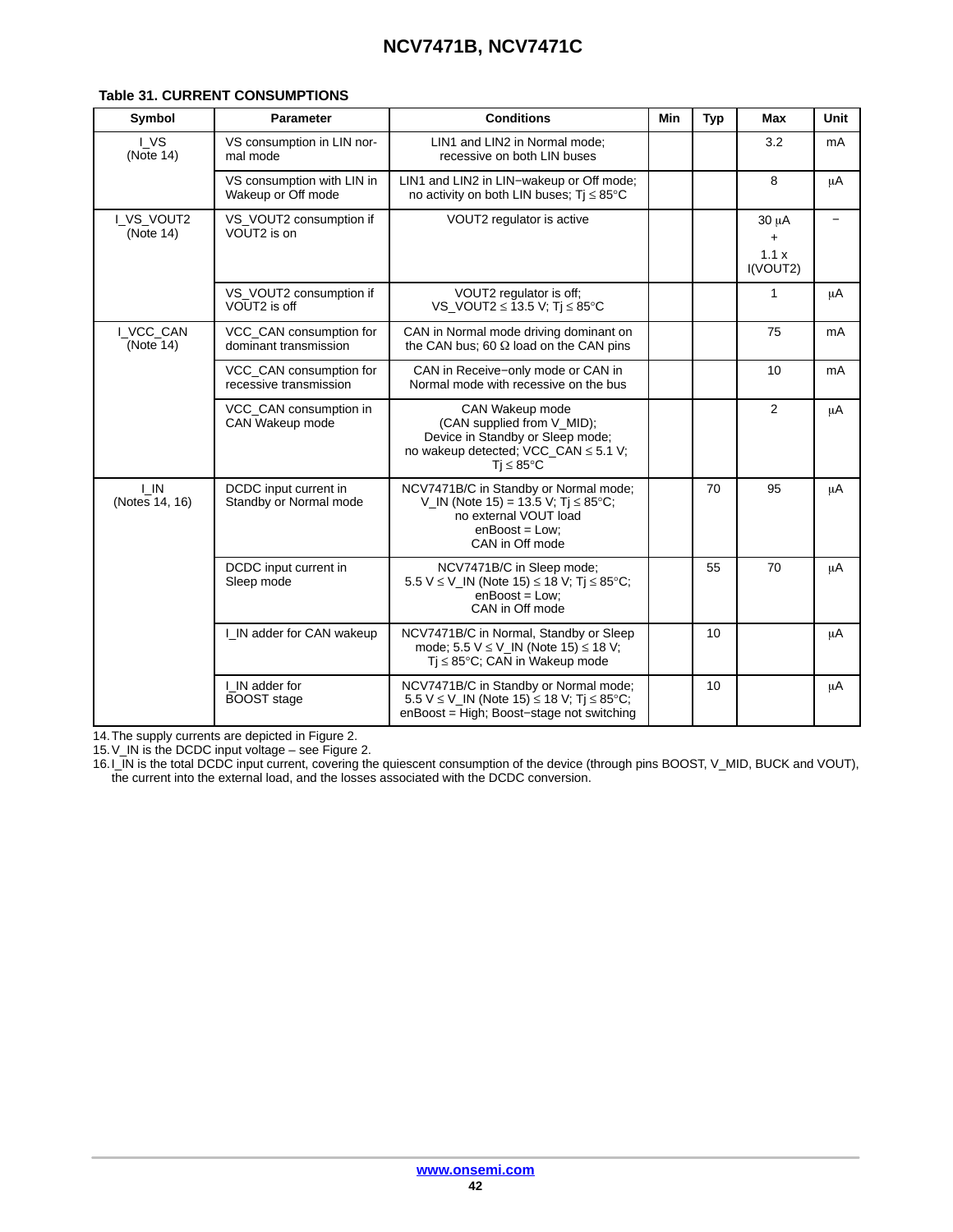**Table 31. CURRENT CONSUMPTIONS**

| Symbol | Parameter | Conditions | Min | Typ | Max | Unit |
|---|---|---|---|---|---|---|
| I_VS (Note 14) | VS consumption in LIN normal mode | LIN1 and LIN2 in Normal mode; recessive on both LIN buses | | | 3.2 | mA |
| | VS consumption with LIN in Wakeup or Off mode | LIN1 and LIN2 in LIN−wakeup or Off mode; no activity on both LIN buses; Tj ≤ 85°C | | | 8 | μA |
| I_VS_VOUT2 (Note 14) | VS_VOUT2 consumption if VOUT2 is on | VOUT2 regulator is active | | | 30 μA + 1.1 x I(VOUT2) | − |
| | VS_VOUT2 consumption if VOUT2 is off | VOUT2 regulator is off; VS_VOUT2 ≤ 13.5 V; Tj ≤ 85°C | | | 1 | μA |
| I_VCC_CAN (Note 14) | VCC_CAN consumption for dominant transmission | CAN in Normal mode driving dominant on the CAN bus; 60 Ω load on the CAN pins | | | 75 | mA |
| | VCC_CAN consumption for recessive transmission | CAN in Receive−only mode or CAN in Normal mode with recessive on the bus | | | 10 | mA |
| | VCC_CAN consumption in CAN Wakeup mode | CAN Wakeup mode (CAN supplied from V_MID); Device in Standby or Sleep mode; no wakeup detected; VCC_CAN ≤ 5.1 V; Tj ≤ 85°C | | | 2 | μA |
| I_IN (Notes 14, 16) | DCDC input current in Standby or Normal mode | NCV7471B/C in Standby or Normal mode; V_IN (Note 15) = 13.5 V; Tj ≤ 85°C; no external VOUT load enBoost = Low; CAN in Off mode | | 70 | 95 | μA |
| | DCDC input current in Sleep mode | NCV7471B/C in Sleep mode; 5.5 V ≤ V_IN (Note 15) ≤ 18 V; Tj ≤ 85°C; enBoost = Low; CAN in Off mode | | 55 | 70 | μA |
| | I_IN adder for CAN wakeup | NCV7471B/C in Normal, Standby or Sleep mode; 5.5 V ≤ V_IN (Note 15) ≤ 18 V; Tj ≤ 85°C; CAN in Wakeup mode | | 10 | | μA |
| | I_IN adder for BOOST stage | NCV7471B/C in Standby or Normal mode; 5.5 V ≤ V_IN (Note 15) ≤ 18 V; Tj ≤ 85°C; enBoost = High; Boost−stage not switching | | 10 | | μA |

14. The supply currents are depicted in Figure 2.
15. V_IN is the DCDC input voltage – see Figure 2.
16. I_IN is the total DCDC input current, covering the quiescent consumption of the device (through pins BOOST, V_MID, BUCK and VOUT), the current into the external load, and the losses associated with the DCDC conversion.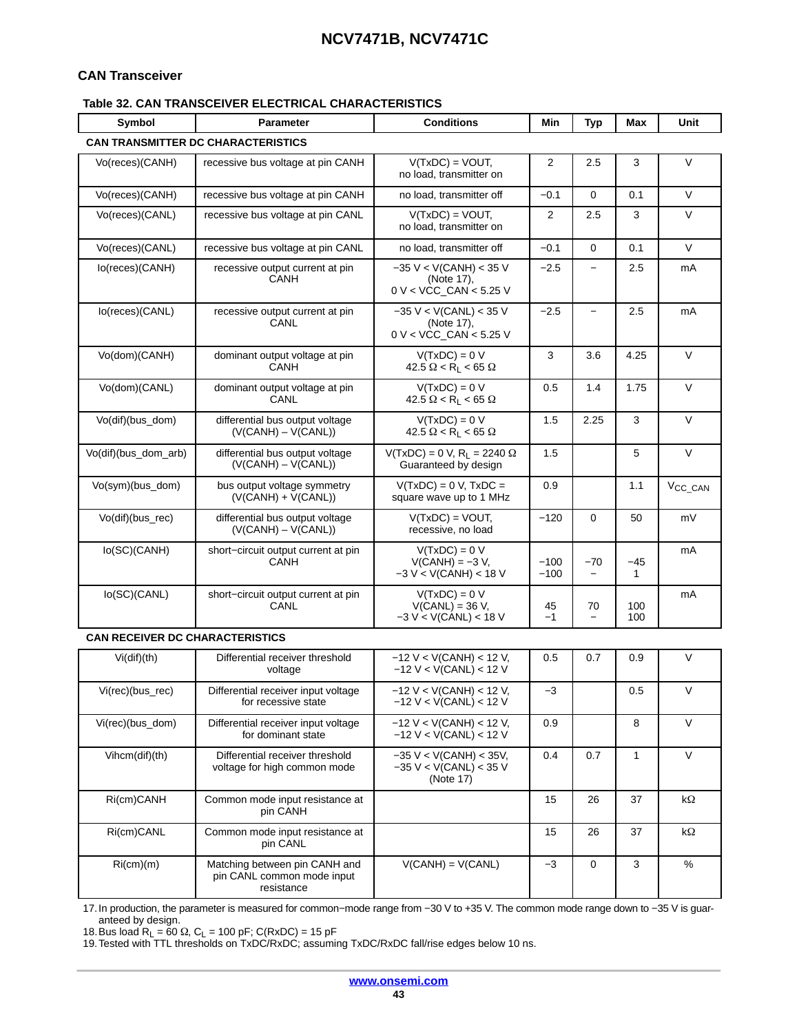## CAN Transceiver

**Table 32. CAN TRANSCEIVER ELECTRICAL CHARACTERISTICS**

| Symbol | Parameter | Conditions | Min | Typ | Max | Unit |
|---|---|---|---|---|---|---|
| **CAN TRANSMITTER DC CHARACTERISTICS** | | | | | | |
| Vo(reces)(CANH) | recessive bus voltage at pin CANH | V(TxDC) = VOUT, no load, transmitter on | 2 | 2.5 | 3 | V |
| Vo(reces)(CANH) | recessive bus voltage at pin CANH | no load, transmitter off | −0.1 | 0 | 0.1 | V |
| Vo(reces)(CANL) | recessive bus voltage at pin CANL | V(TxDC) = VOUT, no load, transmitter on | 2 | 2.5 | 3 | V |
| Vo(reces)(CANL) | recessive bus voltage at pin CANL | no load, transmitter off | −0.1 | 0 | 0.1 | V |
| Io(reces)(CANH) | recessive output current at pin CANH | −35 V < V(CANH) < 35 V (Note 17), 0 V < VCC_CAN < 5.25 V | −2.5 | − | 2.5 | mA |
| Io(reces)(CANL) | recessive output current at pin CANL | −35 V < V(CANL) < 35 V (Note 17), 0 V < VCC_CAN < 5.25 V | −2.5 | − | 2.5 | mA |
| Vo(dom)(CANH) | dominant output voltage at pin CANH | V(TxDC) = 0 V, 42.5 Ω < $R_L$ < 65 Ω | 3 | 3.6 | 4.25 | V |
| Vo(dom)(CANL) | dominant output voltage at pin CANL | V(TxDC) = 0 V, 42.5 Ω < $R_L$ < 65 Ω | 0.5 | 1.4 | 1.75 | V |
| Vo(dif)(bus_dom) | differential bus output voltage (V(CANH) − V(CANL)) | V(TxDC) = 0 V, 42.5 Ω < $R_L$ < 65 Ω | 1.5 | 2.25 | 3 | V |
| Vo(dif)(bus_dom_arb) | differential bus output voltage (V(CANH) − V(CANL)) | V(TxDC) = 0 V, $R_L$ = 2240 Ω Guaranteed by design | 1.5 | | 5 | V |
| Vo(sym)(bus_dom) | bus output voltage symmetry (V(CANH) + V(CANL)) | V(TxDC) = 0 V, TxDC = square wave up to 1 MHz | 0.9 | | 1.1 | $V_{CC\_CAN}$ |
| Vo(dif)(bus_rec) | differential bus output voltage (V(CANH) − V(CANL)) | V(TxDC) = VOUT, recessive, no load | −120 | 0 | 50 | mV |
| Io(SC)(CANH) | short−circuit output current at pin CANH | V(TxDC) = 0 V<br>V(CANH) = −3 V,<br>−3 V < V(CANH) < 18 V | <br>−100<br>−100 | <br>−70<br>− | <br>−45<br>1 | mA |
| Io(SC)(CANL) | short−circuit output current at pin CANL | V(TxDC) = 0 V<br>V(CANL) = 36 V,<br>−3 V < V(CANL) < 18 V | <br>45<br>−1 | <br>70<br>− | <br>100<br>100 | mA |
| **CAN RECEIVER DC CHARACTERISTICS** | | | | | | |
| Vi(dif)(th) | Differential receiver threshold voltage | −12 V < V(CANH) < 12 V, −12 V < V(CANL) < 12 V | 0.5 | 0.7 | 0.9 | V |
| Vi(rec)(bus_rec) | Differential receiver input voltage for recessive state | −12 V < V(CANH) < 12 V, −12 V < V(CANL) < 12 V | −3 | | 0.5 | V |
| Vi(rec)(bus_dom) | Differential receiver input voltage for dominant state | −12 V < V(CANH) < 12 V, −12 V < V(CANL) < 12 V | 0.9 | | 8 | V |
| Vihcm(dif)(th) | Differential receiver threshold voltage for high common mode | −35 V < V(CANH) < 35V, −35 V < V(CANL) < 35 V (Note 17) | 0.4 | 0.7 | 1 | V |
| Ri(cm)CANH | Common mode input resistance at pin CANH | | 15 | 26 | 37 | kΩ |
| Ri(cm)CANL | Common mode input resistance at pin CANL | | 15 | 26 | 37 | kΩ |
| Ri(cm)(m) | Matching between pin CANH and pin CANL common mode input resistance | V(CANH) = V(CANL) | −3 | 0 | 3 | % |

17. In production, the parameter is measured for common−mode range from −30 V to +35 V. The common mode range down to −35 V is guaranteed by design.
18. Bus load $R_L$ = 60 Ω, $C_L$ = 100 pF; C(RxDC) = 15 pF
19. Tested with TTL thresholds on TxDC/RxDC; assuming TxDC/RxDC fall/rise edges below 10 ns.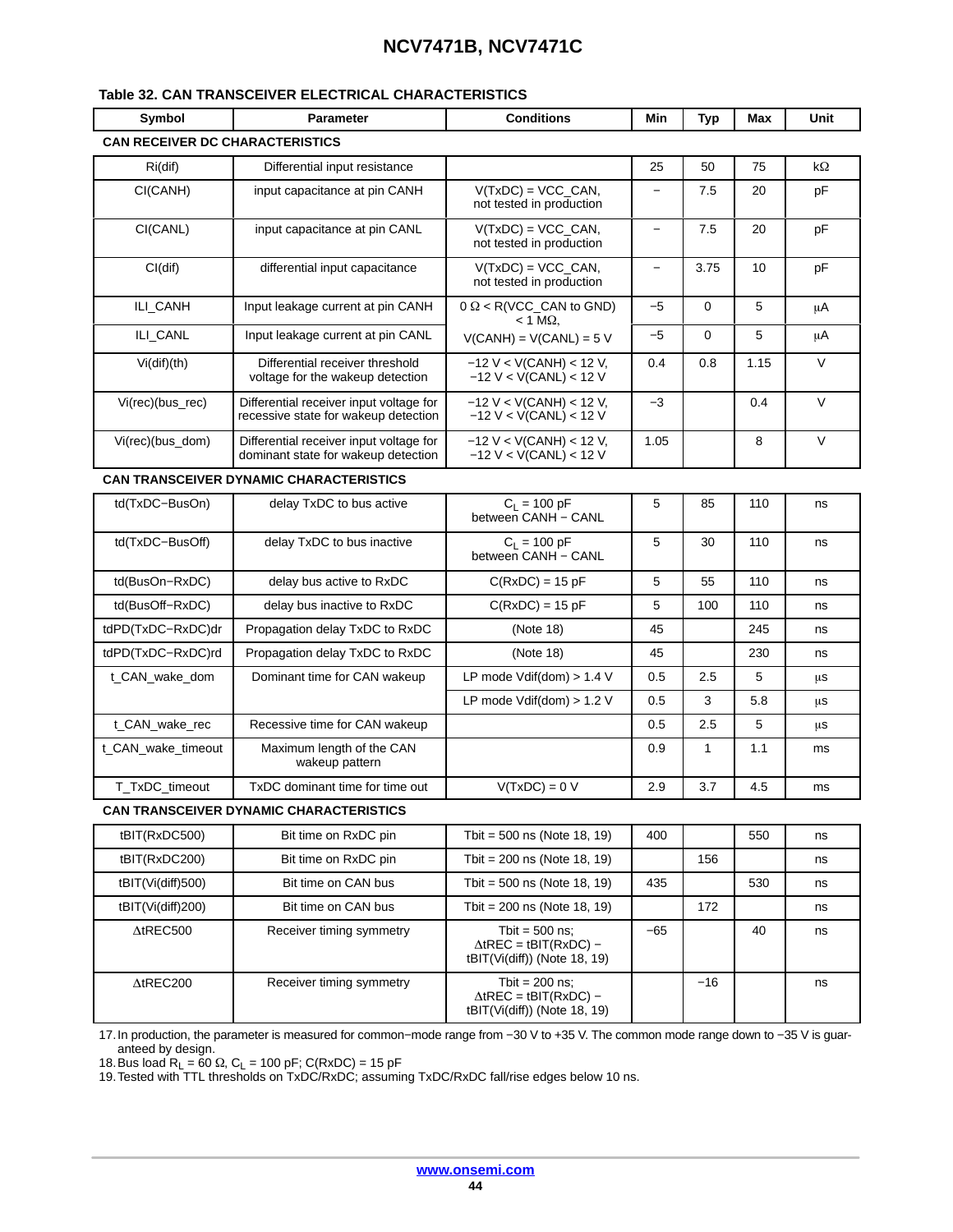### Table 32. CAN TRANSCEIVER ELECTRICAL CHARACTERISTICS

| Symbol | Parameter | Conditions | Min | Typ | Max | Unit |
|---|---|---|---|---|---|---|
| **CAN RECEIVER DC CHARACTERISTICS** | | | | | | |
| Ri(dif) | Differential input resistance | | 25 | 50 | 75 | kΩ |
| CI(CANH) | input capacitance at pin CANH | V(TxDC) = VCC_CAN, not tested in production | − | 7.5 | 20 | pF |
| CI(CANL) | input capacitance at pin CANL | V(TxDC) = VCC_CAN, not tested in production | − | 7.5 | 20 | pF |
| CI(dif) | differential input capacitance | V(TxDC) = VCC_CAN, not tested in production | − | 3.75 | 10 | pF |
| ILI_CANH | Input leakage current at pin CANH | 0 Ω < R(VCC_CAN to GND) < 1 MΩ, | −5 | 0 | 5 | μA |
| ILI_CANL | Input leakage current at pin CANL | V(CANH) = V(CANL) = 5 V | −5 | 0 | 5 | μA |
| Vi(dif)(th) | Differential receiver threshold voltage for the wakeup detection | −12 V < V(CANH) < 12 V, −12 V < V(CANL) < 12 V | 0.4 | 0.8 | 1.15 | V |
| Vi(rec)(bus_rec) | Differential receiver input voltage for recessive state for wakeup detection | −12 V < V(CANH) < 12 V, −12 V < V(CANL) < 12 V | −3 | | 0.4 | V |
| Vi(rec)(bus_dom) | Differential receiver input voltage for dominant state for wakeup detection | −12 V < V(CANH) < 12 V, −12 V < V(CANL) < 12 V | 1.05 | | 8 | V |
| **CAN TRANSCEIVER DYNAMIC CHARACTERISTICS** | | | | | | |
| td(TxDC−BusOn) | delay TxDC to bus active | $C_L$ = 100 pF between CANH − CANL | 5 | 85 | 110 | ns |
| td(TxDC−BusOff) | delay TxDC to bus inactive | $C_L$ = 100 pF between CANH − CANL | 5 | 30 | 110 | ns |
| td(BusOn−RxDC) | delay bus active to RxDC | C(RxDC) = 15 pF | 5 | 55 | 110 | ns |
| td(BusOff−RxDC) | delay bus inactive to RxDC | C(RxDC) = 15 pF | 5 | 100 | 110 | ns |
| tdPD(TxDC−RxDC)dr | Propagation delay TxDC to RxDC | (Note 18) | 45 | | 245 | ns |
| tdPD(TxDC−RxDC)rd | Propagation delay TxDC to RxDC | (Note 18) | 45 | | 230 | ns |
| t_CAN_wake_dom | Dominant time for CAN wakeup | LP mode Vdif(dom) > 1.4 V | 0.5 | 2.5 | 5 | μs |
| | | LP mode Vdif(dom) > 1.2 V | 0.5 | 3 | 5.8 | μs |
| t_CAN_wake_rec | Recessive time for CAN wakeup | | 0.5 | 2.5 | 5 | μs |
| t_CAN_wake_timeout | Maximum length of the CAN wakeup pattern | | 0.9 | 1 | 1.1 | ms |
| T_TxDC_timeout | TxDC dominant time for time out | V(TxDC) = 0 V | 2.9 | 3.7 | 4.5 | ms |
| **CAN TRANSCEIVER DYNAMIC CHARACTERISTICS** | | | | | | |
| tBIT(RxDC500) | Bit time on RxDC pin | Tbit = 500 ns (Note 18, 19) | 400 | | 550 | ns |
| tBIT(RxDC200) | Bit time on RxDC pin | Tbit = 200 ns (Note 18, 19) | | 156 | | ns |
| tBIT(Vi(diff)500) | Bit time on CAN bus | Tbit = 500 ns (Note 18, 19) | 435 | | 530 | ns |
| tBIT(Vi(diff)200) | Bit time on CAN bus | Tbit = 200 ns (Note 18, 19) | | 172 | | ns |
| ΔtREC500 | Receiver timing symmetry | Tbit = 500 ns; ΔtREC = tBIT(RxDC) − tBIT(Vi(diff)) (Note 18, 19) | −65 | | 40 | ns |
| ΔtREC200 | Receiver timing symmetry | Tbit = 200 ns; ΔtREC = tBIT(RxDC) − tBIT(Vi(diff)) (Note 18, 19) | | −16 | | ns |

17. In production, the parameter is measured for common−mode range from −30 V to +35 V. The common mode range down to −35 V is guaranteed by design.
18. Bus load $R_L$ = 60 Ω, $C_L$ = 100 pF; C(RxDC) = 15 pF
19. Tested with TTL thresholds on TxDC/RxDC; assuming TxDC/RxDC fall/rise edges below 10 ns.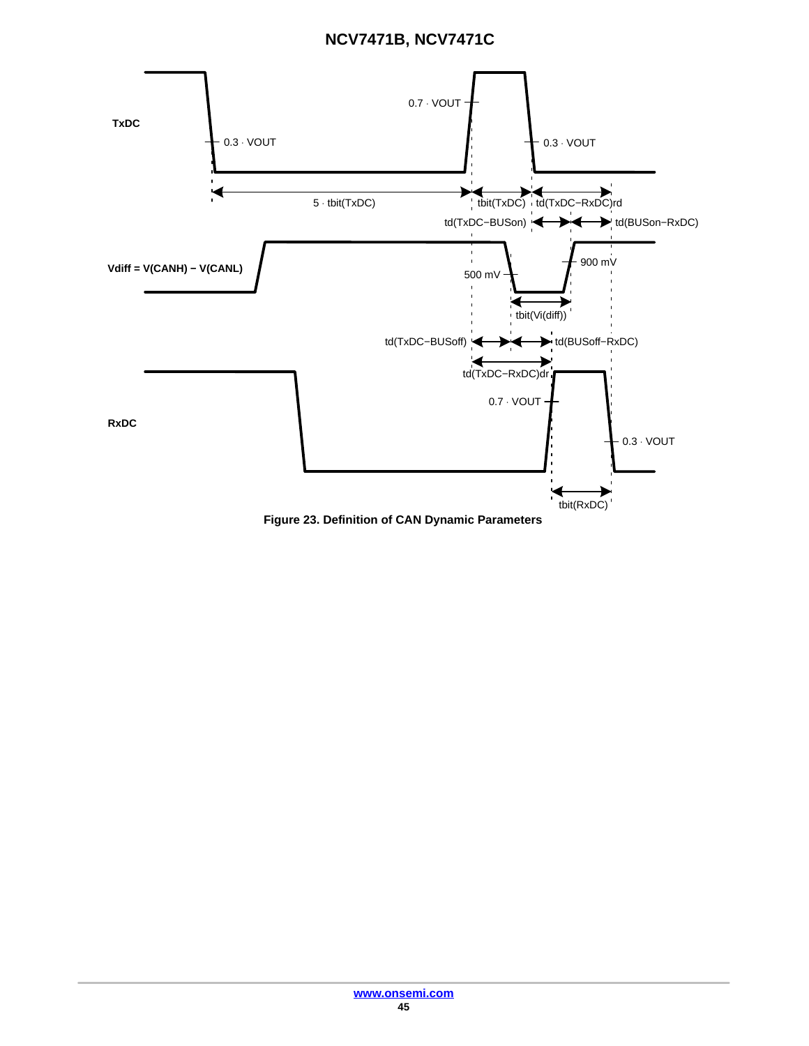Figure 23. Definition of CAN Dynamic Parameters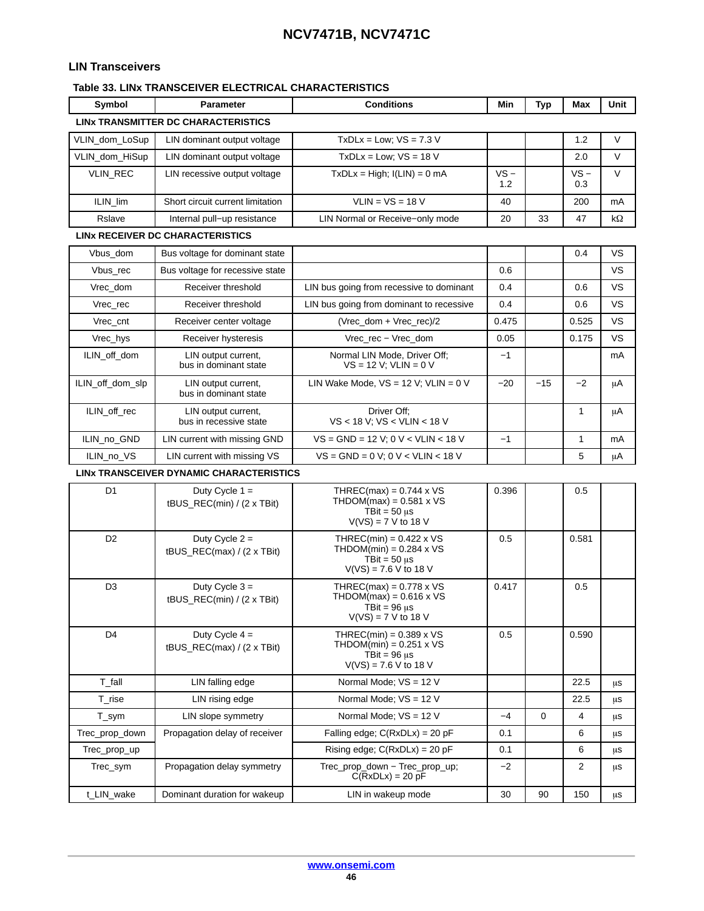## LIN Transceivers

### Table 33. LINx TRANSCEIVER ELECTRICAL CHARACTERISTICS

| Symbol | Parameter | Conditions | Min | Typ | Max | Unit |
|---|---|---|---|---|---|---|
| **LINx TRANSMITTER DC CHARACTERISTICS** | | | | | | |
| VLIN_dom_LoSup | LIN dominant output voltage | TxDLx = Low; VS = 7.3 V | | | 1.2 | V |
| VLIN_dom_HiSup | LIN dominant output voltage | TxDLx = Low; VS = 18 V | | | 2.0 | V |
| VLIN_REC | LIN recessive output voltage | TxDLx = High; I(LIN) = 0 mA | VS − 1.2 | | VS − 0.3 | V |
| ILIN_lim | Short circuit current limitation | VLIN = VS = 18 V | 40 | | 200 | mA |
| Rslave | Internal pull−up resistance | LIN Normal or Receive−only mode | 20 | 33 | 47 | kΩ |
| **LINx RECEIVER DC CHARACTERISTICS** | | | | | | |
| Vbus_dom | Bus voltage for dominant state | | | | 0.4 | VS |
| Vbus_rec | Bus voltage for recessive state | | 0.6 | | | VS |
| Vrec_dom | Receiver threshold | LIN bus going from recessive to dominant | 0.4 | | 0.6 | VS |
| Vrec_rec | Receiver threshold | LIN bus going from dominant to recessive | 0.4 | | 0.6 | VS |
| Vrec_cnt | Receiver center voltage | (Vrec_dom + Vrec_rec)/2 | 0.475 | | 0.525 | VS |
| Vrec_hys | Receiver hysteresis | Vrec_rec − Vrec_dom | 0.05 | | 0.175 | VS |
| ILIN_off_dom | LIN output current, bus in dominant state | Normal LIN Mode, Driver Off; VS = 12 V; VLIN = 0 V | −1 | | | mA |
| ILIN_off_dom_slp | LIN output current, bus in dominant state | LIN Wake Mode, VS = 12 V; VLIN = 0 V | −20 | −15 | −2 | μA |
| ILIN_off_rec | LIN output current, bus in recessive state | Driver Off; VS < 18 V; VS < VLIN < 18 V | | | 1 | μA |
| ILIN_no_GND | LIN current with missing GND | VS = GND = 12 V; 0 V < VLIN < 18 V | −1 | | 1 | mA |
| ILIN_no_VS | LIN current with missing VS | VS = GND = 0 V; 0 V < VLIN < 18 V | | | 5 | μA |
| **LINx TRANSCEIVER DYNAMIC CHARACTERISTICS** | | | | | | |
| D1 | Duty Cycle 1 = tBUS_REC(min) / (2 x TBit) | THREC(max) = 0.744 x VS<br>THDOM(max) = 0.581 x VS<br>TBit = 50 μs<br>V(VS) = 7 V to 18 V | 0.396 | | 0.5 | |
| D2 | Duty Cycle 2 = tBUS_REC(max) / (2 x TBit) | THREC(min) = 0.422 x VS<br>THDOM(min) = 0.284 x VS<br>TBit = 50 μs<br>V(VS) = 7.6 V to 18 V | 0.5 | | 0.581 | |
| D3 | Duty Cycle 3 = tBUS_REC(min) / (2 x TBit) | THREC(max) = 0.778 x VS<br>THDOM(max) = 0.616 x VS<br>TBit = 96 μs<br>V(VS) = 7 V to 18 V | 0.417 | | 0.5 | |
| D4 | Duty Cycle 4 = tBUS_REC(max) / (2 x TBit) | THREC(min) = 0.389 x VS<br>THDOM(min) = 0.251 x VS<br>TBit = 96 μs<br>V(VS) = 7.6 V to 18 V | 0.5 | | 0.590 | |
| T_fall | LIN falling edge | Normal Mode; VS = 12 V | | | 22.5 | μs |
| T_rise | LIN rising edge | Normal Mode; VS = 12 V | | | 22.5 | μs |
| T_sym | LIN slope symmetry | Normal Mode; VS = 12 V | −4 | 0 | 4 | μs |
| Trec_prop_down | Propagation delay of receiver | Falling edge; C(RxDLx) = 20 pF | 0.1 | | 6 | μs |
| Trec_prop_up | | Rising edge; C(RxDLx) = 20 pF | 0.1 | | 6 | μs |
| Trec_sym | Propagation delay symmetry | Trec_prop_down − Trec_prop_up; C(RxDLx) = 20 pF | −2 | | 2 | μs |
| t_LIN_wake | Dominant duration for wakeup | LIN in wakeup mode | 30 | 90 | 150 | μs |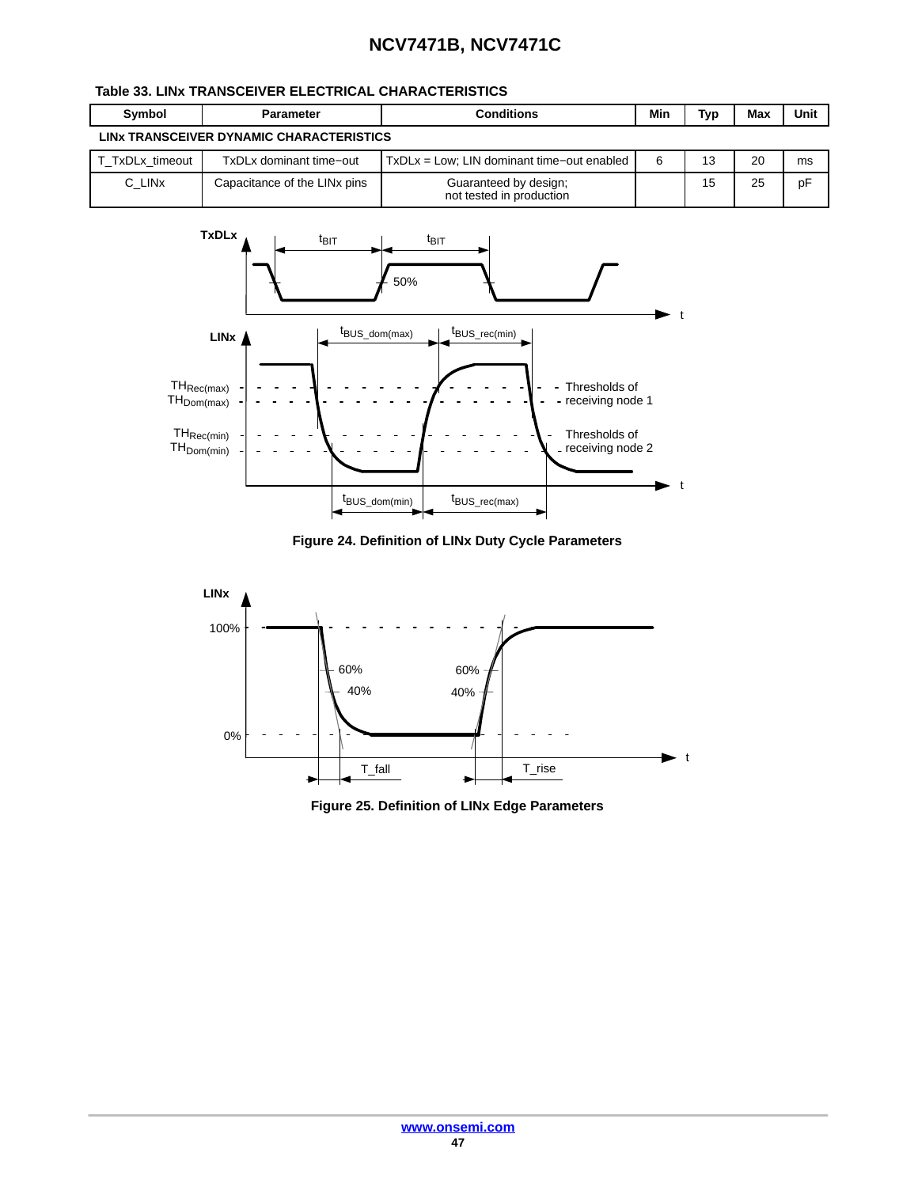**Table 33. LINx TRANSCEIVER ELECTRICAL CHARACTERISTICS**

| Symbol | Parameter | Conditions | Min | Typ | Max | Unit |
|---|---|---|---|---|---|---|
| **LINx TRANSCEIVER DYNAMIC CHARACTERISTICS** | | | | | | |
| T_TxDLx_timeout | TxDLx dominant time−out | TxDLx = Low; LIN dominant time−out enabled | 6 | 13 | 20 | ms |
| C_LINx | Capacitance of the LINx pins | Guaranteed by design; not tested in production | | 15 | 25 | pF |

**Figure 24. Definition of LINx Duty Cycle Parameters**

**Figure 25. Definition of LINx Edge Parameters**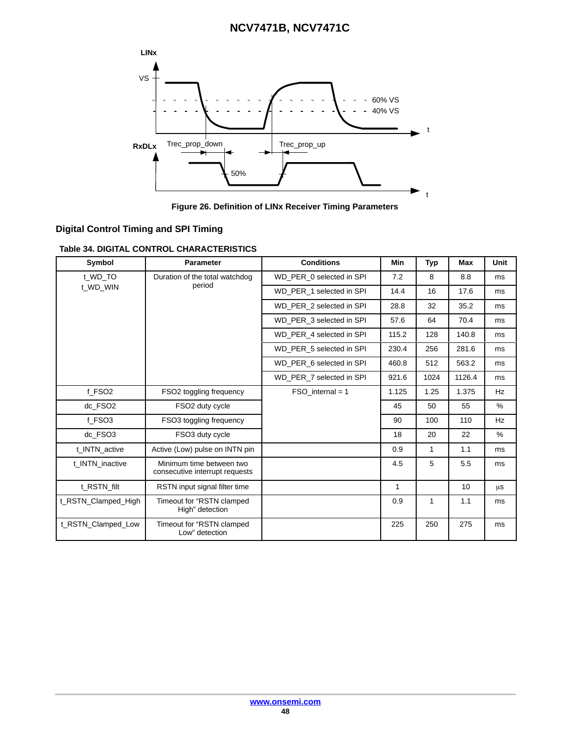Figure 26. Definition of LINx Receiver Timing Parameters

## Digital Control Timing and SPI Timing

**Table 34. DIGITAL CONTROL CHARACTERISTICS**

| Symbol | Parameter | Conditions | Min | Typ | Max | Unit |
|---|---|---|---|---|---|---|
| t_WD_TO t_WD_WIN | Duration of the total watchdog period | WD_PER_0 selected in SPI | 7.2 | 8 | 8.8 | ms |
| | | WD_PER_1 selected in SPI | 14.4 | 16 | 17.6 | ms |
| | | WD_PER_2 selected in SPI | 28.8 | 32 | 35.2 | ms |
| | | WD_PER_3 selected in SPI | 57.6 | 64 | 70.4 | ms |
| | | WD_PER_4 selected in SPI | 115.2 | 128 | 140.8 | ms |
| | | WD_PER_5 selected in SPI | 230.4 | 256 | 281.6 | ms |
| | | WD_PER_6 selected in SPI | 460.8 | 512 | 563.2 | ms |
| | | WD_PER_7 selected in SPI | 921.6 | 1024 | 1126.4 | ms |
| f_FSO2 | FSO2 toggling frequency | FSO_internal = 1 | 1.125 | 1.25 | 1.375 | Hz |
| dc_FSO2 | FSO2 duty cycle | | 45 | 50 | 55 | % |
| f_FSO3 | FSO3 toggling frequency | | 90 | 100 | 110 | Hz |
| dc_FSO3 | FSO3 duty cycle | | 18 | 20 | 22 | % |
| t_INTN_active | Active (Low) pulse on INTN pin | | 0.9 | 1 | 1.1 | ms |
| t_INTN_inactive | Minimum time between two consecutive interrupt requests | | 4.5 | 5 | 5.5 | ms |
| t_RSTN_filt | RSTN input signal filter time | | 1 | | 10 | μs |
| t_RSTN_Clamped_High | Timeout for “RSTN clamped High” detection | | 0.9 | 1 | 1.1 | ms |
| t_RSTN_Clamped_Low | Timeout for “RSTN clamped Low” detection | | 225 | 250 | 275 | ms |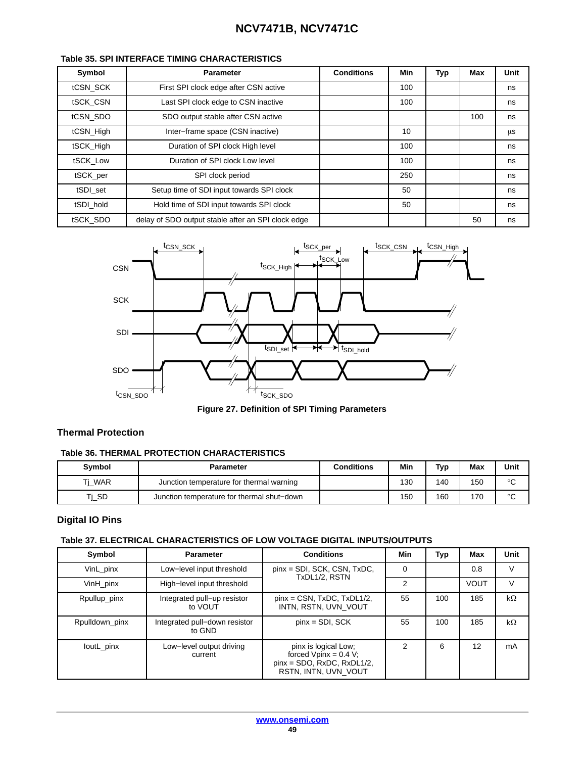#### Table 35. SPI INTERFACE TIMING CHARACTERISTICS

| Symbol | Parameter | Conditions | Min | Typ | Max | Unit |
|---|---|---|---|---|---|---|
| tCSN_SCK | First SPI clock edge after CSN active | | 100 | | | ns |
| tSCK_CSN | Last SPI clock edge to CSN inactive | | 100 | | | ns |
| tCSN_SDO | SDO output stable after CSN active | | | | 100 | ns |
| tCSN_High | Inter−frame space (CSN inactive) | | 10 | | | μs |
| tSCK_High | Duration of SPI clock High level | | 100 | | | ns |
| tSCK_Low | Duration of SPI clock Low level | | 100 | | | ns |
| tSCK_per | SPI clock period | | 250 | | | ns |
| tSDI_set | Setup time of SDI input towards SPI clock | | 50 | | | ns |
| tSDI_hold | Hold time of SDI input towards SPI clock | | 50 | | | ns |
| tSCK_SDO | delay of SDO output stable after an SPI clock edge | | | | 50 | ns |

Figure 27. Definition of SPI Timing Parameters

### Thermal Protection

#### Table 36. THERMAL PROTECTION CHARACTERISTICS

| Symbol | Parameter | Conditions | Min | Typ | Max | Unit |
|---|---|---|---|---|---|---|
| Tj_WAR | Junction temperature for thermal warning | | 130 | 140 | 150 | °C |
| Tj_SD | Junction temperature for thermal shut−down | | 150 | 160 | 170 | °C |

### Digital IO Pins

#### Table 37. ELECTRICAL CHARACTERISTICS OF LOW VOLTAGE DIGITAL INPUTS/OUTPUTS

| Symbol | Parameter | Conditions | Min | Typ | Max | Unit |
|---|---|---|---|---|---|---|
| VinL_pinx | Low−level input threshold | pinx = SDI, SCK, CSN, TxDC, TxDL1/2, RSTN | 0 | | 0.8 | V |
| VinH_pinx | High−level input threshold | | 2 | | VOUT | V |
| Rpullup_pinx | Integrated pull−up resistor to VOUT | pinx = CSN, TxDC, TxDL1/2, INTN, RSTN, UVN_VOUT | 55 | 100 | 185 | kΩ |
| Rpulldown_pinx | Integrated pull−down resistor to GND | pinx = SDI, SCK | 55 | 100 | 185 | kΩ |
| IoutL_pinx | Low−level output driving current | pinx is logical Low; forced Vpinx = 0.4 V; pinx = SDO, RxDC, RxDL1/2, RSTN, INTN, UVN_VOUT | 2 | 6 | 12 | mA |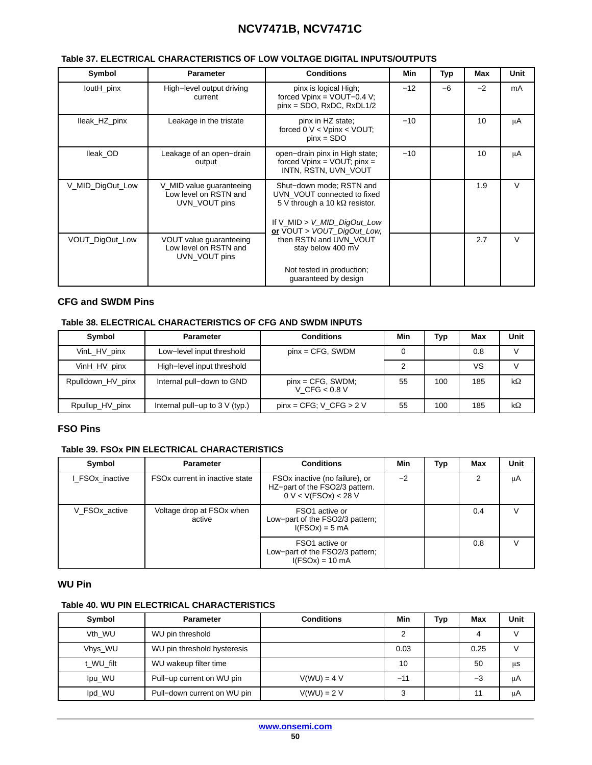**Table 37. ELECTRICAL CHARACTERISTICS OF LOW VOLTAGE DIGITAL INPUTS/OUTPUTS**

| Symbol | Parameter | Conditions | Min | Typ | Max | Unit |
| --- | --- | --- | --- | --- | --- | --- |
| IoutH_pinx | High−level output driving current | pinx is logical High; forced Vpinx = VOUT−0.4 V; pinx = SDO, RxDC, RxDL1/2 | −12 | −6 | −2 | mA |
| Ileak_HZ_pinx | Leakage in the tristate | pinx in HZ state; forced 0 V < Vpinx < VOUT; pinx = SDO | −10 | | 10 | μA |
| Ileak_OD | Leakage of an open−drain output | open−drain pinx in High state; forced Vpinx = VOUT; pinx = INTN, RSTN, UVN_VOUT | −10 | | 10 | μA |
| V_MID_DigOut_Low | V_MID value guaranteeing Low level on RSTN and UVN_VOUT pins | Shut−down mode; RSTN and UVN_VOUT connected to fixed 5 V through a 10 kΩ resistor. If V_MID > *V_MID_DigOut_Low* **or** VOUT > *VOUT_DigOut_Low*, then RSTN and UVN_VOUT stay below 400 mV. Not tested in production; guaranteed by design | | | 1.9 | V |
| VOUT_DigOut_Low | VOUT value guaranteeing Low level on RSTN and UVN_VOUT pins | | | | 2.7 | V |

## CFG and SWDM Pins

**Table 38. ELECTRICAL CHARACTERISTICS OF CFG AND SWDM INPUTS**

| Symbol | Parameter | Conditions | Min | Typ | Max | Unit |
| --- | --- | --- | --- | --- | --- | --- |
| VinL_HV_pinx | Low−level input threshold | pinx = CFG, SWDM | 0 | | 0.8 | V |
| VinH_HV_pinx | High−level input threshold | | 2 | | VS | V |
| Rpulldown_HV_pinx | Internal pull−down to GND | pinx = CFG, SWDM; V_CFG < 0.8 V | 55 | 100 | 185 | kΩ |
| Rpullup_HV_pinx | Internal pull−up to 3 V (typ.) | pinx = CFG; V_CFG > 2 V | 55 | 100 | 185 | kΩ |

## FSO Pins

**Table 39. FSOx PIN ELECTRICAL CHARACTERISTICS**

| Symbol | Parameter | Conditions | Min | Typ | Max | Unit |
| --- | --- | --- | --- | --- | --- | --- |
| I_FSOx_inactive | FSOx current in inactive state | FSOx inactive (no failure), or HZ−part of the FSO2/3 pattern. 0 V < V(FSOx) < 28 V | −2 | | 2 | μA |
| V_FSOx_active | Voltage drop at FSOx when active | FSO1 active or Low−part of the FSO2/3 pattern; I(FSOx) = 5 mA | | | 0.4 | V |
| | | FSO1 active or Low−part of the FSO2/3 pattern; I(FSOx) = 10 mA | | | 0.8 | V |

## WU Pin

**Table 40. WU PIN ELECTRICAL CHARACTERISTICS**

| Symbol | Parameter | Conditions | Min | Typ | Max | Unit |
| --- | --- | --- | --- | --- | --- | --- |
| Vth_WU | WU pin threshold | | 2 | | 4 | V |
| Vhys_WU | WU pin threshold hysteresis | | 0.03 | | 0.25 | V |
| t_WU_filt | WU wakeup filter time | | 10 | | 50 | μs |
| Ipu_WU | Pull−up current on WU pin | V(WU) = 4 V | −11 | | −3 | μA |
| Ipd_WU | Pull−down current on WU pin | V(WU) = 2 V | 3 | | 11 | μA |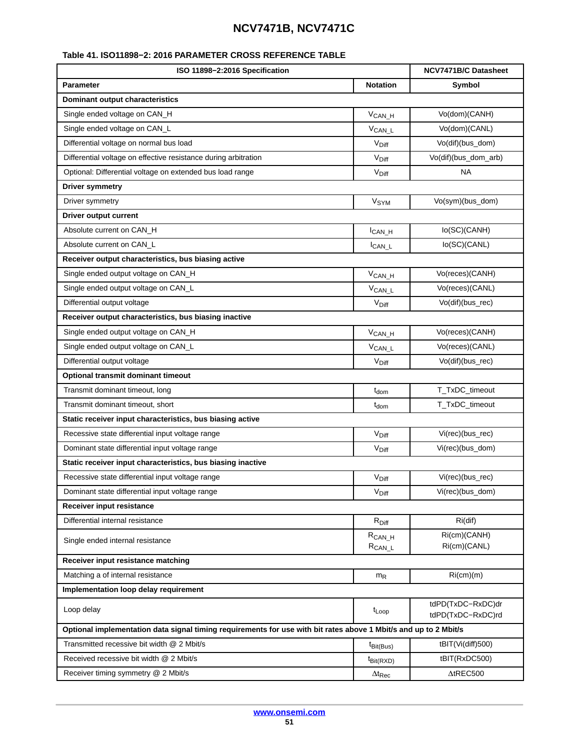**Table 41. ISO11898−2: 2016 PARAMETER CROSS REFERENCE TABLE**

| ISO 11898−2:2016 Specification | | NCV7471B/C Datasheet |
|---|---|---|
| **Parameter** | **Notation** | **Symbol** |
| **Dominant output characteristics** | | |
| Single ended voltage on CAN_H | $V_{CAN\_H}$ | Vo(dom)(CANH) |
| Single ended voltage on CAN_L | $V_{CAN\_L}$ | Vo(dom)(CANL) |
| Differential voltage on normal bus load | $V_{Diff}$ | Vo(dif)(bus_dom) |
| Differential voltage on effective resistance during arbitration | $V_{Diff}$ | Vo(dif)(bus_dom_arb) |
| Optional: Differential voltage on extended bus load range | $V_{Diff}$ | NA |
| **Driver symmetry** | | |
| Driver symmetry | $V_{SYM}$ | Vo(sym)(bus_dom) |
| **Driver output current** | | |
| Absolute current on CAN_H | $I_{CAN\_H}$ | Io(SC)(CANH) |
| Absolute current on CAN_L | $I_{CAN\_L}$ | Io(SC)(CANL) |
| **Receiver output characteristics, bus biasing active** | | |
| Single ended output voltage on CAN_H | $V_{CAN\_H}$ | Vo(reces)(CANH) |
| Single ended output voltage on CAN_L | $V_{CAN\_L}$ | Vo(reces)(CANL) |
| Differential output voltage | $V_{Diff}$ | Vo(dif)(bus_rec) |
| **Receiver output characteristics, bus biasing inactive** | | |
| Single ended output voltage on CAN_H | $V_{CAN\_H}$ | Vo(reces)(CANH) |
| Single ended output voltage on CAN_L | $V_{CAN\_L}$ | Vo(reces)(CANL) |
| Differential output voltage | $V_{Diff}$ | Vo(dif)(bus_rec) |
| **Optional transmit dominant timeout** | | |
| Transmit dominant timeout, long | $t_{dom}$ | T_TxDC_timeout |
| Transmit dominant timeout, short | $t_{dom}$ | T_TxDC_timeout |
| **Static receiver input characteristics, bus biasing active** | | |
| Recessive state differential input voltage range | $V_{Diff}$ | Vi(rec)(bus_rec) |
| Dominant state differential input voltage range | $V_{Diff}$ | Vi(rec)(bus_dom) |
| **Static receiver input characteristics, bus biasing inactive** | | |
| Recessive state differential input voltage range | $V_{Diff}$ | Vi(rec)(bus_rec) |
| Dominant state differential input voltage range | $V_{Diff}$ | Vi(rec)(bus_dom) |
| **Receiver input resistance** | | |
| Differential internal resistance | $R_{Diff}$ | Ri(dif) |
| Single ended internal resistance | $R_{CAN\_H}$ $R_{CAN\_L}$ | Ri(cm)(CANH) Ri(cm)(CANL) |
| **Receiver input resistance matching** | | |
| Matching a of internal resistance | $m_R$ | Ri(cm)(m) |
| **Implementation loop delay requirement** | | |
| Loop delay | $t_{Loop}$ | tdPD(TxDC−RxDC)dr tdPD(TxDC−RxDC)rd |
| **Optional implementation data signal timing requirements for use with bit rates above 1 Mbit/s and up to 2 Mbit/s** | | |
| Transmitted recessive bit width @ 2 Mbit/s | $t_{Bit(Bus)}$ | tBIT(Vi(diff)500) |
| Received recessive bit width @ 2 Mbit/s | $t_{Bit(RXD)}$ | tBIT(RxDC500) |
| Receiver timing symmetry @ 2 Mbit/s | $\Delta t_{Rec}$ | ΔtREC500 |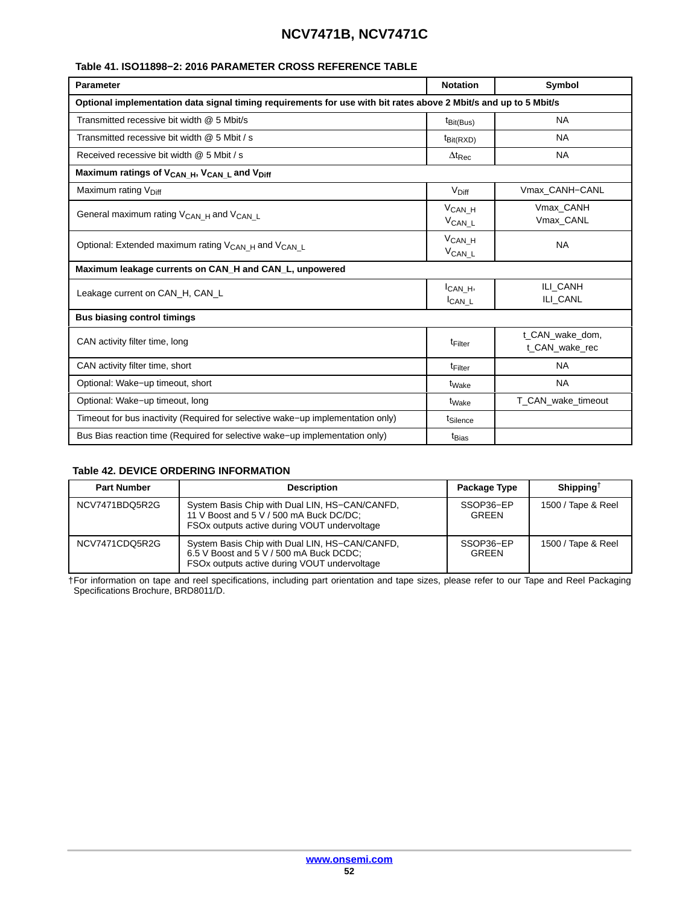### Table 41. ISO11898−2: 2016 PARAMETER CROSS REFERENCE TABLE

| Parameter | Notation | Symbol |
| --- | --- | --- |
| **Optional implementation data signal timing requirements for use with bit rates above 2 Mbit/s and up to 5 Mbit/s** | | |
| Transmitted recessive bit width @ 5 Mbit/s | $t_{Bit(Bus)}$ | NA |
| Transmitted recessive bit width @ 5 Mbit / s | $t_{Bit(RXD)}$ | NA |
| Received recessive bit width @ 5 Mbit / s | $\Delta t_{Rec}$ | NA |
| **Maximum ratings of $V_{CAN\_H}$, $V_{CAN\_L}$ and $V_{Diff}$** | | |
| Maximum rating $V_{Diff}$ | $V_{Diff}$ | Vmax_CANH−CANL |
| General maximum rating $V_{CAN\_H}$ and $V_{CAN\_L}$ | $V_{CAN\_H}$ $V_{CAN\_L}$ | Vmax_CANH Vmax_CANL |
| Optional: Extended maximum rating $V_{CAN\_H}$ and $V_{CAN\_L}$ | $V_{CAN\_H}$ $V_{CAN\_L}$ | NA |
| **Maximum leakage currents on CAN_H and CAN_L, unpowered** | | |
| Leakage current on CAN_H, CAN_L | $I_{CAN\_H}$, $I_{CAN\_L}$ | ILI_CANH ILI_CANL |
| **Bus biasing control timings** | | |
| CAN activity filter time, long | $t_{Filter}$ | t_CAN_wake_dom, t_CAN_wake_rec |
| CAN activity filter time, short | $t_{Filter}$ | NA |
| Optional: Wake−up timeout, short | $t_{Wake}$ | NA |
| Optional: Wake−up timeout, long | $t_{Wake}$ | T_CAN_wake_timeout |
| Timeout for bus inactivity (Required for selective wake−up implementation only) | $t_{Silence}$ | |
| Bus Bias reaction time (Required for selective wake−up implementation only) | $t_{Bias}$ | |

### Table 42. DEVICE ORDERING INFORMATION

| Part Number | Description | Package Type | Shipping† |
| --- | --- | --- | --- |
| NCV7471BDQ5R2G | System Basis Chip with Dual LIN, HS−CAN/CANFD, 11 V Boost and 5 V / 500 mA Buck DC/DC; FSOx outputs active during VOUT undervoltage | SSOP36−EP GREEN | 1500 / Tape & Reel |
| NCV7471CDQ5R2G | System Basis Chip with Dual LIN, HS−CAN/CANFD, 6.5 V Boost and 5 V / 500 mA Buck DCDC; FSOx outputs active during VOUT undervoltage | SSOP36−EP GREEN | 1500 / Tape & Reel |

†For information on tape and reel specifications, including part orientation and tape sizes, please refer to our Tape and Reel Packaging Specifications Brochure, BRD8011/D.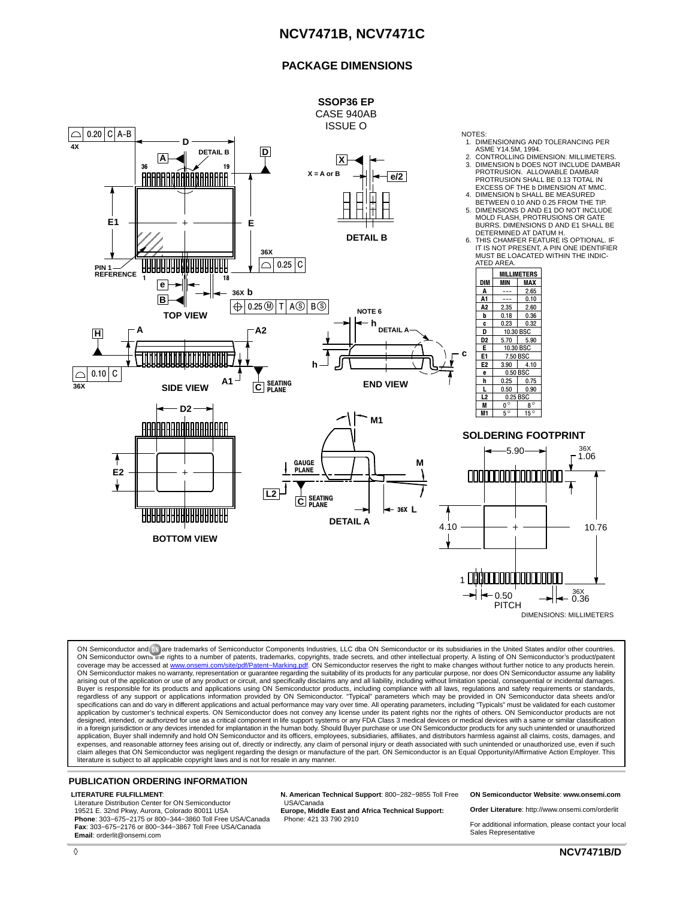## PACKAGE DIMENSIONS

**SSOP36 EP**
CASE 940AB
ISSUE O

NOTES:
1. DIMENSIONING AND TOLERANCING PER ASME Y14.5M, 1994.
2. CONTROLLING DIMENSION: MILLIMETERS.
3. DIMENSION b DOES NOT INCLUDE DAMBAR PROTRUSION. ALLOWABLE DAMBAR PROTRUSION SHALL BE 0.13 TOTAL IN EXCESS OF THE b DIMENSION AT MMC.
4. DIMENSION b SHALL BE MEASURED BETWEEN 0.10 AND 0.25 FROM THE TIP.
5. DIMENSIONS D AND E1 DO NOT INCLUDE MOLD FLASH, PROTRUSIONS OR GATE BURRS. DIMENSIONS D AND E1 SHALL BE DETERMINED AT DATUM H.
6. THIS CHAMFER FEATURE IS OPTIONAL. IF IT IS NOT PRESENT, A PIN ONE IDENTIFIER MUST BE LOCATED WITHIN THE INDICATED AREA.

| DIM | MILLIMETERS MIN | MILLIMETERS MAX |
|---|---|---|
| A | --- | 2.65 |
| A1 | --- | 0.10 |
| A2 | 2.35 | 2.60 |
| b | 0.18 | 0.36 |
| c | 0.23 | 0.32 |
| D | 10.30 BSC | |
| D2 | 5.70 | 5.90 |
| E | 10.30 BSC | |
| E1 | 7.50 BSC | |
| E2 | 3.90 | 4.10 |
| e | 0.50 BSC | |
| h | 0.25 | 0.75 |
| L | 0.50 | 0.90 |
| L2 | 0.25 BSC | |
| M | 0° | 8° |
| M1 | 5° | 15° |

TOP VIEW

SIDE VIEW

END VIEW

DETAIL A

DETAIL B

BOTTOM VIEW

**SOLDERING FOOTPRINT**

5.90
36X 1.06
4.10
10.76
0.50 PITCH
36X 0.36

DIMENSIONS: MILLIMETERS

ON Semiconductor and (ON) are trademarks of Semiconductor Components Industries, LLC dba ON Semiconductor or its subsidiaries in the United States and/or other countries. ON Semiconductor owns the rights to a number of patents, trademarks, copyrights, trade secrets, and other intellectual property. A listing of ON Semiconductor's product/patent coverage may be accessed at www.onsemi.com/site/pdf/Patent−Marking.pdf. ON Semiconductor reserves the right to make changes without further notice to any products herein. ON Semiconductor makes no warranty, representation or guarantee regarding the suitability of its products for any particular purpose, nor does ON Semiconductor assume any liability arising out of the application or use of any product or circuit, and specifically disclaims any and all liability, including without limitation special, consequential or incidental damages. Buyer is responsible for its products and applications using ON Semiconductor products, including compliance with all laws, regulations and safety requirements or standards, regardless of any support or applications information provided by ON Semiconductor. "Typical" parameters which may be provided in ON Semiconductor data sheets and/or specifications can and do vary in different applications and actual performance may vary over time. All operating parameters, including "Typicals" must be validated for each customer application by customer's technical experts. ON Semiconductor does not convey any license under its patent rights nor the rights of others. ON Semiconductor products are not designed, intended, or authorized for use as a critical component in life support systems or any FDA Class 3 medical devices or medical devices with a same or similar classification in a foreign jurisdiction or any devices intended for implantation in the human body. Should Buyer purchase or use ON Semiconductor products for any such unintended or unauthorized application, Buyer shall indemnify and hold ON Semiconductor and its officers, employees, subsidiaries, affiliates, and distributors harmless against all claims, costs, damages, and expenses, and reasonable attorney fees arising out of, directly or indirectly, any claim of personal injury or death associated with such unintended or unauthorized use, even if such claim alleges that ON Semiconductor was negligent regarding the design or manufacture of the part. ON Semiconductor is an Equal Opportunity/Affirmative Action Employer. This literature is subject to all applicable copyright laws and is not for resale in any manner.

## PUBLICATION ORDERING INFORMATION

**LITERATURE FULFILLMENT**:
Literature Distribution Center for ON Semiconductor
19521 E. 32nd Pkwy, Aurora, Colorado 80011 USA
**Phone**: 303−675−2175 or 800−344−3860 Toll Free USA/Canada
**Fax**: 303−675−2176 or 800−344−3867 Toll Free USA/Canada
**Email**: orderlit@onsemi.com

**N. American Technical Support**: 800−282−9855 Toll Free USA/Canada
**Europe, Middle East and Africa Technical Support:**
Phone: 421 33 790 2910

**ON Semiconductor Website**: **www.onsemi.com**

**Order Literature**: http://www.onsemi.com/orderlit

For additional information, please contact your local Sales Representative

**NCV7471B/D**